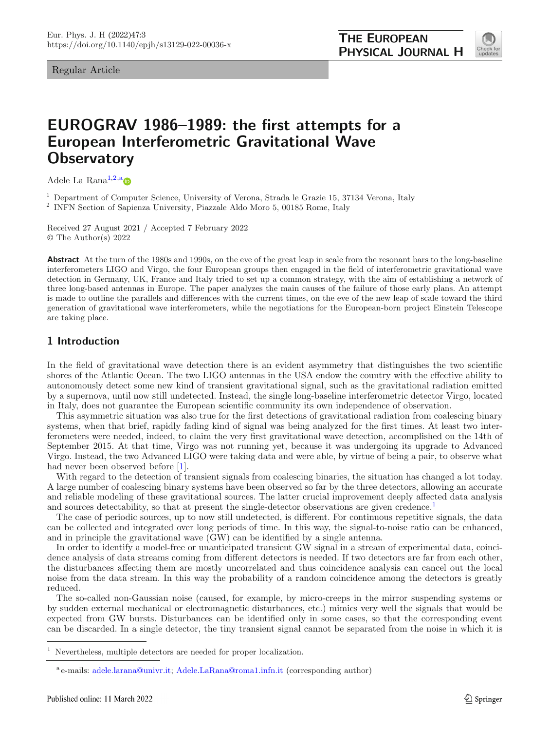Regular Article

# EUROGRAV 1986–1989: the first attempts for a European Interferometric Gravitational Wave Observatory

Adele La Rana[1,2,a]

[1] Department of Computer Science, University of Verona, Strada le Grazie 15, 37134 Verona, Italy
[2] INFN Section of Sapienza University, Piazzale Aldo Moro 5, 00185 Rome, Italy

Received 27 August 2021 / Accepted 7 February 2022
© The Author(s) 2022

**Abstract** At the turn of the 1980s and 1990s, on the eve of the great leap in scale from the resonant bars to the long-baseline interferometers LIGO and Virgo, the four European groups then engaged in the field of interferometric gravitational wave detection in Germany, UK, France and Italy tried to set up a common strategy, with the aim of establishing a network of three long-based antennas in Europe. The paper analyzes the main causes of the failure of those early plans. An attempt is made to outline the parallels and differences with the current times, on the eve of the new leap of scale toward the third generation of gravitational wave interferometers, while the negotiations for the European-born project Einstein Telescope are taking place.

## 1 Introduction

In the field of gravitational wave detection there is an evident asymmetry that distinguishes the two scientific shores of the Atlantic Ocean. The two LIGO antennas in the USA endow the country with the effective ability to autonomously detect some new kind of transient gravitational signal, such as the gravitational radiation emitted by a supernova, until now still undetected. Instead, the single long-baseline interferometric detector Virgo, located in Italy, does not guarantee the European scientific community its own independence of observation.

This asymmetric situation was also true for the first detections of gravitational radiation from coalescing binary systems, when that brief, rapidly fading kind of signal was being analyzed for the first times. At least two interferometers were needed, indeed, to claim the very first gravitational wave detection, accomplished on the 14th of September 2015. At that time, Virgo was not running yet, because it was undergoing its upgrade to Advanced Virgo. Instead, the two Advanced LIGO were taking data and were able, by virtue of being a pair, to observe what had never been observed before [1].

With regard to the detection of transient signals from coalescing binaries, the situation has changed a lot today. A large number of coalescing binary systems have been observed so far by the three detectors, allowing an accurate and reliable modeling of these gravitational sources. The latter crucial improvement deeply affected data analysis and sources detectability, so that at present the single-detector observations are given credence.[1]

The case of periodic sources, up to now still undetected, is different. For continuous repetitive signals, the data can be collected and integrated over long periods of time. In this way, the signal-to-noise ratio can be enhanced, and in principle the gravitational wave (GW) can be identified by a single antenna.

In order to identify a model-free or unanticipated transient GW signal in a stream of experimental data, coincidence analysis of data streams coming from different detectors is needed. If two detectors are far from each other, the disturbances affecting them are mostly uncorrelated and thus coincidence analysis can cancel out the local noise from the data stream. In this way the probability of a random coincidence among the detectors is greatly reduced.

The so-called non-Gaussian noise (caused, for example, by micro-creeps in the mirror suspending systems or by sudden external mechanical or electromagnetic disturbances, etc.) mimics very well the signals that would be expected from GW bursts. Disturbances can be identified only in some cases, so that the corresponding event can be discarded. In a single detector, the tiny transient signal cannot be separated from the noise in which it is

[1] Nevertheless, multiple detectors are needed for proper localization.

[a] e-mails: adele.larana@univr.it; Adele.LaRana@roma1.infn.it (corresponding author)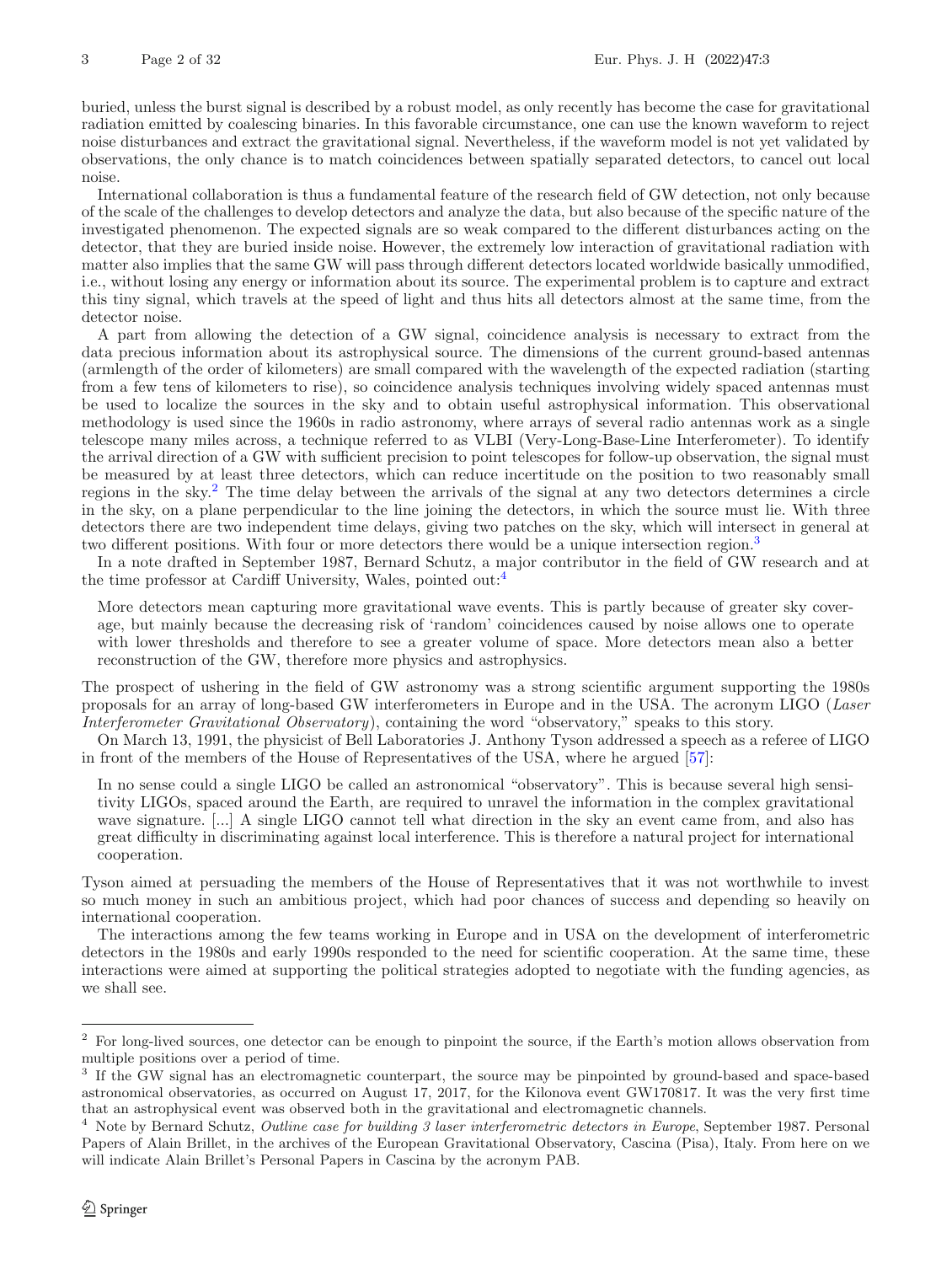buried, unless the burst signal is described by a robust model, as only recently has become the case for gravitational radiation emitted by coalescing binaries. In this favorable circumstance, one can use the known waveform to reject noise disturbances and extract the gravitational signal. Nevertheless, if the waveform model is not yet validated by observations, the only chance is to match coincidences between spatially separated detectors, to cancel out local noise.

International collaboration is thus a fundamental feature of the research field of GW detection, not only because of the scale of the challenges to develop detectors and analyze the data, but also because of the specific nature of the investigated phenomenon. The expected signals are so weak compared to the different disturbances acting on the detector, that they are buried inside noise. However, the extremely low interaction of gravitational radiation with matter also implies that the same GW will pass through different detectors located worldwide basically unmodified, i.e., without losing any energy or information about its source. The experimental problem is to capture and extract this tiny signal, which travels at the speed of light and thus hits all detectors almost at the same time, from the detector noise.

A part from allowing the detection of a GW signal, coincidence analysis is necessary to extract from the data precious information about its astrophysical source. The dimensions of the current ground-based antennas (armlength of the order of kilometers) are small compared with the wavelength of the expected radiation (starting from a few tens of kilometers to rise), so coincidence analysis techniques involving widely spaced antennas must be used to localize the sources in the sky and to obtain useful astrophysical information. This observational methodology is used since the 1960s in radio astronomy, where arrays of several radio antennas work as a single telescope many miles across, a technique referred to as VLBI (Very-Long-Base-Line Interferometer). To identify the arrival direction of a GW with sufficient precision to point telescopes for follow-up observation, the signal must be measured by at least three detectors, which can reduce incertitude on the position to two reasonably small regions in the sky.[2] The time delay between the arrivals of the signal at any two detectors determines a circle in the sky, on a plane perpendicular to the line joining the detectors, in which the source must lie. With three detectors there are two independent time delays, giving two patches on the sky, which will intersect in general at two different positions. With four or more detectors there would be a unique intersection region.[3]

In a note drafted in September 1987, Bernard Schutz, a major contributor in the field of GW research and at the time professor at Cardiff University, Wales, pointed out:[4]

> More detectors mean capturing more gravitational wave events. This is partly because of greater sky coverage, but mainly because the decreasing risk of 'random' coincidences caused by noise allows one to operate with lower thresholds and therefore to see a greater volume of space. More detectors mean also a better reconstruction of the GW, therefore more physics and astrophysics.

The prospect of ushering in the field of GW astronomy was a strong scientific argument supporting the 1980s proposals for an array of long-based GW interferometers in Europe and in the USA. The acronym LIGO (*Laser Interferometer Gravitational Observatory*), containing the word "observatory," speaks to this story.

On March 13, 1991, the physicist of Bell Laboratories J. Anthony Tyson addressed a speech as a referee of LIGO in front of the members of the House of Representatives of the USA, where he argued [57]:

> In no sense could a single LIGO be called an astronomical "observatory". This is because several high sensitivity LIGOs, spaced around the Earth, are required to unravel the information in the complex gravitational wave signature. [...] A single LIGO cannot tell what direction in the sky an event came from, and also has great difficulty in discriminating against local interference. This is therefore a natural project for international cooperation.

Tyson aimed at persuading the members of the House of Representatives that it was not worthwhile to invest so much money in such an ambitious project, which had poor chances of success and depending so heavily on international cooperation.

The interactions among the few teams working in Europe and in USA on the development of interferometric detectors in the 1980s and early 1990s responded to the need for scientific cooperation. At the same time, these interactions were aimed at supporting the political strategies adopted to negotiate with the funding agencies, as we shall see.

---

[2] For long-lived sources, one detector can be enough to pinpoint the source, if the Earth's motion allows observation from multiple positions over a period of time.

[3] If the GW signal has an electromagnetic counterpart, the source may be pinpointed by ground-based and space-based astronomical observatories, as occurred on August 17, 2017, for the Kilonova event GW170817. It was the very first time that an astrophysical event was observed both in the gravitational and electromagnetic channels.

[4] Note by Bernard Schutz, *Outline case for building 3 laser interferometric detectors in Europe*, September 1987. Personal Papers of Alain Brillet, in the archives of the European Gravitational Observatory, Cascina (Pisa), Italy. From here on we will indicate Alain Brillet's Personal Papers in Cascina by the acronym PAB.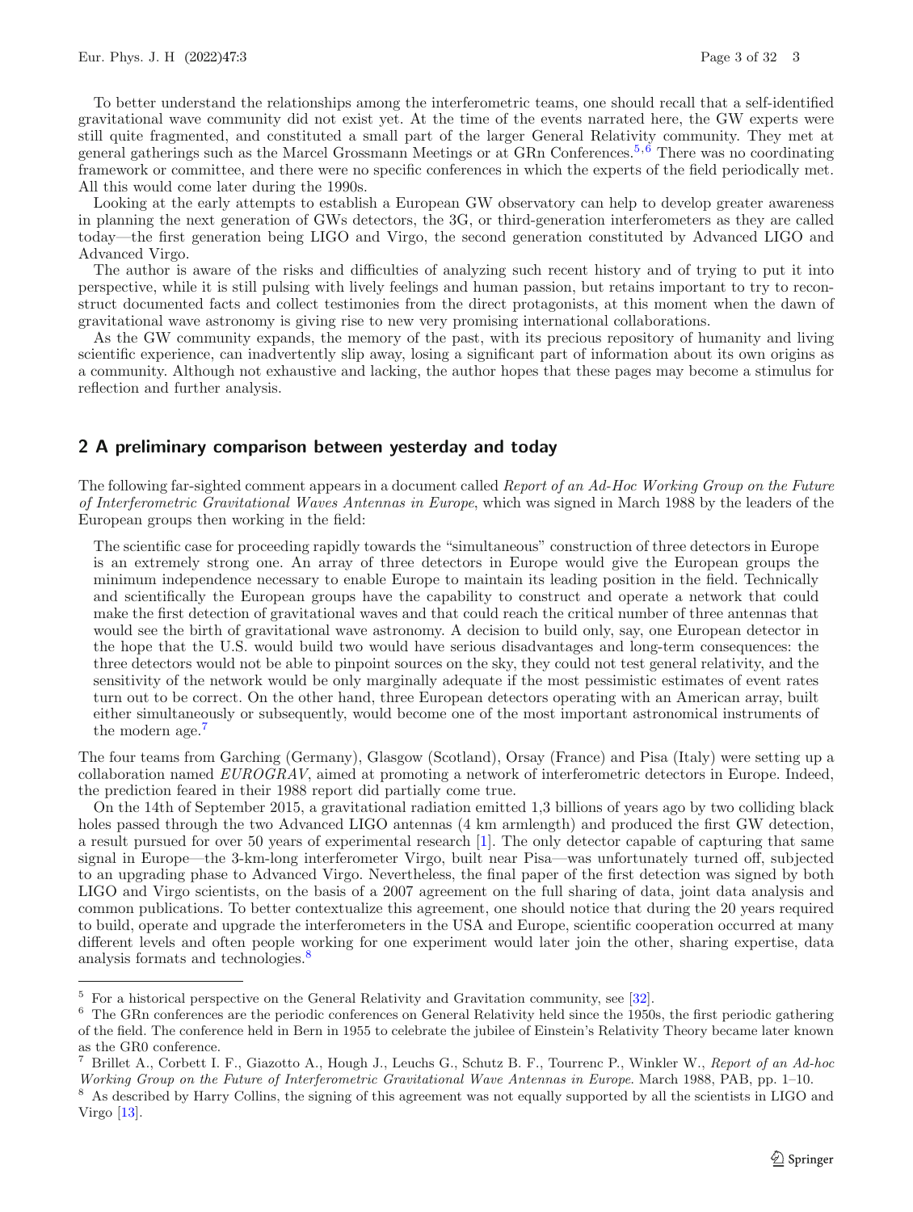To better understand the relationships among the interferometric teams, one should recall that a self-identified gravitational wave community did not exist yet. At the time of the events narrated here, the GW experts were still quite fragmented, and constituted a small part of the larger General Relativity community. They met at general gatherings such as the Marcel Grossmann Meetings or at GRn Conferences.[5,6] There was no coordinating framework or committee, and there were no specific conferences in which the experts of the field periodically met. All this would come later during the 1990s.

Looking at the early attempts to establish a European GW observatory can help to develop greater awareness in planning the next generation of GWs detectors, the 3G, or third-generation interferometers as they are called today—the first generation being LIGO and Virgo, the second generation constituted by Advanced LIGO and Advanced Virgo.

The author is aware of the risks and difficulties of analyzing such recent history and of trying to put it into perspective, while it is still pulsing with lively feelings and human passion, but retains important to try to reconstruct documented facts and collect testimonies from the direct protagonists, at this moment when the dawn of gravitational wave astronomy is giving rise to new very promising international collaborations.

As the GW community expands, the memory of the past, with its precious repository of humanity and living scientific experience, can inadvertently slip away, losing a significant part of information about its own origins as a community. Although not exhaustive and lacking, the author hopes that these pages may become a stimulus for reflection and further analysis.

## 2 A preliminary comparison between yesterday and today

The following far-sighted comment appears in a document called *Report of an Ad-Hoc Working Group on the Future of Interferometric Gravitational Waves Antennas in Europe*, which was signed in March 1988 by the leaders of the European groups then working in the field:

> The scientific case for proceeding rapidly towards the "simultaneous" construction of three detectors in Europe is an extremely strong one. An array of three detectors in Europe would give the European groups the minimum independence necessary to enable Europe to maintain its leading position in the field. Technically and scientifically the European groups have the capability to construct and operate a network that could make the first detection of gravitational waves and that could reach the critical number of three antennas that would see the birth of gravitational wave astronomy. A decision to build only, say, one European detector in the hope that the U.S. would build two would have serious disadvantages and long-term consequences: the three detectors would not be able to pinpoint sources on the sky, they could not test general relativity, and the sensitivity of the network would be only marginally adequate if the most pessimistic estimates of event rates turn out to be correct. On the other hand, three European detectors operating with an American array, built either simultaneously or subsequently, would become one of the most important astronomical instruments of the modern age.[7]

The four teams from Garching (Germany), Glasgow (Scotland), Orsay (France) and Pisa (Italy) were setting up a collaboration named *EUROGRAV*, aimed at promoting a network of interferometric detectors in Europe. Indeed, the prediction feared in their 1988 report did partially come true.

On the 14th of September 2015, a gravitational radiation emitted 1,3 billions of years ago by two colliding black holes passed through the two Advanced LIGO antennas (4 km armlength) and produced the first GW detection, a result pursued for over 50 years of experimental research [1]. The only detector capable of capturing that same signal in Europe—the 3-km-long interferometer Virgo, built near Pisa—was unfortunately turned off, subjected to an upgrading phase to Advanced Virgo. Nevertheless, the final paper of the first detection was signed by both LIGO and Virgo scientists, on the basis of a 2007 agreement on the full sharing of data, joint data analysis and common publications. To better contextualize this agreement, one should notice that during the 20 years required to build, operate and upgrade the interferometers in the USA and Europe, scientific cooperation occurred at many different levels and often people working for one experiment would later join the other, sharing expertise, data analysis formats and technologies.[8]

---

[5] For a historical perspective on the General Relativity and Gravitation community, see [32].

[6] The GRn conferences are the periodic conferences on General Relativity held since the 1950s, the first periodic gathering of the field. The conference held in Bern in 1955 to celebrate the jubilee of Einstein's Relativity Theory became later known as the GR0 conference.

[7] Brillet A., Corbett I. F., Giazotto A., Hough J., Leuchs G., Schutz B. F., Tourrenc P., Winkler W., *Report of an Ad-hoc Working Group on the Future of Interferometric Gravitational Wave Antennas in Europe*. March 1988, PAB, pp. 1–10.

[8] As described by Harry Collins, the signing of this agreement was not equally supported by all the scientists in LIGO and Virgo [13].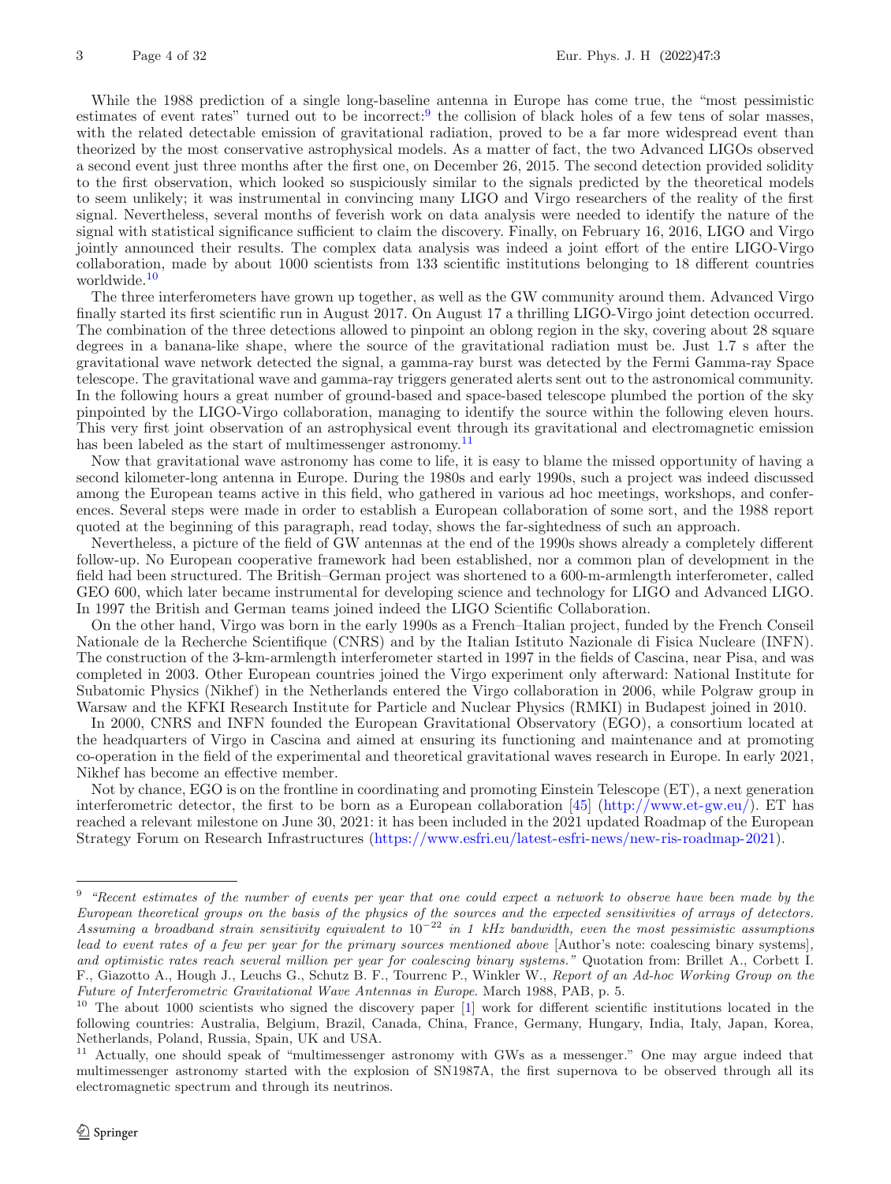While the 1988 prediction of a single long-baseline antenna in Europe has come true, the "most pessimistic estimates of event rates" turned out to be incorrect:[9] the collision of black holes of a few tens of solar masses, with the related detectable emission of gravitational radiation, proved to be a far more widespread event than theorized by the most conservative astrophysical models. As a matter of fact, the two Advanced LIGOs observed a second event just three months after the first one, on December 26, 2015. The second detection provided solidity to the first observation, which looked so suspiciously similar to the signals predicted by the theoretical models to seem unlikely; it was instrumental in convincing many LIGO and Virgo researchers of the reality of the first signal. Nevertheless, several months of feverish work on data analysis were needed to identify the nature of the signal with statistical significance sufficient to claim the discovery. Finally, on February 16, 2016, LIGO and Virgo jointly announced their results. The complex data analysis was indeed a joint effort of the entire LIGO-Virgo collaboration, made by about 1000 scientists from 133 scientific institutions belonging to 18 different countries worldwide.[10]

The three interferometers have grown up together, as well as the GW community around them. Advanced Virgo finally started its first scientific run in August 2017. On August 17 a thrilling LIGO-Virgo joint detection occurred. The combination of the three detections allowed to pinpoint an oblong region in the sky, covering about 28 square degrees in a banana-like shape, where the source of the gravitational radiation must be. Just 1.7 s after the gravitational wave network detected the signal, a gamma-ray burst was detected by the Fermi Gamma-ray Space telescope. The gravitational wave and gamma-ray triggers generated alerts sent out to the astronomical community. In the following hours a great number of ground-based and space-based telescope plumbed the portion of the sky pinpointed by the LIGO-Virgo collaboration, managing to identify the source within the following eleven hours. This very first joint observation of an astrophysical event through its gravitational and electromagnetic emission has been labeled as the start of multimessenger astronomy.[11]

Now that gravitational wave astronomy has come to life, it is easy to blame the missed opportunity of having a second kilometer-long antenna in Europe. During the 1980s and early 1990s, such a project was indeed discussed among the European teams active in this field, who gathered in various ad hoc meetings, workshops, and conferences. Several steps were made in order to establish a European collaboration of some sort, and the 1988 report quoted at the beginning of this paragraph, read today, shows the far-sightedness of such an approach.

Nevertheless, a picture of the field of GW antennas at the end of the 1990s shows already a completely different follow-up. No European cooperative framework had been established, nor a common plan of development in the field had been structured. The British–German project was shortened to a 600-m-armlength interferometer, called GEO 600, which later became instrumental for developing science and technology for LIGO and Advanced LIGO. In 1997 the British and German teams joined indeed the LIGO Scientific Collaboration.

On the other hand, Virgo was born in the early 1990s as a French–Italian project, funded by the French Conseil Nationale de la Recherche Scientifique (CNRS) and by the Italian Istituto Nazionale di Fisica Nucleare (INFN). The construction of the 3-km-armlength interferometer started in 1997 in the fields of Cascina, near Pisa, and was completed in 2003. Other European countries joined the Virgo experiment only afterward: National Institute for Subatomic Physics (Nikhef) in the Netherlands entered the Virgo collaboration in 2006, while Polgraw group in Warsaw and the KFKI Research Institute for Particle and Nuclear Physics (RMKI) in Budapest joined in 2010.

In 2000, CNRS and INFN founded the European Gravitational Observatory (EGO), a consortium located at the headquarters of Virgo in Cascina and aimed at ensuring its functioning and maintenance and at promoting co-operation in the field of the experimental and theoretical gravitational waves research in Europe. In early 2021, Nikhef has become an effective member.

Not by chance, EGO is on the frontline in coordinating and promoting Einstein Telescope (ET), a next generation interferometric detector, the first to be born as a European collaboration [45] (http://www.et-gw.eu/). ET has reached a relevant milestone on June 30, 2021: it has been included in the 2021 updated Roadmap of the European Strategy Forum on Research Infrastructures (https://www.esfri.eu/latest-esfri-news/new-ris-roadmap-2021).

---

[9] *"Recent estimates of the number of events per year that one could expect a network to observe have been made by the European theoretical groups on the basis of the physics of the sources and the expected sensitivities of arrays of detectors. Assuming a broadband strain sensitivity equivalent to $10^{-22}$ in 1 kHz bandwidth, even the most pessimistic assumptions lead to event rates of a few per year for the primary sources mentioned above* [Author's note: coalescing binary systems], *and optimistic rates reach several million per year for coalescing binary systems."* Quotation from: Brillet A., Corbett I. F., Giazotto A., Hough J., Leuchs G., Schutz B. F., Tourrenc P., Winkler W., *Report of an Ad-hoc Working Group on the Future of Interferometric Gravitational Wave Antennas in Europe*. March 1988, PAB, p. 5.

[10] The about 1000 scientists who signed the discovery paper [1] work for different scientific institutions located in the following countries: Australia, Belgium, Brazil, Canada, China, France, Germany, Hungary, India, Italy, Japan, Korea, Netherlands, Poland, Russia, Spain, UK and USA.

[11] Actually, one should speak of "multimessenger astronomy with GWs as a messenger." One may argue indeed that multimessenger astronomy started with the explosion of SN1987A, the first supernova to be observed through all its electromagnetic spectrum and through its neutrinos.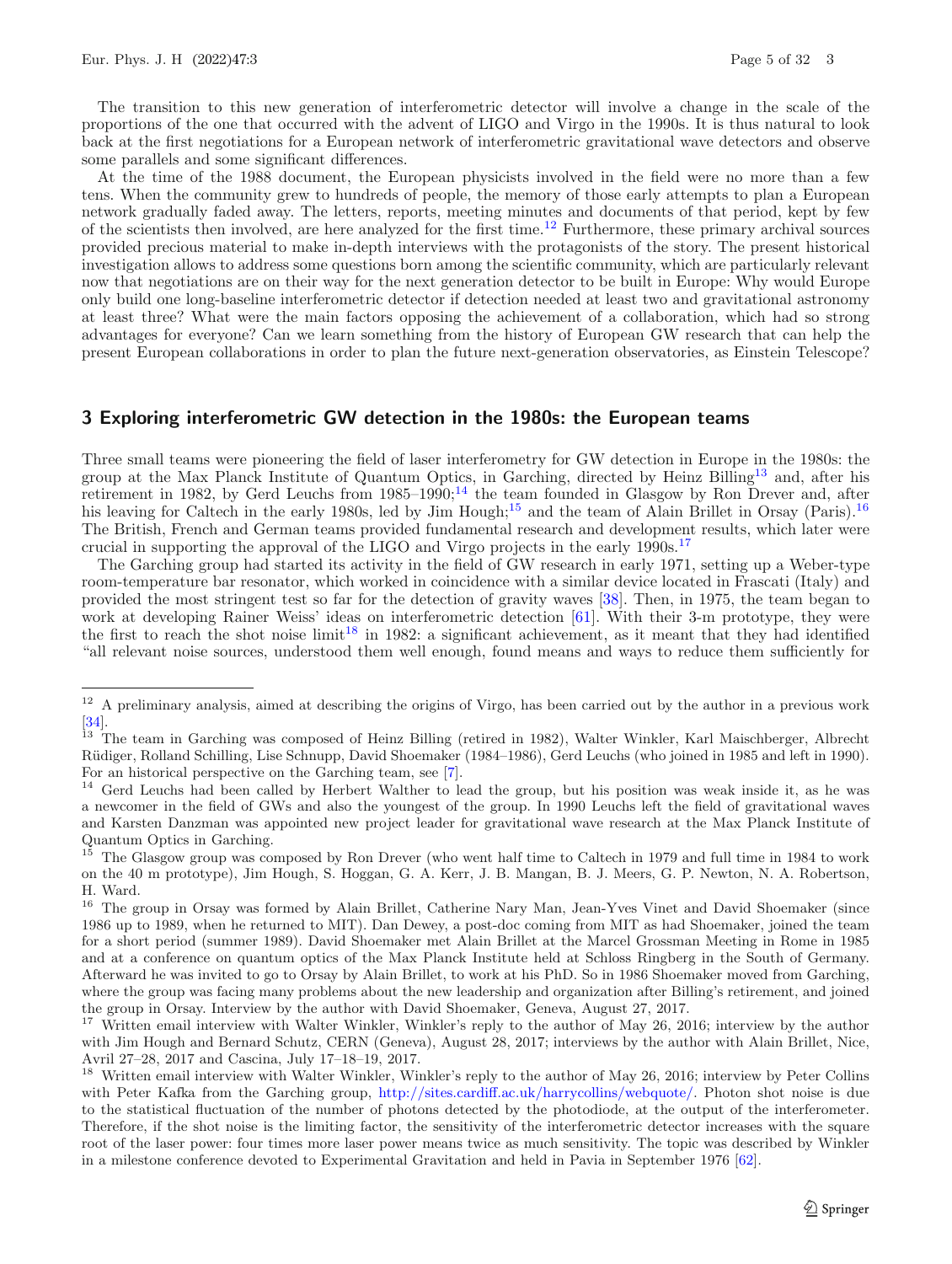The transition to this new generation of interferometric detector will involve a change in the scale of the proportions of the one that occurred with the advent of LIGO and Virgo in the 1990s. It is thus natural to look back at the first negotiations for a European network of interferometric gravitational wave detectors and observe some parallels and some significant differences.

At the time of the 1988 document, the European physicists involved in the field were no more than a few tens. When the community grew to hundreds of people, the memory of those early attempts to plan a European network gradually faded away. The letters, reports, meeting minutes and documents of that period, kept by few of the scientists then involved, are here analyzed for the first time.[12] Furthermore, these primary archival sources provided precious material to make in-depth interviews with the protagonists of the story. The present historical investigation allows to address some questions born among the scientific community, which are particularly relevant now that negotiations are on their way for the next generation detector to be built in Europe: Why would Europe only build one long-baseline interferometric detector if detection needed at least two and gravitational astronomy at least three? What were the main factors opposing the achievement of a collaboration, which had so strong advantages for everyone? Can we learn something from the history of European GW research that can help the present European collaborations in order to plan the future next-generation observatories, as Einstein Telescope?

## 3 Exploring interferometric GW detection in the 1980s: the European teams

Three small teams were pioneering the field of laser interferometry for GW detection in Europe in the 1980s: the group at the Max Planck Institute of Quantum Optics, in Garching, directed by Heinz Billing[13] and, after his retirement in 1982, by Gerd Leuchs from 1985–1990;[14] the team founded in Glasgow by Ron Drever and, after his leaving for Caltech in the early 1980s, led by Jim Hough;[15] and the team of Alain Brillet in Orsay (Paris).[16] The British, French and German teams provided fundamental research and development results, which later were crucial in supporting the approval of the LIGO and Virgo projects in the early 1990s.[17]

The Garching group had started its activity in the field of GW research in early 1971, setting up a Weber-type room-temperature bar resonator, which worked in coincidence with a similar device located in Frascati (Italy) and provided the most stringent test so far for the detection of gravity waves [38]. Then, in 1975, the team began to work at developing Rainer Weiss' ideas on interferometric detection [61]. With their 3-m prototype, they were the first to reach the shot noise limit[18] in 1982: a significant achievement, as it meant that they had identified "all relevant noise sources, understood them well enough, found means and ways to reduce them sufficiently for

---

[12] A preliminary analysis, aimed at describing the origins of Virgo, has been carried out by the author in a previous work [34].

[13] The team in Garching was composed of Heinz Billing (retired in 1982), Walter Winkler, Karl Maischberger, Albrecht Rüdiger, Rolland Schilling, Lise Schnupp, David Shoemaker (1984–1986), Gerd Leuchs (who joined in 1985 and left in 1990). For an historical perspective on the Garching team, see [7].

[14] Gerd Leuchs had been called by Herbert Walther to lead the group, but his position was weak inside it, as he was a newcomer in the field of GWs and also the youngest of the group. In 1990 Leuchs left the field of gravitational waves and Karsten Danzman was appointed new project leader for gravitational wave research at the Max Planck Institute of Quantum Optics in Garching.

[15] The Glasgow group was composed by Ron Drever (who went half time to Caltech in 1979 and full time in 1984 to work on the 40 m prototype), Jim Hough, S. Hoggan, G. A. Kerr, J. B. Mangan, B. J. Meers, G. P. Newton, N. A. Robertson, H. Ward.

[16] The group in Orsay was formed by Alain Brillet, Catherine Nary Man, Jean-Yves Vinet and David Shoemaker (since 1986 up to 1989, when he returned to MIT). Dan Dewey, a post-doc coming from MIT as had Shoemaker, joined the team for a short period (summer 1989). David Shoemaker met Alain Brillet at the Marcel Grossman Meeting in Rome in 1985 and at a conference on quantum optics of the Max Planck Institute held at Schloss Ringberg in the South of Germany. Afterward he was invited to go to Orsay by Alain Brillet, to work at his PhD. So in 1986 Shoemaker moved from Garching, where the group was facing many problems about the new leadership and organization after Billing's retirement, and joined the group in Orsay. Interview by the author with David Shoemaker, Geneva, August 27, 2017.

[17] Written email interview with Walter Winkler, Winkler's reply to the author of May 26, 2016; interview by the author with Jim Hough and Bernard Schutz, CERN (Geneva), August 28, 2017; interviews by the author with Alain Brillet, Nice, Avril 27–28, 2017 and Cascina, July 17–18–19, 2017.

[18] Written email interview with Walter Winkler, Winkler's reply to the author of May 26, 2016; interview by Peter Collins with Peter Kafka from the Garching group, http://sites.cardiff.ac.uk/harrycollins/webquote/. Photon shot noise is due to the statistical fluctuation of the number of photons detected by the photodiode, at the output of the interferometer. Therefore, if the shot noise is the limiting factor, the sensitivity of the interferometric detector increases with the square root of the laser power: four times more laser power means twice as much sensitivity. The topic was described by Winkler in a milestone conference devoted to Experimental Gravitation and held in Pavia in September 1976 [62].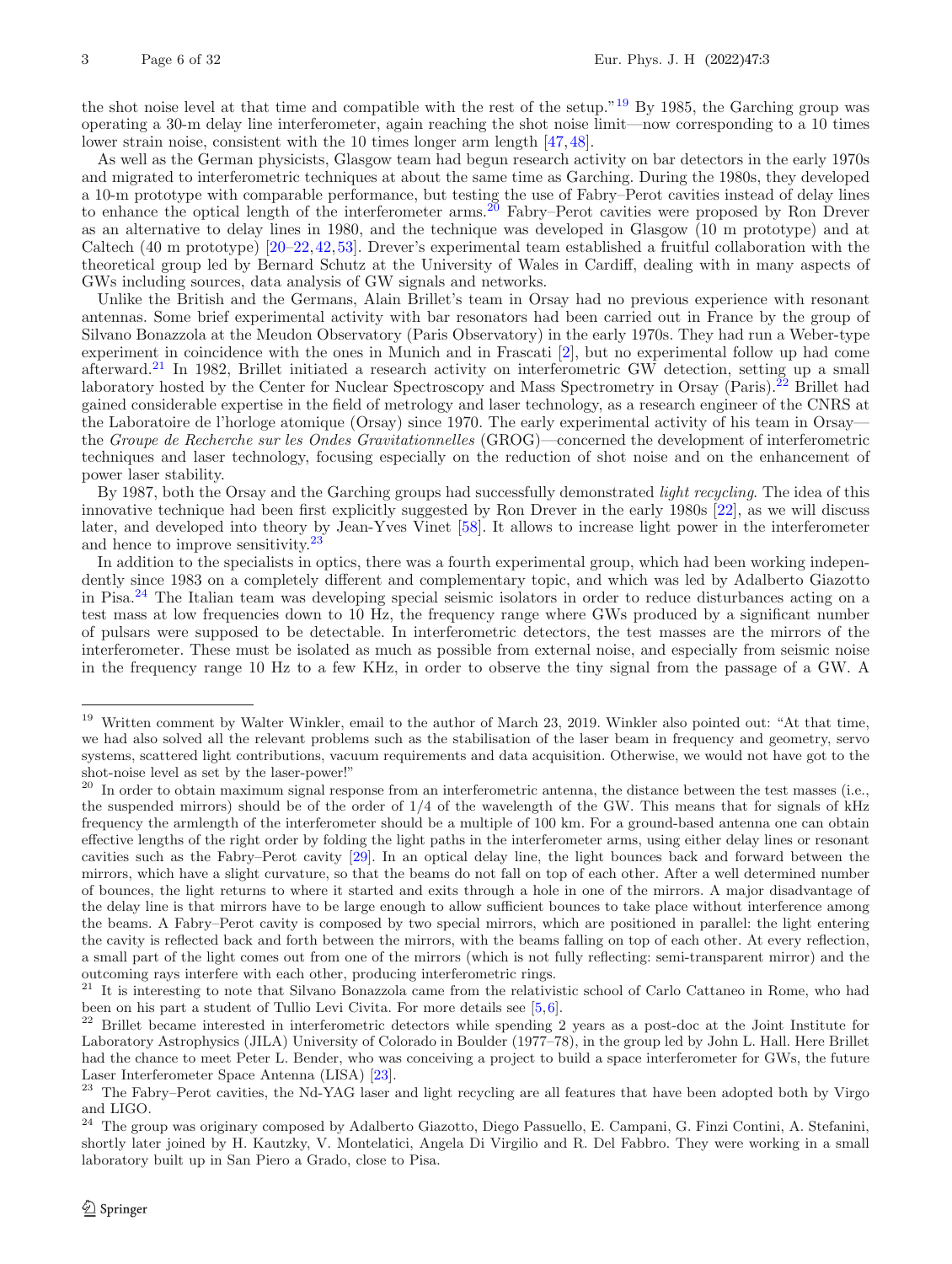the shot noise level at that time and compatible with the rest of the setup."[19] By 1985, the Garching group was operating a 30-m delay line interferometer, again reaching the shot noise limit—now corresponding to a 10 times lower strain noise, consistent with the 10 times longer arm length [47,48].

As well as the German physicists, Glasgow team had begun research activity on bar detectors in the early 1970s and migrated to interferometric techniques at about the same time as Garching. During the 1980s, they developed a 10-m prototype with comparable performance, but testing the use of Fabry–Perot cavities instead of delay lines to enhance the optical length of the interferometer arms.[20] Fabry–Perot cavities were proposed by Ron Drever as an alternative to delay lines in 1980, and the technique was developed in Glasgow (10 m prototype) and at Caltech (40 m prototype) [20–22,42,53]. Drever's experimental team established a fruitful collaboration with the theoretical group led by Bernard Schutz at the University of Wales in Cardiff, dealing with in many aspects of GWs including sources, data analysis of GW signals and networks.

Unlike the British and the Germans, Alain Brillet's team in Orsay had no previous experience with resonant antennas. Some brief experimental activity with bar resonators had been carried out in France by the group of Silvano Bonazzola at the Meudon Observatory (Paris Observatory) in the early 1970s. They had run a Weber-type experiment in coincidence with the ones in Munich and in Frascati [2], but no experimental follow up had come afterward.[21] In 1982, Brillet initiated a research activity on interferometric GW detection, setting up a small laboratory hosted by the Center for Nuclear Spectroscopy and Mass Spectrometry in Orsay (Paris).[22] Brillet had gained considerable expertise in the field of metrology and laser technology, as a research engineer of the CNRS at the Laboratoire de l'horloge atomique (Orsay) since 1970. The early experimental activity of his team in Orsay—the *Groupe de Recherche sur les Ondes Gravitationnelles* (GROG)—concerned the development of interferometric techniques and laser technology, focusing especially on the reduction of shot noise and on the enhancement of power laser stability.

By 1987, both the Orsay and the Garching groups had successfully demonstrated *light recycling*. The idea of this innovative technique had been first explicitly suggested by Ron Drever in the early 1980s [22], as we will discuss later, and developed into theory by Jean-Yves Vinet [58]. It allows to increase light power in the interferometer and hence to improve sensitivity.[23]

In addition to the specialists in optics, there was a fourth experimental group, which had been working independently since 1983 on a completely different and complementary topic, and which was led by Adalberto Giazotto in Pisa.[24] The Italian team was developing special seismic isolators in order to reduce disturbances acting on a test mass at low frequencies down to 10 Hz, the frequency range where GWs produced by a significant number of pulsars were supposed to be detectable. In interferometric detectors, the test masses are the mirrors of the interferometer. These must be isolated as much as possible from external noise, and especially from seismic noise in the frequency range 10 Hz to a few KHz, in order to observe the tiny signal from the passage of a GW. A

---

[19] Written comment by Walter Winkler, email to the author of March 23, 2019. Winkler also pointed out: "At that time, we had also solved all the relevant problems such as the stabilisation of the laser beam in frequency and geometry, servo systems, scattered light contributions, vacuum requirements and data acquisition. Otherwise, we would not have got to the shot-noise level as set by the laser-power!"

[20] In order to obtain maximum signal response from an interferometric antenna, the distance between the test masses (i.e., the suspended mirrors) should be of the order of 1/4 of the wavelength of the GW. This means that for signals of kHz frequency the armlength of the interferometer should be a multiple of 100 km. For a ground-based antenna one can obtain effective lengths of the right order by folding the light paths in the interferometer arms, using either delay lines or resonant cavities such as the Fabry–Perot cavity [29]. In an optical delay line, the light bounces back and forward between the mirrors, which have a slight curvature, so that the beams do not fall on top of each other. After a well determined number of bounces, the light returns to where it started and exits through a hole in one of the mirrors. A major disadvantage of the delay line is that mirrors have to be large enough to allow sufficient bounces to take place without interference among the beams. A Fabry–Perot cavity is composed by two special mirrors, which are positioned in parallel: the light entering the cavity is reflected back and forth between the mirrors, with the beams falling on top of each other. At every reflection, a small part of the light comes out from one of the mirrors (which is not fully reflecting: semi-transparent mirror) and the outcoming rays interfere with each other, producing interferometric rings.

[21] It is interesting to note that Silvano Bonazzola came from the relativistic school of Carlo Cattaneo in Rome, who had been on his part a student of Tullio Levi Civita. For more details see [5,6].

[22] Brillet became interested in interferometric detectors while spending 2 years as a post-doc at the Joint Institute for Laboratory Astrophysics (JILA) University of Colorado in Boulder (1977–78), in the group led by John L. Hall. Here Brillet had the chance to meet Peter L. Bender, who was conceiving a project to build a space interferometer for GWs, the future Laser Interferometer Space Antenna (LISA) [23].

[23] The Fabry–Perot cavities, the Nd-YAG laser and light recycling are all features that have been adopted both by Virgo and LIGO.

[24] The group was originary composed by Adalberto Giazotto, Diego Passuello, E. Campani, G. Finzi Contini, A. Stefanini, shortly later joined by H. Kautzky, V. Montelatici, Angela Di Virgilio and R. Del Fabbro. They were working in a small laboratory built up in San Piero a Grado, close to Pisa.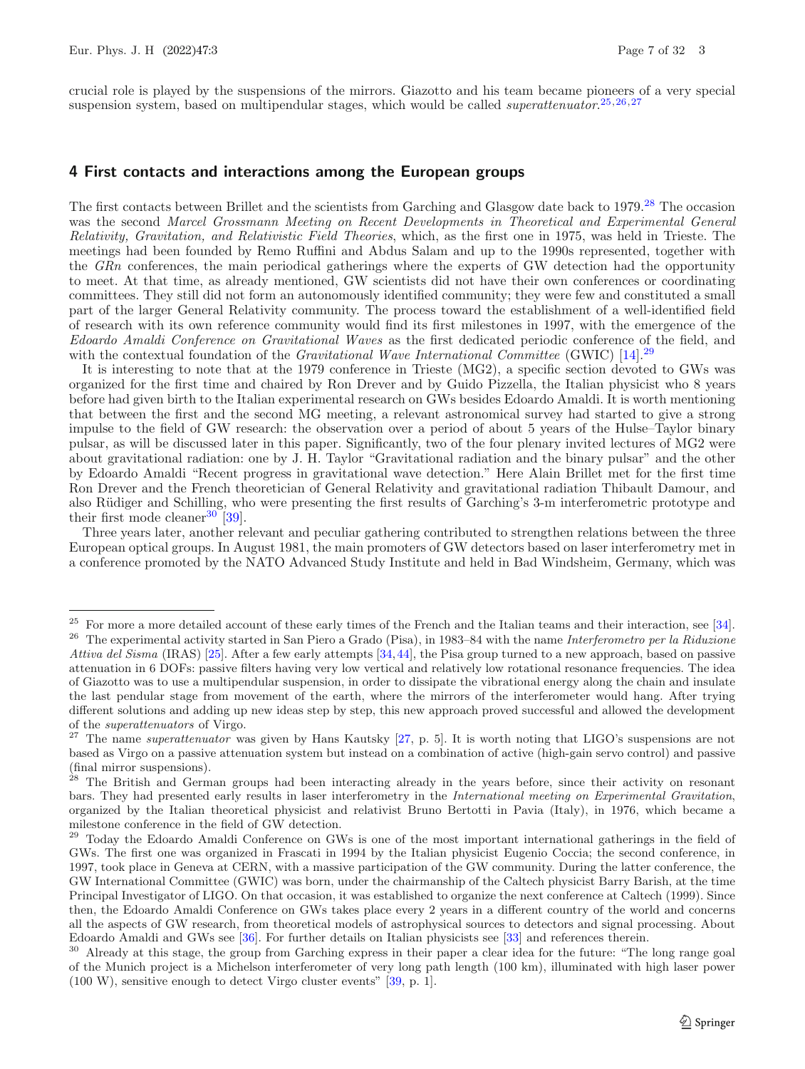crucial role is played by the suspensions of the mirrors. Giazotto and his team became pioneers of a very special suspension system, based on multipendular stages, which would be called *superattenuator*.[25,26,27]

## 4 First contacts and interactions among the European groups

The first contacts between Brillet and the scientists from Garching and Glasgow date back to 1979.[28] The occasion was the second *Marcel Grossmann Meeting on Recent Developments in Theoretical and Experimental General Relativity, Gravitation, and Relativistic Field Theories*, which, as the first one in 1975, was held in Trieste. The meetings had been founded by Remo Ruffini and Abdus Salam and up to the 1990s represented, together with the *GRn* conferences, the main periodical gatherings where the experts of GW detection had the opportunity to meet. At that time, as already mentioned, GW scientists did not have their own conferences or coordinating committees. They still did not form an autonomously identified community; they were few and constituted a small part of the larger General Relativity community. The process toward the establishment of a well-identified field of research with its own reference community would find its first milestones in 1997, with the emergence of the *Edoardo Amaldi Conference on Gravitational Waves* as the first dedicated periodic conference of the field, and with the contextual foundation of the *Gravitational Wave International Committee* (GWIC) [14].[29]

It is interesting to note that at the 1979 conference in Trieste (MG2), a specific section devoted to GWs was organized for the first time and chaired by Ron Drever and by Guido Pizzella, the Italian physicist who 8 years before had given birth to the Italian experimental research on GWs besides Edoardo Amaldi. It is worth mentioning that between the first and the second MG meeting, a relevant astronomical survey had started to give a strong impulse to the field of GW research: the observation over a period of about 5 years of the Hulse–Taylor binary pulsar, as will be discussed later in this paper. Significantly, two of the four plenary invited lectures of MG2 were about gravitational radiation: one by J. H. Taylor "Gravitational radiation and the binary pulsar" and the other by Edoardo Amaldi "Recent progress in gravitational wave detection." Here Alain Brillet met for the first time Ron Drever and the French theoretician of General Relativity and gravitational radiation Thibault Damour, and also Rüdiger and Schilling, who were presenting the first results of Garching's 3-m interferometric prototype and their first mode cleaner[30] [39].

Three years later, another relevant and peculiar gathering contributed to strengthen relations between the three European optical groups. In August 1981, the main promoters of GW detectors based on laser interferometry met in a conference promoted by the NATO Advanced Study Institute and held in Bad Windsheim, Germany, which was

---

[25] For more a more detailed account of these early times of the French and the Italian teams and their interaction, see [34].

[26] The experimental activity started in San Piero a Grado (Pisa), in 1983–84 with the name *Interferometro per la Riduzione Attiva del Sisma* (IRAS) [25]. After a few early attempts [34,44], the Pisa group turned to a new approach, based on passive attenuation in 6 DOFs: passive filters having very low vertical and relatively low rotational resonance frequencies. The idea of Giazotto was to use a multipendular suspension, in order to dissipate the vibrational energy along the chain and insulate the last pendular stage from movement of the earth, where the mirrors of the interferometer would hang. After trying different solutions and adding up new ideas step by step, this new approach proved successful and allowed the development of the *superattenuators* of Virgo.

[27] The name *superattenuator* was given by Hans Kautsky [27, p. 5]. It is worth noting that LIGO's suspensions are not based as Virgo on a passive attenuation system but instead on a combination of active (high-gain servo control) and passive (final mirror suspensions).

[28] The British and German groups had been interacting already in the years before, since their activity on resonant bars. They had presented early results in laser interferometry in the *International meeting on Experimental Gravitation*, organized by the Italian theoretical physicist and relativist Bruno Bertotti in Pavia (Italy), in 1976, which became a milestone conference in the field of GW detection.

[29] Today the Edoardo Amaldi Conference on GWs is one of the most important international gatherings in the field of GWs. The first one was organized in Frascati in 1994 by the Italian physicist Eugenio Coccia; the second conference, in 1997, took place in Geneva at CERN, with a massive participation of the GW community. During the latter conference, the GW International Committee (GWIC) was born, under the chairmanship of the Caltech physicist Barry Barish, at the time Principal Investigator of LIGO. On that occasion, it was established to organize the next conference at Caltech (1999). Since then, the Edoardo Amaldi Conference on GWs takes place every 2 years in a different country of the world and concerns all the aspects of GW research, from theoretical models of astrophysical sources to detectors and signal processing. About Edoardo Amaldi and GWs see [36]. For further details on Italian physicists see [33] and references therein.

[30] Already at this stage, the group from Garching express in their paper a clear idea for the future: "The long range goal of the Munich project is a Michelson interferometer of very long path length (100 km), illuminated with high laser power (100 W), sensitive enough to detect Virgo cluster events" [39, p. 1].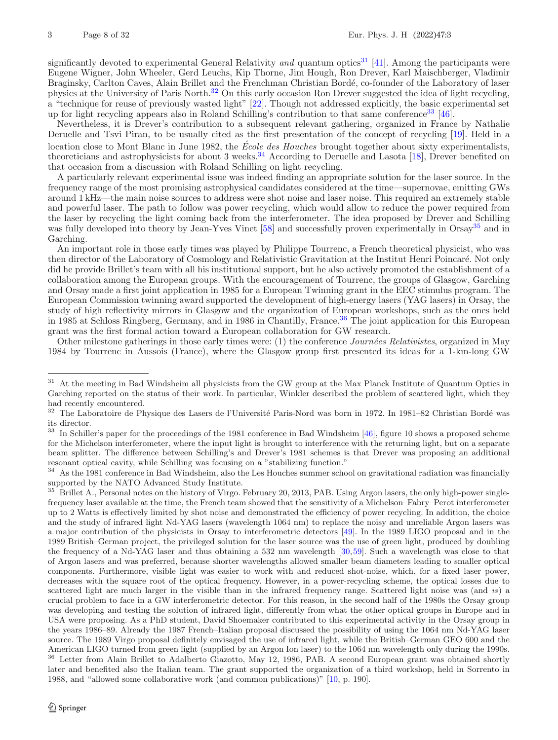significantly devoted to experimental General Relativity *and* quantum optics[31] [41]. Among the participants were Eugene Wigner, John Wheeler, Gerd Leuchs, Kip Thorne, Jim Hough, Ron Drever, Karl Maischberger, Vladimir Braginsky, Carlton Caves, Alain Brillet and the Frenchman Christian Bordé, co-founder of the Laboratory of laser physics at the University of Paris North.[32] On this early occasion Ron Drever suggested the idea of light recycling, a "technique for reuse of previously wasted light" [22]. Though not addressed explicitly, the basic experimental set up for light recycling appears also in Roland Schilling's contribution to that same conference[33] [46].

Nevertheless, it is Drever's contribution to a subsequent relevant gathering, organized in France by Nathalie Deruelle and Tsvi Piran, to be usually cited as the first presentation of the concept of recycling [19]. Held in a location close to Mont Blanc in June 1982, the *École des Houches* brought together about sixty experimentalists, theoreticians and astrophysicists for about 3 weeks.[34] According to Deruelle and Lasota [18], Drever benefited on that occasion from a discussion with Roland Schilling on light recycling.

A particularly relevant experimental issue was indeed finding an appropriate solution for the laser source. In the frequency range of the most promising astrophysical candidates considered at the time—supernovae, emitting GWs around 1 kHz—the main noise sources to address were shot noise and laser noise. This required an extremely stable and powerful laser. The path to follow was power recycling, which would allow to reduce the power required from the laser by recycling the light coming back from the interferometer. The idea proposed by Drever and Schilling was fully developed into theory by Jean-Yves Vinet [58] and successfully proven experimentally in Orsay[35] and in Garching.

An important role in those early times was played by Philippe Tourrenc, a French theoretical physicist, who was then director of the Laboratory of Cosmology and Relativistic Gravitation at the Institut Henri Poincaré. Not only did he provide Brillet's team with all his institutional support, but he also actively promoted the establishment of a collaboration among the European groups. With the encouragement of Tourrenc, the groups of Glasgow, Garching and Orsay made a first joint application in 1985 for a European Twinning grant in the EEC stimulus program. The European Commission twinning award supported the development of high-energy lasers (YAG lasers) in Orsay, the study of high reflectivity mirrors in Glasgow and the organization of European workshops, such as the ones held in 1985 at Schloss Ringberg, Germany, and in 1986 in Chantilly, France.[36] The joint application for this European grant was the first formal action toward a European collaboration for GW research.

Other milestone gatherings in those early times were: (1) the conference *Journées Relativistes*, organized in May 1984 by Tourrenc in Aussois (France), where the Glasgow group first presented its ideas for a 1-km-long GW

---

[31] At the meeting in Bad Windsheim all physicists from the GW group at the Max Planck Institute of Quantum Optics in Garching reported on the status of their work. In particular, Winkler described the problem of scattered light, which they had recently encountered.

[32] The Laboratoire de Physique des Lasers de l'Université Paris-Nord was born in 1972. In 1981–82 Christian Bordé was its director.

[33] In Schiller's paper for the proceedings of the 1981 conference in Bad Windsheim [46], figure 10 shows a proposed scheme for the Michelson interferometer, where the input light is brought to interference with the returning light, but on a separate beam splitter. The difference between Schilling's and Drever's 1981 schemes is that Drever was proposing an additional resonant optical cavity, while Schilling was focusing on a "stabilizing function."

[34] As the 1981 conference in Bad Windsheim, also the Les Houches summer school on gravitational radiation was financially supported by the NATO Advanced Study Institute.

[35] Brillet A., Personal notes on the history of Virgo. February 20, 2013, PAB. Using Argon lasers, the only high-power single-frequency laser available at the time, the French team showed that the sensitivity of a Michelson–Fabry–Perot interferometer up to 2 Watts is effectively limited by shot noise and demonstrated the efficiency of power recycling. In addition, the choice and the study of infrared light Nd-YAG lasers (wavelength 1064 nm) to replace the noisy and unreliable Argon lasers was a major contribution of the physicists in Orsay to interferometric detectors [49]. In the 1989 LIGO proposal and in the 1989 British–German project, the privileged solution for the laser source was the use of green light, produced by doubling the frequency of a Nd-YAG laser and thus obtaining a 532 nm wavelength [30,59]. Such a wavelength was close to that of Argon lasers and was preferred, because shorter wavelengths allowed smaller beam diameters leading to smaller optical components. Furthermore, visible light was easier to work with and reduced shot-noise, which, for a fixed laser power, decreases with the square root of the optical frequency. However, in a power-recycling scheme, the optical losses due to scattered light are much larger in the visible than in the infrared frequency range. Scattered light noise was (and *is*) a crucial problem to face in a GW interferometric detector. For this reason, in the second half of the 1980s the Orsay group was developing and testing the solution of infrared light, differently from what the other optical groups in Europe and in USA were proposing. As a PhD student, David Shoemaker contributed to this experimental activity in the Orsay group in the years 1986–89. Already the 1987 French–Italian proposal discussed the possibility of using the 1064 nm Nd-YAG laser source. The 1989 Virgo proposal definitely envisaged the use of infrared light, while the British–German GEO 600 and the American LIGO turned from green light (supplied by an Argon Ion laser) to the 1064 nm wavelength only during the 1990s.

[36] Letter from Alain Brillet to Adalberto Giazotto, May 12, 1986, PAB. A second European grant was obtained shortly later and benefited also the Italian team. The grant supported the organization of a third workshop, held in Sorrento in 1988, and "allowed some collaborative work (and common publications)" [10, p. 190].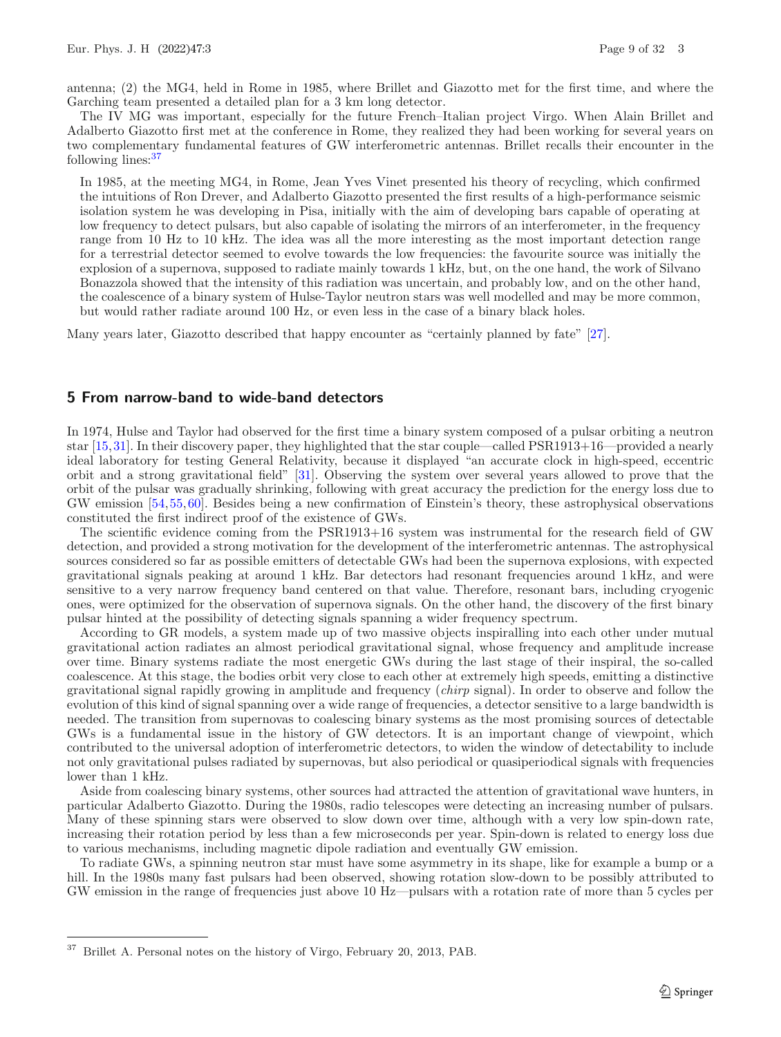antenna; (2) the MG4, held in Rome in 1985, where Brillet and Giazotto met for the first time, and where the Garching team presented a detailed plan for a 3 km long detector.

The IV MG was important, especially for the future French–Italian project Virgo. When Alain Brillet and Adalberto Giazotto first met at the conference in Rome, they realized they had been working for several years on two complementary fundamental features of GW interferometric antennas. Brillet recalls their encounter in the following lines:[37]

> In 1985, at the meeting MG4, in Rome, Jean Yves Vinet presented his theory of recycling, which confirmed the intuitions of Ron Drever, and Adalberto Giazotto presented the first results of a high-performance seismic isolation system he was developing in Pisa, initially with the aim of developing bars capable of operating at low frequency to detect pulsars, but also capable of isolating the mirrors of an interferometer, in the frequency range from 10 Hz to 10 kHz. The idea was all the more interesting as the most important detection range for a terrestrial detector seemed to evolve towards the low frequencies: the favourite source was initially the explosion of a supernova, supposed to radiate mainly towards 1 kHz, but, on the one hand, the work of Silvano Bonazzola showed that the intensity of this radiation was uncertain, and probably low, and on the other hand, the coalescence of a binary system of Hulse-Taylor neutron stars was well modelled and may be more common, but would rather radiate around 100 Hz, or even less in the case of a binary black holes.

Many years later, Giazotto described that happy encounter as "certainly planned by fate" [27].

## 5 From narrow-band to wide-band detectors

In 1974, Hulse and Taylor had observed for the first time a binary system composed of a pulsar orbiting a neutron star [15,31]. In their discovery paper, they highlighted that the star couple—called PSR1913+16—provided a nearly ideal laboratory for testing General Relativity, because it displayed "an accurate clock in high-speed, eccentric orbit and a strong gravitational field" [31]. Observing the system over several years allowed to prove that the orbit of the pulsar was gradually shrinking, following with great accuracy the prediction for the energy loss due to GW emission [54,55,60]. Besides being a new confirmation of Einstein's theory, these astrophysical observations constituted the first indirect proof of the existence of GWs.

The scientific evidence coming from the PSR1913+16 system was instrumental for the research field of GW detection, and provided a strong motivation for the development of the interferometric antennas. The astrophysical sources considered so far as possible emitters of detectable GWs had been the supernova explosions, with expected gravitational signals peaking at around 1 kHz. Bar detectors had resonant frequencies around 1 kHz, and were sensitive to a very narrow frequency band centered on that value. Therefore, resonant bars, including cryogenic ones, were optimized for the observation of supernova signals. On the other hand, the discovery of the first binary pulsar hinted at the possibility of detecting signals spanning a wider frequency spectrum.

According to GR models, a system made up of two massive objects inspiralling into each other under mutual gravitational action radiates an almost periodical gravitational signal, whose frequency and amplitude increase over time. Binary systems radiate the most energetic GWs during the last stage of their inspiral, the so-called coalescence. At this stage, the bodies orbit very close to each other at extremely high speeds, emitting a distinctive gravitational signal rapidly growing in amplitude and frequency (*chirp* signal). In order to observe and follow the evolution of this kind of signal spanning over a wide range of frequencies, a detector sensitive to a large bandwidth is needed. The transition from supernovas to coalescing binary systems as the most promising sources of detectable GWs is a fundamental issue in the history of GW detectors. It is an important change of viewpoint, which contributed to the universal adoption of interferometric detectors, to widen the window of detectability to include not only gravitational pulses radiated by supernovas, but also periodical or quasiperiodical signals with frequencies lower than 1 kHz.

Aside from coalescing binary systems, other sources had attracted the attention of gravitational wave hunters, in particular Adalberto Giazotto. During the 1980s, radio telescopes were detecting an increasing number of pulsars. Many of these spinning stars were observed to slow down over time, although with a very low spin-down rate, increasing their rotation period by less than a few microseconds per year. Spin-down is related to energy loss due to various mechanisms, including magnetic dipole radiation and eventually GW emission.

To radiate GWs, a spinning neutron star must have some asymmetry in its shape, like for example a bump or a hill. In the 1980s many fast pulsars had been observed, showing rotation slow-down to be possibly attributed to GW emission in the range of frequencies just above 10 Hz—pulsars with a rotation rate of more than 5 cycles per

[37] Brillet A. Personal notes on the history of Virgo, February 20, 2013, PAB.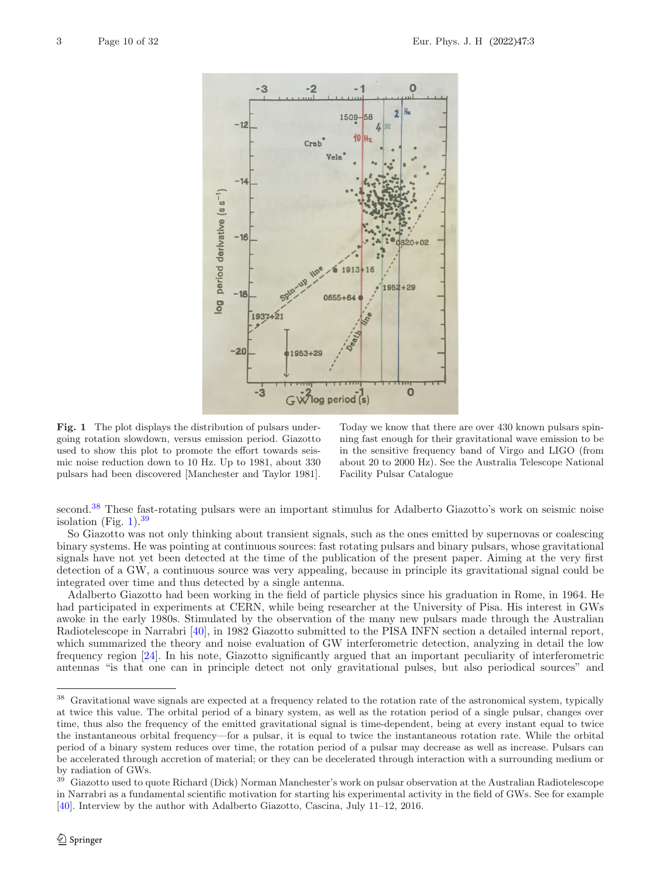**Fig. 1** The plot displays the distribution of pulsars undergoing rotation slowdown, versus emission period. Giazotto used to show this plot to promote the effort towards seismic noise reduction down to 10 Hz. Up to 1981, about 330 pulsars had been discovered [Manchester and Taylor 1981]. Today we know that there are over 430 known pulsars spinning fast enough for their gravitational wave emission to be in the sensitive frequency band of Virgo and LIGO (from about 20 to 2000 Hz). See the Australia Telescope National Facility Pulsar Catalogue

second.[38] These fast-rotating pulsars were an important stimulus for Adalberto Giazotto's work on seismic noise isolation (Fig. 1).[39]

So Giazotto was not only thinking about transient signals, such as the ones emitted by supernovas or coalescing binary systems. He was pointing at continuous sources: fast rotating pulsars and binary pulsars, whose gravitational signals have not yet been detected at the time of the publication of the present paper. Aiming at the very first detection of a GW, a continuous source was very appealing, because in principle its gravitational signal could be integrated over time and thus detected by a single antenna.

Adalberto Giazotto had been working in the field of particle physics since his graduation in Rome, in 1964. He had participated in experiments at CERN, while being researcher at the University of Pisa. His interest in GWs awoke in the early 1980s. Stimulated by the observation of the many new pulsars made through the Australian Radiotelescope in Narrabri [40], in 1982 Giazotto submitted to the PISA INFN section a detailed internal report, which summarized the theory and noise evaluation of GW interferometric detection, analyzing in detail the low frequency region [24]. In his note, Giazotto significantly argued that an important peculiarity of interferometric antennas "is that one can in principle detect not only gravitational pulses, but also periodical sources" and

[38] Gravitational wave signals are expected at a frequency related to the rotation rate of the astronomical system, typically at twice this value. The orbital period of a binary system, as well as the rotation period of a single pulsar, changes over time, thus also the frequency of the emitted gravitational signal is time-dependent, being at every instant equal to twice the instantaneous orbital frequency—for a pulsar, it is equal to twice the instantaneous rotation rate. While the orbital period of a binary system reduces over time, the rotation period of a pulsar may decrease as well as increase. Pulsars can be accelerated through accretion of material; or they can be decelerated through interaction with a surrounding medium or by radiation of GWs.

[39] Giazotto used to quote Richard (Dick) Norman Manchester's work on pulsar observation at the Australian Radiotelescope in Narrabri as a fundamental scientific motivation for starting his experimental activity in the field of GWs. See for example [40]. Interview by the author with Adalberto Giazotto, Cascina, July 11–12, 2016.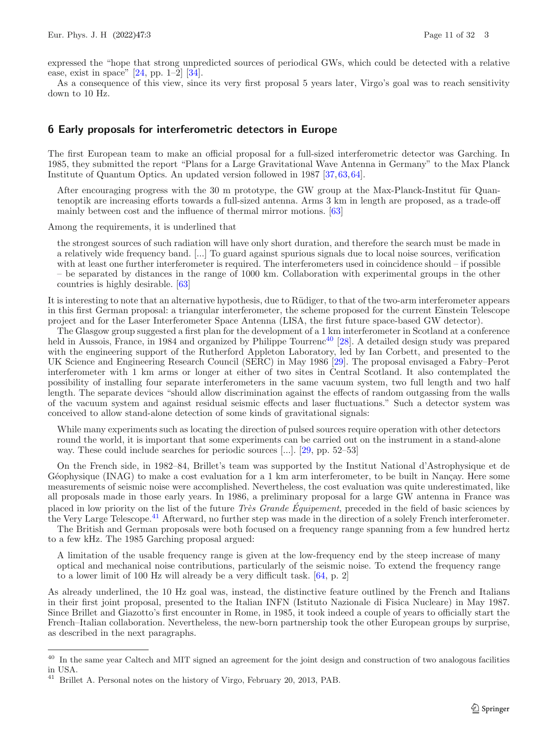expressed the "hope that strong unpredicted sources of periodical GWs, which could be detected with a relative ease, exist in space" [24, pp. 1–2] [34].

As a consequence of this view, since its very first proposal 5 years later, Virgo's goal was to reach sensitivity down to 10 Hz.

## 6 Early proposals for interferometric detectors in Europe

The first European team to make an official proposal for a full-sized interferometric detector was Garching. In 1985, they submitted the report "Plans for a Large Gravitational Wave Antenna in Germany" to the Max Planck Institute of Quantum Optics. An updated version followed in 1987 [37, 63, 64].

> After encouraging progress with the 30 m prototype, the GW group at the Max-Planck-Institut für Quantenoptik are increasing efforts towards a full-sized antenna. Arms 3 km in length are proposed, as a trade-off mainly between cost and the influence of thermal mirror motions. [63]

Among the requirements, it is underlined that

> the strongest sources of such radiation will have only short duration, and therefore the search must be made in a relatively wide frequency band. [...] To guard against spurious signals due to local noise sources, verification with at least one further interferometer is required. The interferometers used in coincidence should – if possible – be separated by distances in the range of 1000 km. Collaboration with experimental groups in the other countries is highly desirable. [63]

It is interesting to note that an alternative hypothesis, due to Rüdiger, to that of the two-arm interferometer appears in this first German proposal: a triangular interferometer, the scheme proposed for the current Einstein Telescope project and for the Laser Interferometer Space Antenna (LISA, the first future space-based GW detector).

The Glasgow group suggested a first plan for the development of a 1 km interferometer in Scotland at a conference held in Aussois, France, in 1984 and organized by Philippe Tourrenc[40] [28]. A detailed design study was prepared with the engineering support of the Rutherford Appleton Laboratory, led by Ian Corbett, and presented to the UK Science and Engineering Research Council (SERC) in May 1986 [29]. The proposal envisaged a Fabry–Perot interferometer with 1 km arms or longer at either of two sites in Central Scotland. It also contemplated the possibility of installing four separate interferometers in the same vacuum system, two full length and two half length. The separate devices "should allow discrimination against the effects of random outgassing from the walls of the vacuum system and against residual seismic effects and laser fluctuations." Such a detector system was conceived to allow stand-alone detection of some kinds of gravitational signals:

> While many experiments such as locating the direction of pulsed sources require operation with other detectors round the world, it is important that some experiments can be carried out on the instrument in a stand-alone way. These could include searches for periodic sources [...]. [29, pp. 52–53]

On the French side, in 1982–84, Brillet's team was supported by the Institut National d'Astrophysique et de Géophysique (INAG) to make a cost evaluation for a 1 km arm interferometer, to be built in Nançay. Here some measurements of seismic noise were accomplished. Nevertheless, the cost evaluation was quite underestimated, like all proposals made in those early years. In 1986, a preliminary proposal for a large GW antenna in France was placed in low priority on the list of the future *Très Grande Équipement*, preceded in the field of basic sciences by the Very Large Telescope.[41] Afterward, no further step was made in the direction of a solely French interferometer.

The British and German proposals were both focused on a frequency range spanning from a few hundred hertz to a few kHz. The 1985 Garching proposal argued:

> A limitation of the usable frequency range is given at the low-frequency end by the steep increase of many optical and mechanical noise contributions, particularly of the seismic noise. To extend the frequency range to a lower limit of 100 Hz will already be a very difficult task. [64, p. 2]

As already underlined, the 10 Hz goal was, instead, the distinctive feature outlined by the French and Italians in their first joint proposal, presented to the Italian INFN (Istituto Nazionale di Fisica Nucleare) in May 1987. Since Brillet and Giazotto's first encounter in Rome, in 1985, it took indeed a couple of years to officially start the French–Italian collaboration. Nevertheless, the new-born partnership took the other European groups by surprise, as described in the next paragraphs.

---

[40] In the same year Caltech and MIT signed an agreement for the joint design and construction of two analogous facilities in USA.

[41] Brillet A. Personal notes on the history of Virgo, February 20, 2013, PAB.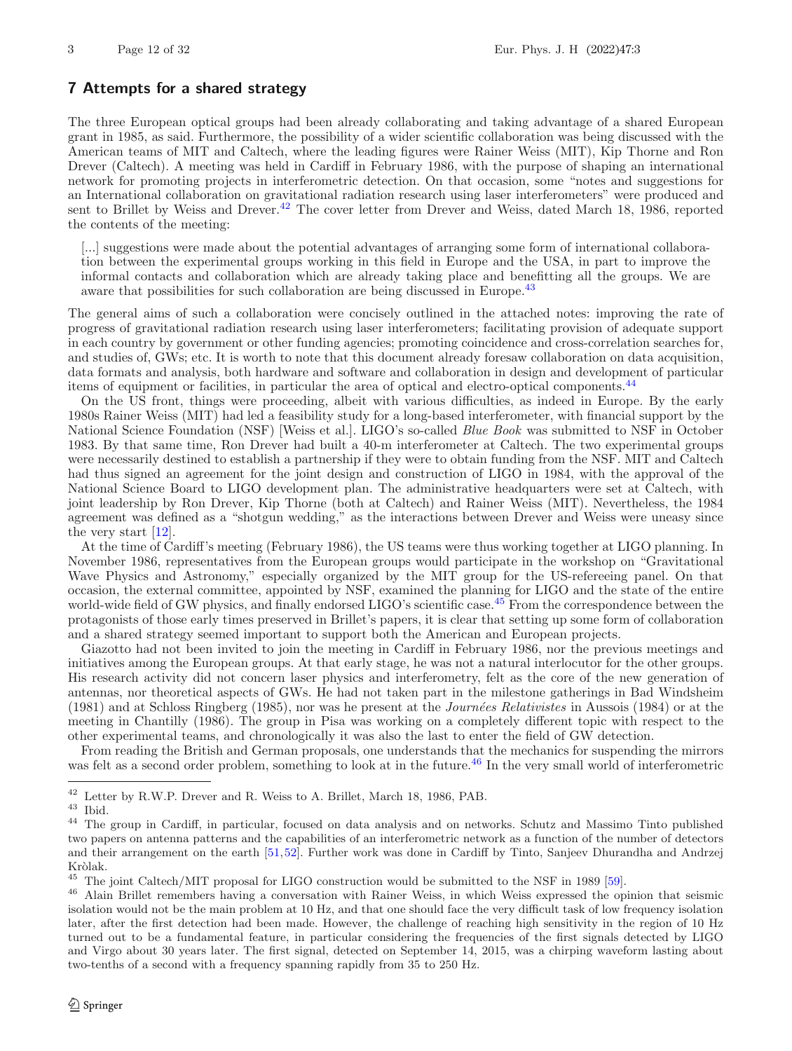## 7 Attempts for a shared strategy

The three European optical groups had been already collaborating and taking advantage of a shared European grant in 1985, as said. Furthermore, the possibility of a wider scientific collaboration was being discussed with the American teams of MIT and Caltech, where the leading figures were Rainer Weiss (MIT), Kip Thorne and Ron Drever (Caltech). A meeting was held in Cardiff in February 1986, with the purpose of shaping an international network for promoting projects in interferometric detection. On that occasion, some "notes and suggestions for an International collaboration on gravitational radiation research using laser interferometers" were produced and sent to Brillet by Weiss and Drever.[42] The cover letter from Drever and Weiss, dated March 18, 1986, reported the contents of the meeting:

> [...] suggestions were made about the potential advantages of arranging some form of international collaboration between the experimental groups working in this field in Europe and the USA, in part to improve the informal contacts and collaboration which are already taking place and benefitting all the groups. We are aware that possibilities for such collaboration are being discussed in Europe.[43]

The general aims of such a collaboration were concisely outlined in the attached notes: improving the rate of progress of gravitational radiation research using laser interferometers; facilitating provision of adequate support in each country by government or other funding agencies; promoting coincidence and cross-correlation searches for, and studies of, GWs; etc. It is worth to note that this document already foresaw collaboration on data acquisition, data formats and analysis, both hardware and software and collaboration in design and development of particular items of equipment or facilities, in particular the area of optical and electro-optical components.[44]

On the US front, things were proceeding, albeit with various difficulties, as indeed in Europe. By the early 1980s Rainer Weiss (MIT) had led a feasibility study for a long-based interferometer, with financial support by the National Science Foundation (NSF) [Weiss et al.]. LIGO's so-called *Blue Book* was submitted to NSF in October 1983. By that same time, Ron Drever had built a 40-m interferometer at Caltech. The two experimental groups were necessarily destined to establish a partnership if they were to obtain funding from the NSF. MIT and Caltech had thus signed an agreement for the joint design and construction of LIGO in 1984, with the approval of the National Science Board to LIGO development plan. The administrative headquarters were set at Caltech, with joint leadership by Ron Drever, Kip Thorne (both at Caltech) and Rainer Weiss (MIT). Nevertheless, the 1984 agreement was defined as a "shotgun wedding," as the interactions between Drever and Weiss were uneasy since the very start [12].

At the time of Cardiff's meeting (February 1986), the US teams were thus working together at LIGO planning. In November 1986, representatives from the European groups would participate in the workshop on "Gravitational Wave Physics and Astronomy," especially organized by the MIT group for the US-refereeing panel. On that occasion, the external committee, appointed by NSF, examined the planning for LIGO and the state of the entire world-wide field of GW physics, and finally endorsed LIGO's scientific case.[45] From the correspondence between the protagonists of those early times preserved in Brillet's papers, it is clear that setting up some form of collaboration and a shared strategy seemed important to support both the American and European projects.

Giazotto had not been invited to join the meeting in Cardiff in February 1986, nor the previous meetings and initiatives among the European groups. At that early stage, he was not a natural interlocutor for the other groups. His research activity did not concern laser physics and interferometry, felt as the core of the new generation of antennas, nor theoretical aspects of GWs. He had not taken part in the milestone gatherings in Bad Windsheim (1981) and at Schloss Ringberg (1985), nor was he present at the *Journées Relativistes* in Aussois (1984) or at the meeting in Chantilly (1986). The group in Pisa was working on a completely different topic with respect to the other experimental teams, and chronologically it was also the last to enter the field of GW detection.

From reading the British and German proposals, one understands that the mechanics for suspending the mirrors was felt as a second order problem, something to look at in the future.[46] In the very small world of interferometric

---

[42] Letter by R.W.P. Drever and R. Weiss to A. Brillet, March 18, 1986, PAB.

[43] Ibid.

[44] The group in Cardiff, in particular, focused on data analysis and on networks. Schutz and Massimo Tinto published two papers on antenna patterns and the capabilities of an interferometric network as a function of the number of detectors and their arrangement on the earth [51,52]. Further work was done in Cardiff by Tinto, Sanjeev Dhurandha and Andrzej Kròlak.

[45] The joint Caltech/MIT proposal for LIGO construction would be submitted to the NSF in 1989 [59].

[46] Alain Brillet remembers having a conversation with Rainer Weiss, in which Weiss expressed the opinion that seismic isolation would not be the main problem at 10 Hz, and that one should face the very difficult task of low frequency isolation later, after the first detection had been made. However, the challenge of reaching high sensitivity in the region of 10 Hz turned out to be a fundamental feature, in particular considering the frequencies of the first signals detected by LIGO and Virgo about 30 years later. The first signal, detected on September 14, 2015, was a chirping waveform lasting about two-tenths of a second with a frequency spanning rapidly from 35 to 250 Hz.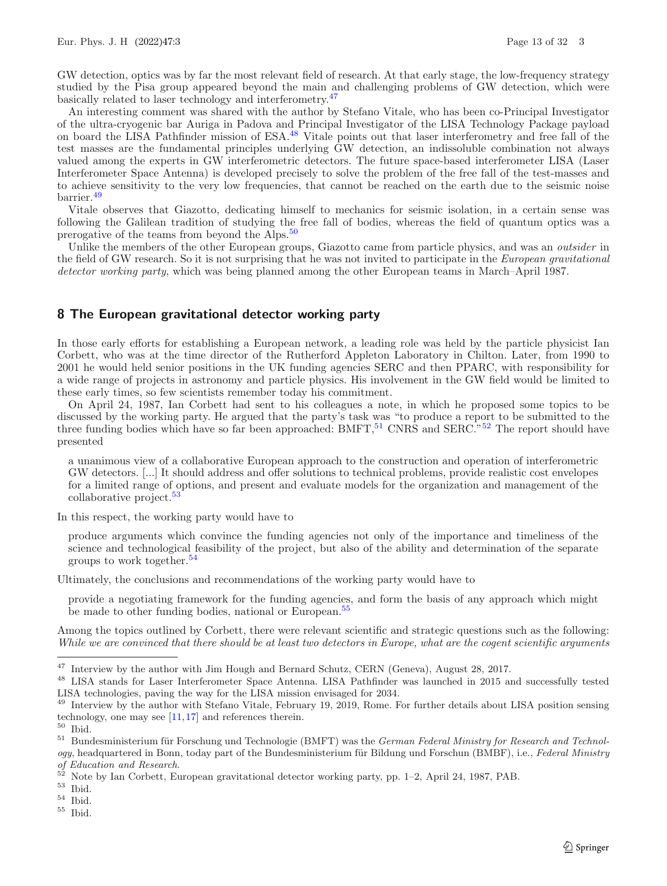GW detection, optics was by far the most relevant field of research. At that early stage, the low-frequency strategy studied by the Pisa group appeared beyond the main and challenging problems of GW detection, which were basically related to laser technology and interferometry.[47]

An interesting comment was shared with the author by Stefano Vitale, who has been co-Principal Investigator of the ultra-cryogenic bar Auriga in Padova and Principal Investigator of the LISA Technology Package payload on board the LISA Pathfinder mission of ESA.[48] Vitale points out that laser interferometry and free fall of the test masses are the fundamental principles underlying GW detection, an indissoluble combination not always valued among the experts in GW interferometric detectors. The future space-based interferometer LISA (Laser Interferometer Space Antenna) is developed precisely to solve the problem of the free fall of the test-masses and to achieve sensitivity to the very low frequencies, that cannot be reached on the earth due to the seismic noise barrier.[49]

Vitale observes that Giazotto, dedicating himself to mechanics for seismic isolation, in a certain sense was following the Galilean tradition of studying the free fall of bodies, whereas the field of quantum optics was a prerogative of the teams from beyond the Alps.[50]

Unlike the members of the other European groups, Giazotto came from particle physics, and was an *outsider* in the field of GW research. So it is not surprising that he was not invited to participate in the *European gravitational detector working party*, which was being planned among the other European teams in March–April 1987.

## 8 The European gravitational detector working party

In those early efforts for establishing a European network, a leading role was held by the particle physicist Ian Corbett, who was at the time director of the Rutherford Appleton Laboratory in Chilton. Later, from 1990 to 2001 he would held senior positions in the UK funding agencies SERC and then PPARC, with responsibility for a wide range of projects in astronomy and particle physics. His involvement in the GW field would be limited to these early times, so few scientists remember today his commitment.

On April 24, 1987, Ian Corbett had sent to his colleagues a note, in which he proposed some topics to be discussed by the working party. He argued that the party's task was "to produce a report to be submitted to the three funding bodies which have so far been approached: BMFT,[51] CNRS and SERC."[52] The report should have presented

> a unanimous view of a collaborative European approach to the construction and operation of interferometric GW detectors. [...] It should address and offer solutions to technical problems, provide realistic cost envelopes for a limited range of options, and present and evaluate models for the organization and management of the collaborative project.[53]

In this respect, the working party would have to

> produce arguments which convince the funding agencies not only of the importance and timeliness of the science and technological feasibility of the project, but also of the ability and determination of the separate groups to work together.[54]

Ultimately, the conclusions and recommendations of the working party would have to

> provide a negotiating framework for the funding agencies, and form the basis of any approach which might be made to other funding bodies, national or European.[55]

Among the topics outlined by Corbett, there were relevant scientific and strategic questions such as the following: *While we are convinced that there should be at least two detectors in Europe, what are the cogent scientific arguments*

---

[47] Interview by the author with Jim Hough and Bernard Schutz, CERN (Geneva), August 28, 2017.

[48] LISA stands for Laser Interferometer Space Antenna. LISA Pathfinder was launched in 2015 and successfully tested LISA technologies, paving the way for the LISA mission envisaged for 2034.

[49] Interview by the author with Stefano Vitale, February 19, 2019, Rome. For further details about LISA position sensing technology, one may see [11,17] and references therein.

[50] Ibid.

[51] Bundesministerium für Forschung und Technologie (BMFT) was the *German Federal Ministry for Research and Technology*, headquartered in Bonn, today part of the Bundesministerium für Bildung und Forschun (BMBF), i.e., *Federal Ministry of Education and Research*.

[52] Note by Ian Corbett, European gravitational detector working party, pp. 1–2, April 24, 1987, PAB.

[53] Ibid.

[54] Ibid.

[55] Ibid.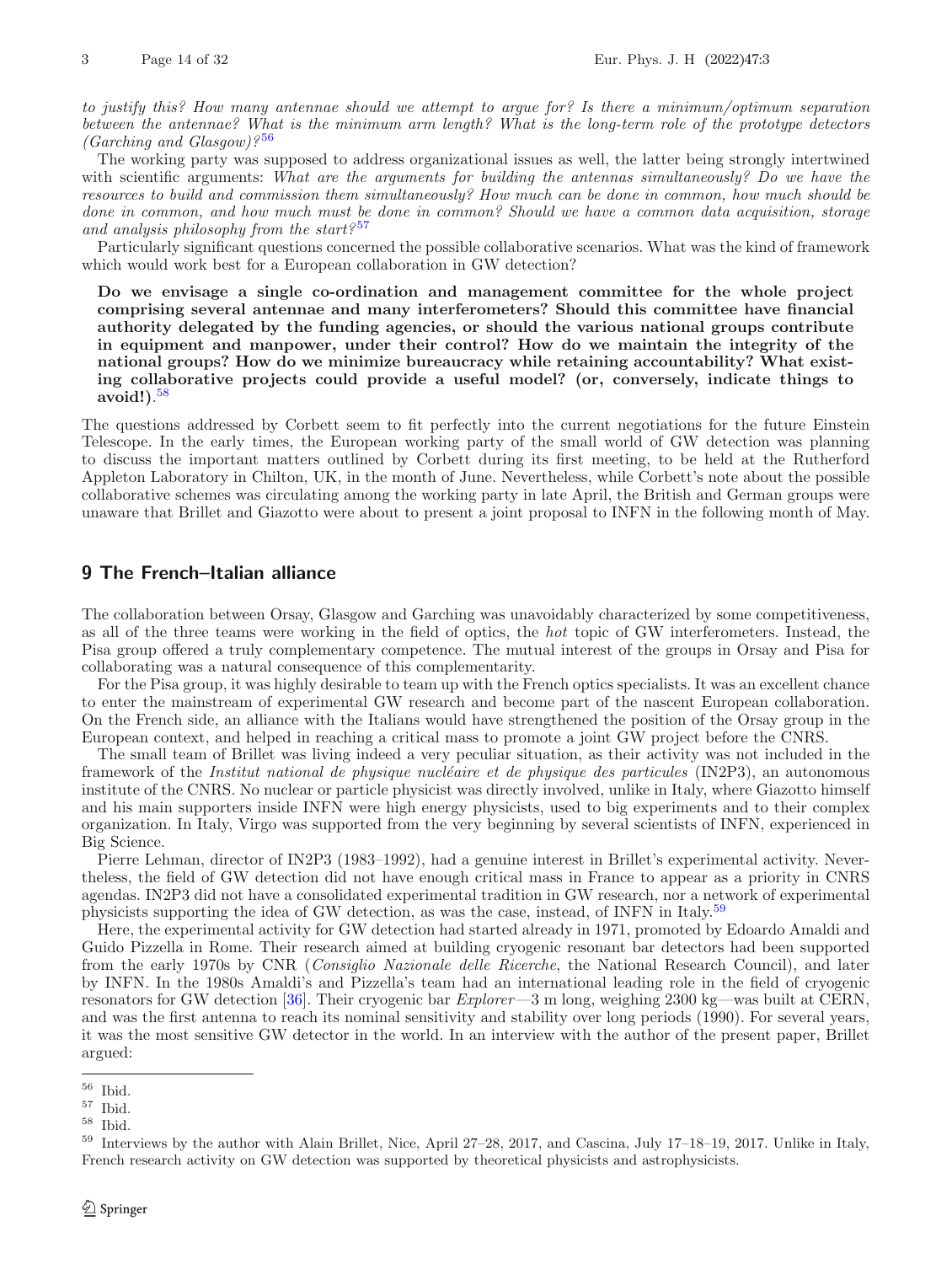*to justify this? How many antennae should we attempt to argue for? Is there a minimum/optimum separation between the antennae? What is the minimum arm length? What is the long-term role of the prototype detectors (Garching and Glasgow)?*[56]

The working party was supposed to address organizational issues as well, the latter being strongly intertwined with scientific arguments: *What are the arguments for building the antennas simultaneously? Do we have the resources to build and commission them simultaneously? How much can be done in common, how much should be done in common, and how much must be done in common? Should we have a common data acquisition, storage and analysis philosophy from the start?*[57]

Particularly significant questions concerned the possible collaborative scenarios. What was the kind of framework which would work best for a European collaboration in GW detection?

> **Do we envisage a single co-ordination and management committee for the whole project comprising several antennae and many interferometers? Should this committee have financial authority delegated by the funding agencies, or should the various national groups contribute in equipment and manpower, under their control? How do we maintain the integrity of the national groups? How do we minimize bureaucracy while retaining accountability? What existing collaborative projects could provide a useful model? (or, conversely, indicate things to avoid!)**.[58]

The questions addressed by Corbett seem to fit perfectly into the current negotiations for the future Einstein Telescope. In the early times, the European working party of the small world of GW detection was planning to discuss the important matters outlined by Corbett during its first meeting, to be held at the Rutherford Appleton Laboratory in Chilton, UK, in the month of June. Nevertheless, while Corbett's note about the possible collaborative schemes was circulating among the working party in late April, the British and German groups were unaware that Brillet and Giazotto were about to present a joint proposal to INFN in the following month of May.

## 9 The French–Italian alliance

The collaboration between Orsay, Glasgow and Garching was unavoidably characterized by some competitiveness, as all of the three teams were working in the field of optics, the *hot* topic of GW interferometers. Instead, the Pisa group offered a truly complementary competence. The mutual interest of the groups in Orsay and Pisa for collaborating was a natural consequence of this complementarity.

For the Pisa group, it was highly desirable to team up with the French optics specialists. It was an excellent chance to enter the mainstream of experimental GW research and become part of the nascent European collaboration. On the French side, an alliance with the Italians would have strengthened the position of the Orsay group in the European context, and helped in reaching a critical mass to promote a joint GW project before the CNRS.

The small team of Brillet was living indeed a very peculiar situation, as their activity was not included in the framework of the *Institut national de physique nucléaire et de physique des particules* (IN2P3), an autonomous institute of the CNRS. No nuclear or particle physicist was directly involved, unlike in Italy, where Giazotto himself and his main supporters inside INFN were high energy physicists, used to big experiments and to their complex organization. In Italy, Virgo was supported from the very beginning by several scientists of INFN, experienced in Big Science.

Pierre Lehman, director of IN2P3 (1983–1992), had a genuine interest in Brillet's experimental activity. Nevertheless, the field of GW detection did not have enough critical mass in France to appear as a priority in CNRS agendas. IN2P3 did not have a consolidated experimental tradition in GW research, nor a network of experimental physicists supporting the idea of GW detection, as was the case, instead, of INFN in Italy.[59]

Here, the experimental activity for GW detection had started already in 1971, promoted by Edoardo Amaldi and Guido Pizzella in Rome. Their research aimed at building cryogenic resonant bar detectors had been supported from the early 1970s by CNR (*Consiglio Nazionale delle Ricerche*, the National Research Council), and later by INFN. In the 1980s Amaldi's and Pizzella's team had an international leading role in the field of cryogenic resonators for GW detection [36]. Their cryogenic bar *Explorer*—3 m long, weighing 2300 kg—was built at CERN, and was the first antenna to reach its nominal sensitivity and stability over long periods (1990). For several years, it was the most sensitive GW detector in the world. In an interview with the author of the present paper, Brillet argued:

---

[56] Ibid.

[57] Ibid.

[58] Ibid.

[59] Interviews by the author with Alain Brillet, Nice, April 27–28, 2017, and Cascina, July 17–18–19, 2017. Unlike in Italy, French research activity on GW detection was supported by theoretical physicists and astrophysicists.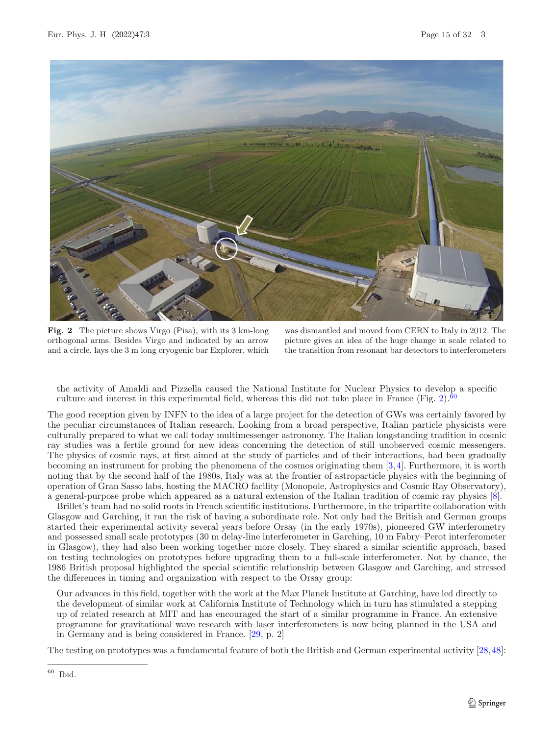**Fig. 2** The picture shows Virgo (Pisa), with its 3 km-long orthogonal arms. Besides Virgo and indicated by an arrow and a circle, lays the 3 m long cryogenic bar Explorer, which was dismantled and moved from CERN to Italy in 2012. The picture gives an idea of the huge change in scale related to the transition from resonant bar detectors to interferometers

the activity of Amaldi and Pizzella caused the National Institute for Nuclear Physics to develop a specific culture and interest in this experimental field, whereas this did not take place in France (Fig. 2).[60]

The good reception given by INFN to the idea of a large project for the detection of GWs was certainly favored by the peculiar circumstances of Italian research. Looking from a broad perspective, Italian particle physicists were culturally prepared to what we call today multimessenger astronomy. The Italian longstanding tradition in cosmic ray studies was a fertile ground for new ideas concerning the detection of still unobserved cosmic messengers. The physics of cosmic rays, at first aimed at the study of particles and of their interactions, had been gradually becoming an instrument for probing the phenomena of the cosmos originating them [3, 4]. Furthermore, it is worth noting that by the second half of the 1980s, Italy was at the frontier of astroparticle physics with the beginning of operation of Gran Sasso labs, hosting the MACRO facility (Monopole, Astrophysics and Cosmic Ray Observatory), a general-purpose probe which appeared as a natural extension of the Italian tradition of cosmic ray physics [8].

Brillet's team had no solid roots in French scientific institutions. Furthermore, in the tripartite collaboration with Glasgow and Garching, it ran the risk of having a subordinate role. Not only had the British and German groups started their experimental activity several years before Orsay (in the early 1970s), pioneered GW interferometry and possessed small scale prototypes (30 m delay-line interferometer in Garching, 10 m Fabry–Perot interferometer in Glasgow), they had also been working together more closely. They shared a similar scientific approach, based on testing technologies on prototypes before upgrading them to a full-scale interferometer. Not by chance, the 1986 British proposal highlighted the special scientific relationship between Glasgow and Garching, and stressed the differences in timing and organization with respect to the Orsay group:

> Our advances in this field, together with the work at the Max Planck Institute at Garching, have led directly to the development of similar work at California Institute of Technology which in turn has stimulated a stepping up of related research at MIT and has encouraged the start of a similar programme in France. An extensive programme for gravitational wave research with laser interferometers is now being planned in the USA and in Germany and is being considered in France. [29, p. 2]

The testing on prototypes was a fundamental feature of both the British and German experimental activity [28, 48]:

---

[60] Ibid.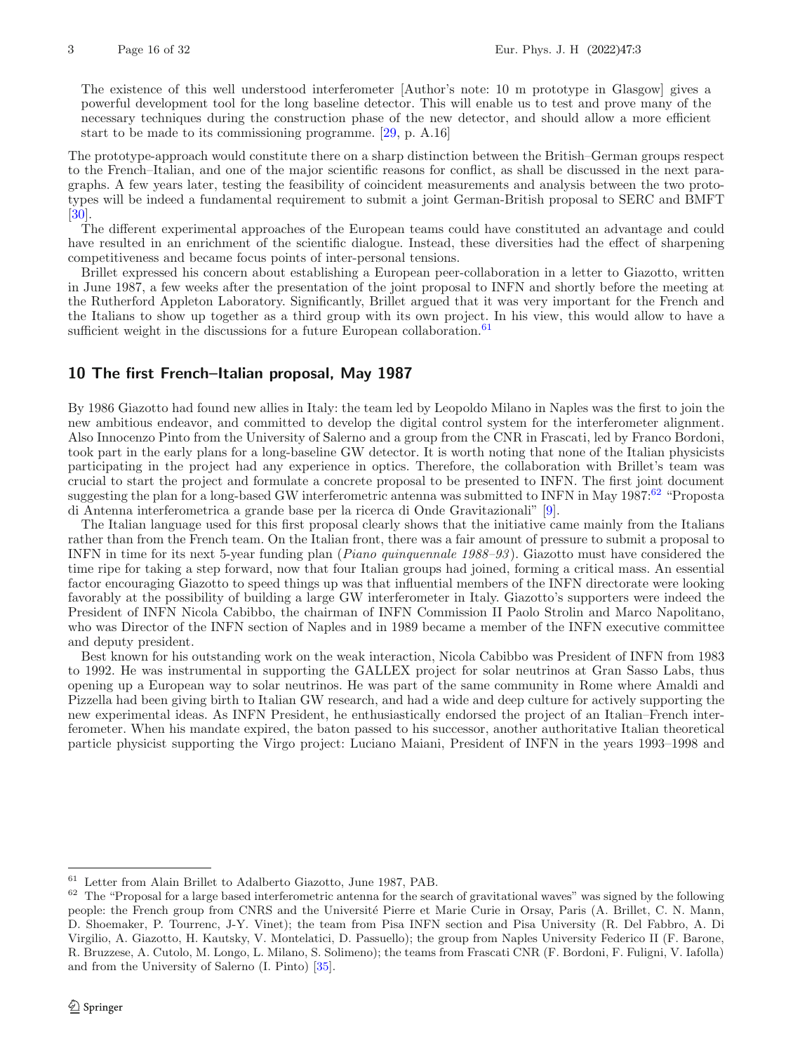> The existence of this well understood interferometer [Author's note: 10 m prototype in Glasgow] gives a powerful development tool for the long baseline detector. This will enable us to test and prove many of the necessary techniques during the construction phase of the new detector, and should allow a more efficient start to be made to its commissioning programme. [29, p. A.16]

The prototype-approach would constitute there on a sharp distinction between the British–German groups respect to the French–Italian, and one of the major scientific reasons for conflict, as shall be discussed in the next paragraphs. A few years later, testing the feasibility of coincident measurements and analysis between the two prototypes will be indeed a fundamental requirement to submit a joint German-British proposal to SERC and BMFT [30].

The different experimental approaches of the European teams could have constituted an advantage and could have resulted in an enrichment of the scientific dialogue. Instead, these diversities had the effect of sharpening competitiveness and became focus points of inter-personal tensions.

Brillet expressed his concern about establishing a European peer-collaboration in a letter to Giazotto, written in June 1987, a few weeks after the presentation of the joint proposal to INFN and shortly before the meeting at the Rutherford Appleton Laboratory. Significantly, Brillet argued that it was very important for the French and the Italians to show up together as a third group with its own project. In his view, this would allow to have a sufficient weight in the discussions for a future European collaboration.[61]

## 10 The first French–Italian proposal, May 1987

By 1986 Giazotto had found new allies in Italy: the team led by Leopoldo Milano in Naples was the first to join the new ambitious endeavor, and committed to develop the digital control system for the interferometer alignment. Also Innocenzo Pinto from the University of Salerno and a group from the CNR in Frascati, led by Franco Bordoni, took part in the early plans for a long-baseline GW detector. It is worth noting that none of the Italian physicists participating in the project had any experience in optics. Therefore, the collaboration with Brillet's team was crucial to start the project and formulate a concrete proposal to be presented to INFN. The first joint document suggesting the plan for a long-based GW interferometric antenna was submitted to INFN in May 1987:[62] "Proposta di Antenna interferometrica a grande base per la ricerca di Onde Gravitazionali" [9].

The Italian language used for this first proposal clearly shows that the initiative came mainly from the Italians rather than from the French team. On the Italian front, there was a fair amount of pressure to submit a proposal to INFN in time for its next 5-year funding plan (*Piano quinquennale 1988–93*). Giazotto must have considered the time ripe for taking a step forward, now that four Italian groups had joined, forming a critical mass. An essential factor encouraging Giazotto to speed things up was that influential members of the INFN directorate were looking favorably at the possibility of building a large GW interferometer in Italy. Giazotto's supporters were indeed the President of INFN Nicola Cabibbo, the chairman of INFN Commission II Paolo Strolin and Marco Napolitano, who was Director of the INFN section of Naples and in 1989 became a member of the INFN executive committee and deputy president.

Best known for his outstanding work on the weak interaction, Nicola Cabibbo was President of INFN from 1983 to 1992. He was instrumental in supporting the GALLEX project for solar neutrinos at Gran Sasso Labs, thus opening up a European way to solar neutrinos. He was part of the same community in Rome where Amaldi and Pizzella had been giving birth to Italian GW research, and had a wide and deep culture for actively supporting the new experimental ideas. As INFN President, he enthusiastically endorsed the project of an Italian–French interferometer. When his mandate expired, the baton passed to his successor, another authoritative Italian theoretical particle physicist supporting the Virgo project: Luciano Maiani, President of INFN in the years 1993–1998 and

---

[61] Letter from Alain Brillet to Adalberto Giazotto, June 1987, PAB.

[62] The "Proposal for a large based interferometric antenna for the search of gravitational waves" was signed by the following people: the French group from CNRS and the Université Pierre et Marie Curie in Orsay, Paris (A. Brillet, C. N. Mann, D. Shoemaker, P. Tourrenc, J-Y. Vinet); the team from Pisa INFN section and Pisa University (R. Del Fabbro, A. Di Virgilio, A. Giazotto, H. Kautsky, V. Montelatici, D. Passuello); the group from Naples University Federico II (F. Barone, R. Bruzzese, A. Cutolo, M. Longo, L. Milano, S. Solimeno); the teams from Frascati CNR (F. Bordoni, F. Fuligni, V. Iafolla) and from the University of Salerno (I. Pinto) [35].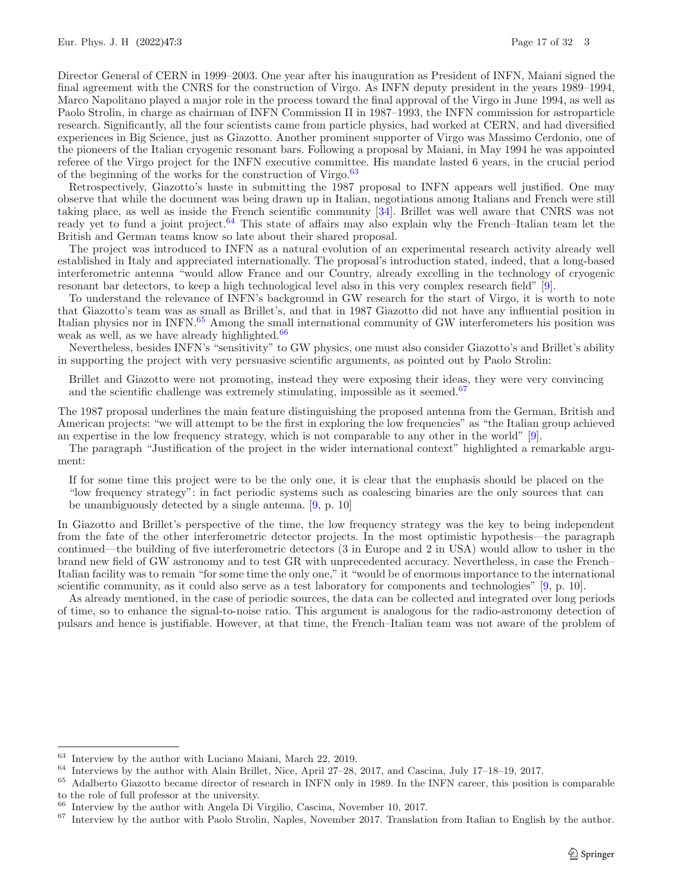Director General of CERN in 1999–2003. One year after his inauguration as President of INFN, Maiani signed the final agreement with the CNRS for the construction of Virgo. As INFN deputy president in the years 1989–1994, Marco Napolitano played a major role in the process toward the final approval of the Virgo in June 1994, as well as Paolo Strolin, in charge as chairman of INFN Commission II in 1987–1993, the INFN commission for astroparticle research. Significantly, all the four scientists came from particle physics, had worked at CERN, and had diversified experiences in Big Science, just as Giazotto. Another prominent supporter of Virgo was Massimo Cerdonio, one of the pioneers of the Italian cryogenic resonant bars. Following a proposal by Maiani, in May 1994 he was appointed referee of the Virgo project for the INFN executive committee. His mandate lasted 6 years, in the crucial period of the beginning of the works for the construction of Virgo.[63]

Retrospectively, Giazotto's haste in submitting the 1987 proposal to INFN appears well justified. One may observe that while the document was being drawn up in Italian, negotiations among Italians and French were still taking place, as well as inside the French scientific community [34]. Brillet was well aware that CNRS was not ready yet to fund a joint project.[64] This state of affairs may also explain why the French–Italian team let the British and German teams know so late about their shared proposal.

The project was introduced to INFN as a natural evolution of an experimental research activity already well established in Italy and appreciated internationally. The proposal's introduction stated, indeed, that a long-based interferometric antenna "would allow France and our Country, already excelling in the technology of cryogenic resonant bar detectors, to keep a high technological level also in this very complex research field" [9].

To understand the relevance of INFN's background in GW research for the start of Virgo, it is worth to note that Giazotto's team was as small as Brillet's, and that in 1987 Giazotto did not have any influential position in Italian physics nor in INFN.[65] Among the small international community of GW interferometers his position was weak as well, as we have already highlighted.[66]

Nevertheless, besides INFN's "sensitivity" to GW physics, one must also consider Giazotto's and Brillet's ability in supporting the project with very persuasive scientific arguments, as pointed out by Paolo Strolin:

> Brillet and Giazotto were not promoting, instead they were exposing their ideas, they were very convincing and the scientific challenge was extremely stimulating, impossible as it seemed.[67]

The 1987 proposal underlines the main feature distinguishing the proposed antenna from the German, British and American projects: "we will attempt to be the first in exploring the low frequencies" as "the Italian group achieved an expertise in the low frequency strategy, which is not comparable to any other in the world" [9].

The paragraph "Justification of the project in the wider international context" highlighted a remarkable argument:

> If for some time this project were to be the only one, it is clear that the emphasis should be placed on the "low frequency strategy": in fact periodic systems such as coalescing binaries are the only sources that can be unambiguously detected by a single antenna. [9, p. 10]

In Giazotto and Brillet's perspective of the time, the low frequency strategy was the key to being independent from the fate of the other interferometric detector projects. In the most optimistic hypothesis—the paragraph continued—the building of five interferometric detectors (3 in Europe and 2 in USA) would allow to usher in the brand new field of GW astronomy and to test GR with unprecedented accuracy. Nevertheless, in case the French–Italian facility was to remain "for some time the only one," it "would be of enormous importance to the international scientific community, as it could also serve as a test laboratory for components and technologies" [9, p. 10].

As already mentioned, in the case of periodic sources, the data can be collected and integrated over long periods of time, so to enhance the signal-to-noise ratio. This argument is analogous for the radio-astronomy detection of pulsars and hence is justifiable. However, at that time, the French–Italian team was not aware of the problem of

---

[63] Interview by the author with Luciano Maiani, March 22, 2019.

[64] Interviews by the author with Alain Brillet, Nice, April 27–28, 2017, and Cascina, July 17–18–19, 2017.

[65] Adalberto Giazotto became director of research in INFN only in 1989. In the INFN career, this position is comparable to the role of full professor at the university.

[66] Interview by the author with Angela Di Virgilio, Cascina, November 10, 2017.

[67] Interview by the author with Paolo Strolin, Naples, November 2017. Translation from Italian to English by the author.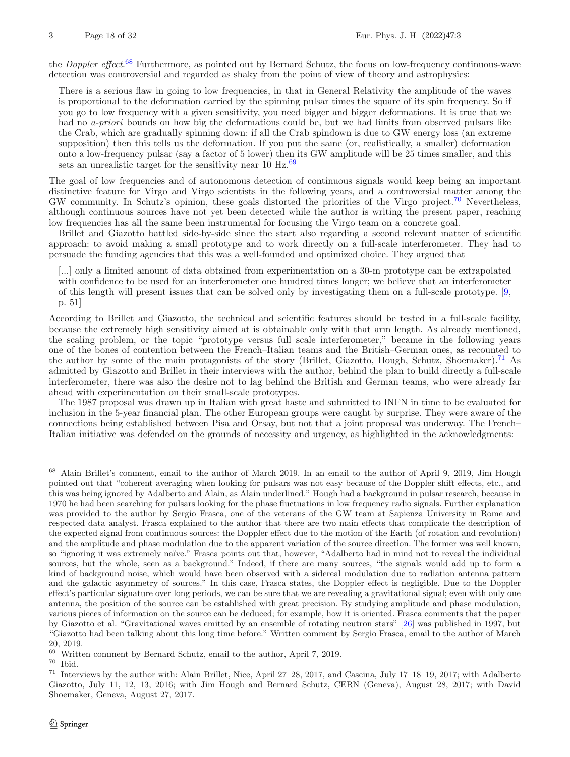the *Doppler effect*.[68] Furthermore, as pointed out by Bernard Schutz, the focus on low-frequency continuous-wave detection was controversial and regarded as shaky from the point of view of theory and astrophysics:

> There is a serious flaw in going to low frequencies, in that in General Relativity the amplitude of the waves is proportional to the deformation carried by the spinning pulsar times the square of its spin frequency. So if you go to low frequency with a given sensitivity, you need bigger and bigger deformations. It is true that we had no *a-priori* bounds on how big the deformations could be, but we had limits from observed pulsars like the Crab, which are gradually spinning down: if all the Crab spindown is due to GW energy loss (an extreme supposition) then this tells us the deformation. If you put the same (or, realistically, a smaller) deformation onto a low-frequency pulsar (say a factor of 5 lower) then its GW amplitude will be 25 times smaller, and this sets an unrealistic target for the sensitivity near 10 Hz.[69]

The goal of low frequencies and of autonomous detection of continuous signals would keep being an important distinctive feature for Virgo and Virgo scientists in the following years, and a controversial matter among the GW community. In Schutz's opinion, these goals distorted the priorities of the Virgo project.[70] Nevertheless, although continuous sources have not yet been detected while the author is writing the present paper, reaching low frequencies has all the same been instrumental for focusing the Virgo team on a concrete goal.

Brillet and Giazotto battled side-by-side since the start also regarding a second relevant matter of scientific approach: to avoid making a small prototype and to work directly on a full-scale interferometer. They had to persuade the funding agencies that this was a well-founded and optimized choice. They argued that

> [...] only a limited amount of data obtained from experimentation on a 30-m prototype can be extrapolated with confidence to be used for an interferometer one hundred times longer; we believe that an interferometer of this length will present issues that can be solved only by investigating them on a full-scale prototype. [9, p. 51]

According to Brillet and Giazotto, the technical and scientific features should be tested in a full-scale facility, because the extremely high sensitivity aimed at is obtainable only with that arm length. As already mentioned, the scaling problem, or the topic "prototype versus full scale interferometer," became in the following years one of the bones of contention between the French–Italian teams and the British–German ones, as recounted to the author by some of the main protagonists of the story (Brillet, Giazotto, Hough, Schutz, Shoemaker).[71] As admitted by Giazotto and Brillet in their interviews with the author, behind the plan to build directly a full-scale interferometer, there was also the desire not to lag behind the British and German teams, who were already far ahead with experimentation on their small-scale prototypes.

The 1987 proposal was drawn up in Italian with great haste and submitted to INFN in time to be evaluated for inclusion in the 5-year financial plan. The other European groups were caught by surprise. They were aware of the connections being established between Pisa and Orsay, but not that a joint proposal was underway. The French–Italian initiative was defended on the grounds of necessity and urgency, as highlighted in the acknowledgments:

---

[68] Alain Brillet's comment, email to the author of March 2019. In an email to the author of April 9, 2019, Jim Hough pointed out that "coherent averaging when looking for pulsars was not easy because of the Doppler shift effects, etc., and this was being ignored by Adalberto and Alain, as Alain underlined." Hough had a background in pulsar research, because in 1970 he had been searching for pulsars looking for the phase fluctuations in low frequency radio signals. Further explanation was provided to the author by Sergio Frasca, one of the veterans of the GW team at Sapienza University in Rome and respected data analyst. Frasca explained to the author that there are two main effects that complicate the description of the expected signal from continuous sources: the Doppler effect due to the motion of the Earth (of rotation and revolution) and the amplitude and phase modulation due to the apparent variation of the source direction. The former was well known, so "ignoring it was extremely naïve." Frasca points out that, however, "Adalberto had in mind not to reveal the individual sources, but the whole, seen as a background." Indeed, if there are many sources, "the signals would add up to form a kind of background noise, which would have been observed with a sidereal modulation due to radiation antenna pattern and the galactic asymmetry of sources." In this case, Frasca states, the Doppler effect is negligible. Due to the Doppler effect's particular signature over long periods, we can be sure that we are revealing a gravitational signal; even with only one antenna, the position of the source can be established with great precision. By studying amplitude and phase modulation, various pieces of information on the source can be deduced; for example, how it is oriented. Frasca comments that the paper by Giazotto et al. "Gravitational waves emitted by an ensemble of rotating neutron stars" [26] was published in 1997, but "Giazotto had been talking about this long time before." Written comment by Sergio Frasca, email to the author of March 20, 2019.

[69] Written comment by Bernard Schutz, email to the author, April 7, 2019.

[70] Ibid.

[71] Interviews by the author with: Alain Brillet, Nice, April 27–28, 2017, and Cascina, July 17–18–19, 2017; with Adalberto Giazotto, July 11, 12, 13, 2016; with Jim Hough and Bernard Schutz, CERN (Geneva), August 28, 2017; with David Shoemaker, Geneva, August 27, 2017.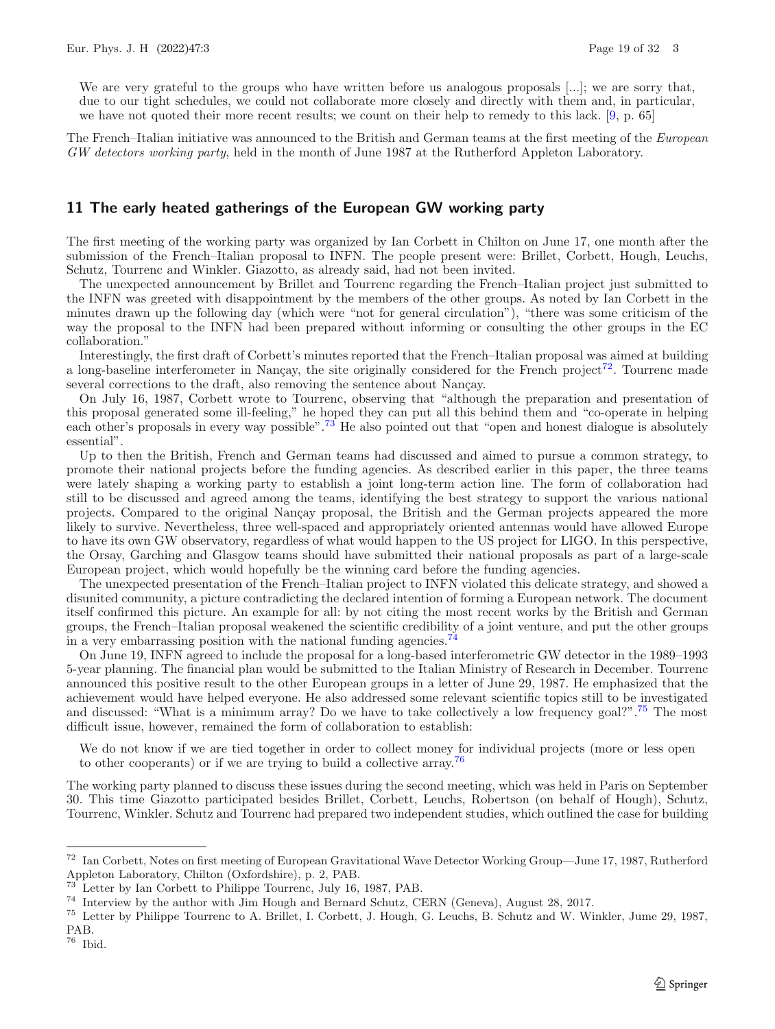We are very grateful to the groups who have written before us analogous proposals [...]; we are sorry that, due to our tight schedules, we could not collaborate more closely and directly with them and, in particular, we have not quoted their more recent results; we count on their help to remedy to this lack. [9, p. 65]

The French–Italian initiative was announced to the British and German teams at the first meeting of the *European GW detectors working party*, held in the month of June 1987 at the Rutherford Appleton Laboratory.

## 11 The early heated gatherings of the European GW working party

The first meeting of the working party was organized by Ian Corbett in Chilton on June 17, one month after the submission of the French–Italian proposal to INFN. The people present were: Brillet, Corbett, Hough, Leuchs, Schutz, Tourrenc and Winkler. Giazotto, as already said, had not been invited.

The unexpected announcement by Brillet and Tourrenc regarding the French–Italian project just submitted to the INFN was greeted with disappointment by the members of the other groups. As noted by Ian Corbett in the minutes drawn up the following day (which were "not for general circulation"), "there was some criticism of the way the proposal to the INFN had been prepared without informing or consulting the other groups in the EC collaboration."

Interestingly, the first draft of Corbett's minutes reported that the French–Italian proposal was aimed at building a long-baseline interferometer in Nançay, the site originally considered for the French project[72]. Tourrenc made several corrections to the draft, also removing the sentence about Nançay.

On July 16, 1987, Corbett wrote to Tourrenc, observing that "although the preparation and presentation of this proposal generated some ill-feeling," he hoped they can put all this behind them and "co-operate in helping each other's proposals in every way possible".[73] He also pointed out that "open and honest dialogue is absolutely essential".

Up to then the British, French and German teams had discussed and aimed to pursue a common strategy, to promote their national projects before the funding agencies. As described earlier in this paper, the three teams were lately shaping a working party to establish a joint long-term action line. The form of collaboration had still to be discussed and agreed among the teams, identifying the best strategy to support the various national projects. Compared to the original Nançay proposal, the British and the German projects appeared the more likely to survive. Nevertheless, three well-spaced and appropriately oriented antennas would have allowed Europe to have its own GW observatory, regardless of what would happen to the US project for LIGO. In this perspective, the Orsay, Garching and Glasgow teams should have submitted their national proposals as part of a large-scale European project, which would hopefully be the winning card before the funding agencies.

The unexpected presentation of the French–Italian project to INFN violated this delicate strategy, and showed a disunited community, a picture contradicting the declared intention of forming a European network. The document itself confirmed this picture. An example for all: by not citing the most recent works by the British and German groups, the French–Italian proposal weakened the scientific credibility of a joint venture, and put the other groups in a very embarrassing position with the national funding agencies.[74]

On June 19, INFN agreed to include the proposal for a long-based interferometric GW detector in the 1989–1993 5-year planning. The financial plan would be submitted to the Italian Ministry of Research in December. Tourrenc announced this positive result to the other European groups in a letter of June 29, 1987. He emphasized that the achievement would have helped everyone. He also addressed some relevant scientific topics still to be investigated and discussed: "What is a minimum array? Do we have to take collectively a low frequency goal?".[75] The most difficult issue, however, remained the form of collaboration to establish:

We do not know if we are tied together in order to collect money for individual projects (more or less open to other cooperants) or if we are trying to build a collective array.[76]

The working party planned to discuss these issues during the second meeting, which was held in Paris on September 30. This time Giazotto participated besides Brillet, Corbett, Leuchs, Robertson (on behalf of Hough), Schutz, Tourrenc, Winkler. Schutz and Tourrenc had prepared two independent studies, which outlined the case for building

---

[72] Ian Corbett, Notes on first meeting of European Gravitational Wave Detector Working Group—June 17, 1987, Rutherford Appleton Laboratory, Chilton (Oxfordshire), p. 2, PAB.

[73] Letter by Ian Corbett to Philippe Tourrenc, July 16, 1987, PAB.

[74] Interview by the author with Jim Hough and Bernard Schutz, CERN (Geneva), August 28, 2017.

[75] Letter by Philippe Tourrenc to A. Brillet, I. Corbett, J. Hough, G. Leuchs, B. Schutz and W. Winkler, Jume 29, 1987, PAB.

[76] Ibid.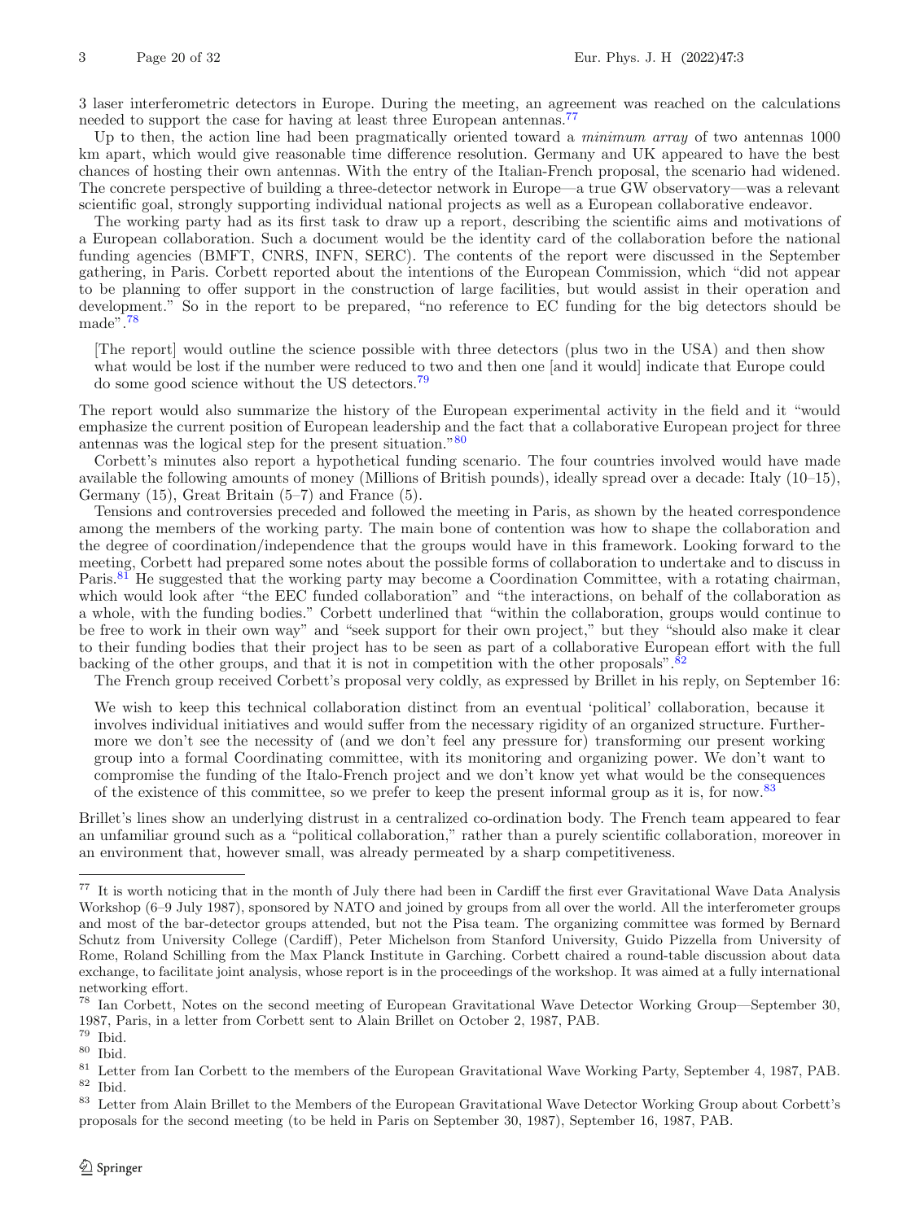3 laser interferometric detectors in Europe. During the meeting, an agreement was reached on the calculations needed to support the case for having at least three European antennas.[77]

Up to then, the action line had been pragmatically oriented toward a *minimum array* of two antennas 1000 km apart, which would give reasonable time difference resolution. Germany and UK appeared to have the best chances of hosting their own antennas. With the entry of the Italian-French proposal, the scenario had widened. The concrete perspective of building a three-detector network in Europe—a true GW observatory—was a relevant scientific goal, strongly supporting individual national projects as well as a European collaborative endeavor.

The working party had as its first task to draw up a report, describing the scientific aims and motivations of a European collaboration. Such a document would be the identity card of the collaboration before the national funding agencies (BMFT, CNRS, INFN, SERC). The contents of the report were discussed in the September gathering, in Paris. Corbett reported about the intentions of the European Commission, which "did not appear to be planning to offer support in the construction of large facilities, but would assist in their operation and development." So in the report to be prepared, "no reference to EC funding for the big detectors should be made".[78]

> [The report] would outline the science possible with three detectors (plus two in the USA) and then show what would be lost if the number were reduced to two and then one [and it would] indicate that Europe could do some good science without the US detectors.[79]

The report would also summarize the history of the European experimental activity in the field and it "would emphasize the current position of European leadership and the fact that a collaborative European project for three antennas was the logical step for the present situation."[80]

Corbett's minutes also report a hypothetical funding scenario. The four countries involved would have made available the following amounts of money (Millions of British pounds), ideally spread over a decade: Italy (10–15), Germany (15), Great Britain (5–7) and France (5).

Tensions and controversies preceded and followed the meeting in Paris, as shown by the heated correspondence among the members of the working party. The main bone of contention was how to shape the collaboration and the degree of coordination/independence that the groups would have in this framework. Looking forward to the meeting, Corbett had prepared some notes about the possible forms of collaboration to undertake and to discuss in Paris.[81] He suggested that the working party may become a Coordination Committee, with a rotating chairman, which would look after "the EEC funded collaboration" and "the interactions, on behalf of the collaboration as a whole, with the funding bodies." Corbett underlined that "within the collaboration, groups would continue to be free to work in their own way" and "seek support for their own project," but they "should also make it clear to their funding bodies that their project has to be seen as part of a collaborative European effort with the full backing of the other groups, and that it is not in competition with the other proposals".[82]

The French group received Corbett's proposal very coldly, as expressed by Brillet in his reply, on September 16:

> We wish to keep this technical collaboration distinct from an eventual 'political' collaboration, because it involves individual initiatives and would suffer from the necessary rigidity of an organized structure. Furthermore we don't see the necessity of (and we don't feel any pressure for) transforming our present working group into a formal Coordinating committee, with its monitoring and organizing power. We don't want to compromise the funding of the Italo-French project and we don't know yet what would be the consequences of the existence of this committee, so we prefer to keep the present informal group as it is, for now.[83]

Brillet's lines show an underlying distrust in a centralized co-ordination body. The French team appeared to fear an unfamiliar ground such as a "political collaboration," rather than a purely scientific collaboration, moreover in an environment that, however small, was already permeated by a sharp competitiveness.

---

[77] It is worth noticing that in the month of July there had been in Cardiff the first ever Gravitational Wave Data Analysis Workshop (6–9 July 1987), sponsored by NATO and joined by groups from all over the world. All the interferometer groups and most of the bar-detector groups attended, but not the Pisa team. The organizing committee was formed by Bernard Schutz from University College (Cardiff), Peter Michelson from Stanford University, Guido Pizzella from University of Rome, Roland Schilling from the Max Planck Institute in Garching. Corbett chaired a round-table discussion about data exchange, to facilitate joint analysis, whose report is in the proceedings of the workshop. It was aimed at a fully international networking effort.

[78] Ian Corbett, Notes on the second meeting of European Gravitational Wave Detector Working Group—September 30, 1987, Paris, in a letter from Corbett sent to Alain Brillet on October 2, 1987, PAB.

[79] Ibid.

[80] Ibid.

[81] Letter from Ian Corbett to the members of the European Gravitational Wave Working Party, September 4, 1987, PAB.

[82] Ibid.

[83] Letter from Alain Brillet to the Members of the European Gravitational Wave Detector Working Group about Corbett's proposals for the second meeting (to be held in Paris on September 30, 1987), September 16, 1987, PAB.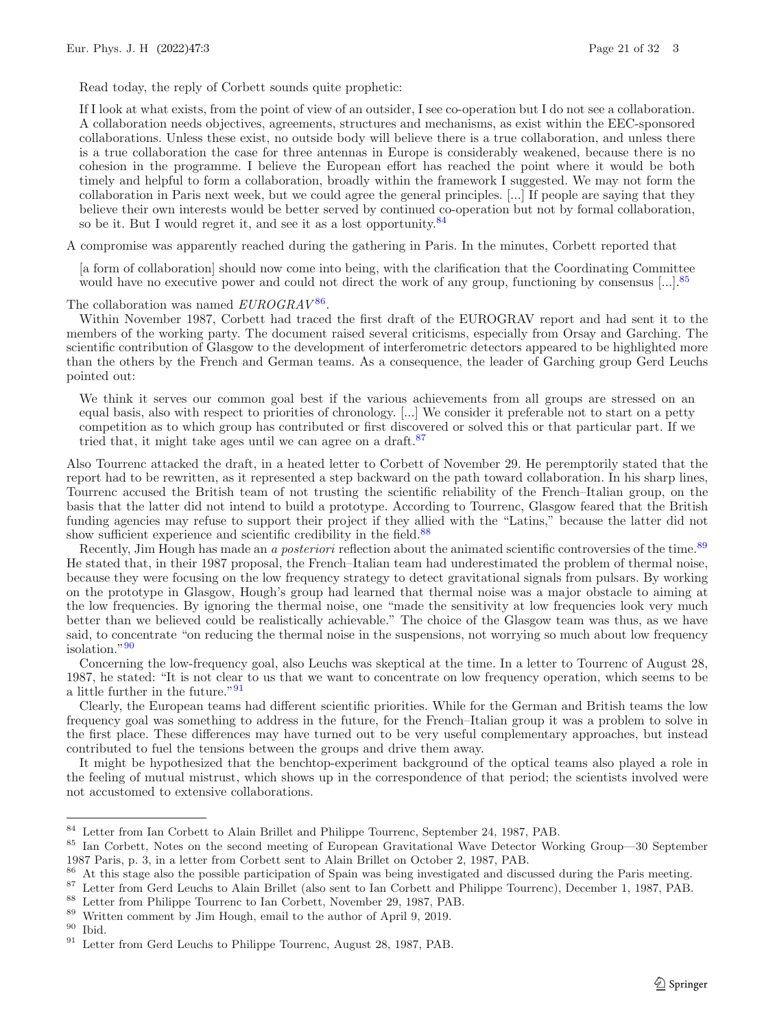Read today, the reply of Corbett sounds quite prophetic:

> If I look at what exists, from the point of view of an outsider, I see co-operation but I do not see a collaboration. A collaboration needs objectives, agreements, structures and mechanisms, as exist within the EEC-sponsored collaborations. Unless these exist, no outside body will believe there is a true collaboration, and unless there is a true collaboration the case for three antennas in Europe is considerably weakened, because there is no cohesion in the programme. I believe the European effort has reached the point where it would be both timely and helpful to form a collaboration, broadly within the framework I suggested. We may not form the collaboration in Paris next week, but we could agree the general principles. [...] If people are saying that they believe their own interests would be better served by continued co-operation but not by formal collaboration, so be it. But I would regret it, and see it as a lost opportunity.[84]

A compromise was apparently reached during the gathering in Paris. In the minutes, Corbett reported that

> [a form of collaboration] should now come into being, with the clarification that the Coordinating Committee would have no executive power and could not direct the work of any group, functioning by consensus [...].[85]

The collaboration was named *EUROGRAV*[86].

Within November 1987, Corbett had traced the first draft of the EUROGRAV report and had sent it to the members of the working party. The document raised several criticisms, especially from Orsay and Garching. The scientific contribution of Glasgow to the development of interferometric detectors appeared to be highlighted more than the others by the French and German teams. As a consequence, the leader of Garching group Gerd Leuchs pointed out:

> We think it serves our common goal best if the various achievements from all groups are stressed on an equal basis, also with respect to priorities of chronology. [...] We consider it preferable not to start on a petty competition as to which group has contributed or first discovered or solved this or that particular part. If we tried that, it might take ages until we can agree on a draft.[87]

Also Tourrenc attacked the draft, in a heated letter to Corbett of November 29. He peremptorily stated that the report had to be rewritten, as it represented a step backward on the path toward collaboration. In his sharp lines, Tourrenc accused the British team of not trusting the scientific reliability of the French–Italian group, on the basis that the latter did not intend to build a prototype. According to Tourrenc, Glasgow feared that the British funding agencies may refuse to support their project if they allied with the "Latins," because the latter did not show sufficient experience and scientific credibility in the field.[88]

Recently, Jim Hough has made an *a posteriori* reflection about the animated scientific controversies of the time.[89] He stated that, in their 1987 proposal, the French–Italian team had underestimated the problem of thermal noise, because they were focusing on the low frequency strategy to detect gravitational signals from pulsars. By working on the prototype in Glasgow, Hough's group had learned that thermal noise was a major obstacle to aiming at the low frequencies. By ignoring the thermal noise, one "made the sensitivity at low frequencies look very much better than we believed could be realistically achievable." The choice of the Glasgow team was thus, as we have said, to concentrate "on reducing the thermal noise in the suspensions, not worrying so much about low frequency isolation."[90]

Concerning the low-frequency goal, also Leuchs was skeptical at the time. In a letter to Tourrenc of August 28, 1987, he stated: "It is not clear to us that we want to concentrate on low frequency operation, which seems to be a little further in the future."[91]

Clearly, the European teams had different scientific priorities. While for the German and British teams the low frequency goal was something to address in the future, for the French–Italian group it was a problem to solve in the first place. These differences may have turned out to be very useful complementary approaches, but instead contributed to fuel the tensions between the groups and drive them away.

It might be hypothesized that the benchtop-experiment background of the optical teams also played a role in the feeling of mutual mistrust, which shows up in the correspondence of that period; the scientists involved were not accustomed to extensive collaborations.

---

[84] Letter from Ian Corbett to Alain Brillet and Philippe Tourrenc, September 24, 1987, PAB.

[85] Ian Corbett, Notes on the second meeting of European Gravitational Wave Detector Working Group—30 September 1987 Paris, p. 3, in a letter from Corbett sent to Alain Brillet on October 2, 1987, PAB.

[86] At this stage also the possible participation of Spain was being investigated and discussed during the Paris meeting.

[87] Letter from Gerd Leuchs to Alain Brillet (also sent to Ian Corbett and Philippe Tourrenc), December 1, 1987, PAB.

[88] Letter from Philippe Tourrenc to Ian Corbett, November 29, 1987, PAB.

[89] Written comment by Jim Hough, email to the author of April 9, 2019.

[90] Ibid.

[91] Letter from Gerd Leuchs to Philippe Tourrenc, August 28, 1987, PAB.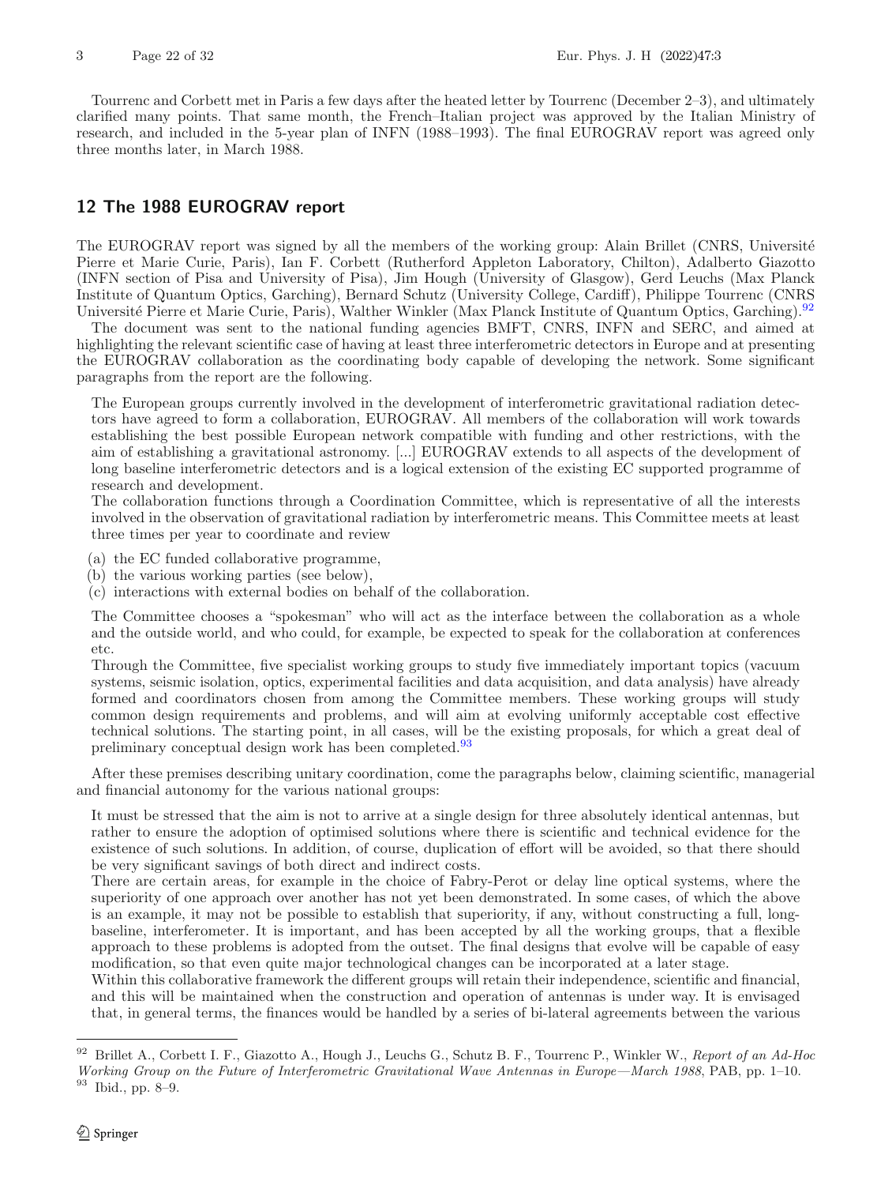Tourrenc and Corbett met in Paris a few days after the heated letter by Tourrenc (December 2–3), and ultimately clarified many points. That same month, the French–Italian project was approved by the Italian Ministry of research, and included in the 5-year plan of INFN (1988–1993). The final EUROGRAV report was agreed only three months later, in March 1988.

## 12 The 1988 EUROGRAV report

The EUROGRAV report was signed by all the members of the working group: Alain Brillet (CNRS, Université Pierre et Marie Curie, Paris), Ian F. Corbett (Rutherford Appleton Laboratory, Chilton), Adalberto Giazotto (INFN section of Pisa and University of Pisa), Jim Hough (University of Glasgow), Gerd Leuchs (Max Planck Institute of Quantum Optics, Garching), Bernard Schutz (University College, Cardiff), Philippe Tourrenc (CNRS Université Pierre et Marie Curie, Paris), Walther Winkler (Max Planck Institute of Quantum Optics, Garching).[92]

The document was sent to the national funding agencies BMFT, CNRS, INFN and SERC, and aimed at highlighting the relevant scientific case of having at least three interferometric detectors in Europe and at presenting the EUROGRAV collaboration as the coordinating body capable of developing the network. Some significant paragraphs from the report are the following.

> The European groups currently involved in the development of interferometric gravitational radiation detectors have agreed to form a collaboration, EUROGRAV. All members of the collaboration will work towards establishing the best possible European network compatible with funding and other restrictions, with the aim of establishing a gravitational astronomy. [...] EUROGRAV extends to all aspects of the development of long baseline interferometric detectors and is a logical extension of the existing EC supported programme of research and development.
>
> The collaboration functions through a Coordination Committee, which is representative of all the interests involved in the observation of gravitational radiation by interferometric means. This Committee meets at least three times per year to coordinate and review
>
> (a) the EC funded collaborative programme,
> (b) the various working parties (see below),
> (c) interactions with external bodies on behalf of the collaboration.
>
> The Committee chooses a "spokesman" who will act as the interface between the collaboration as a whole and the outside world, and who could, for example, be expected to speak for the collaboration at conferences etc.
>
> Through the Committee, five specialist working groups to study five immediately important topics (vacuum systems, seismic isolation, optics, experimental facilities and data acquisition, and data analysis) have already formed and coordinators chosen from among the Committee members. These working groups will study common design requirements and problems, and will aim at evolving uniformly acceptable cost effective technical solutions. The starting point, in all cases, will be the existing proposals, for which a great deal of preliminary conceptual design work has been completed.[93]

After these premises describing unitary coordination, come the paragraphs below, claiming scientific, managerial and financial autonomy for the various national groups:

> It must be stressed that the aim is not to arrive at a single design for three absolutely identical antennas, but rather to ensure the adoption of optimised solutions where there is scientific and technical evidence for the existence of such solutions. In addition, of course, duplication of effort will be avoided, so that there should be very significant savings of both direct and indirect costs.
>
> There are certain areas, for example in the choice of Fabry-Perot or delay line optical systems, where the superiority of one approach over another has not yet been demonstrated. In some cases, of which the above is an example, it may not be possible to establish that superiority, if any, without constructing a full, long-baseline, interferometer. It is important, and has been accepted by all the working groups, that a flexible approach to these problems is adopted from the outset. The final designs that evolve will be capable of easy modification, so that even quite major technological changes can be incorporated at a later stage.
>
> Within this collaborative framework the different groups will retain their independence, scientific and financial, and this will be maintained when the construction and operation of antennas is under way. It is envisaged that, in general terms, the finances would be handled by a series of bi-lateral agreements between the various

---

[92] Brillet A., Corbett I. F., Giazotto A., Hough J., Leuchs G., Schutz B. F., Tourrenc P., Winkler W., *Report of an Ad-Hoc Working Group on the Future of Interferometric Gravitational Wave Antennas in Europe—March 1988*, PAB, pp. 1–10.

[93] Ibid., pp. 8–9.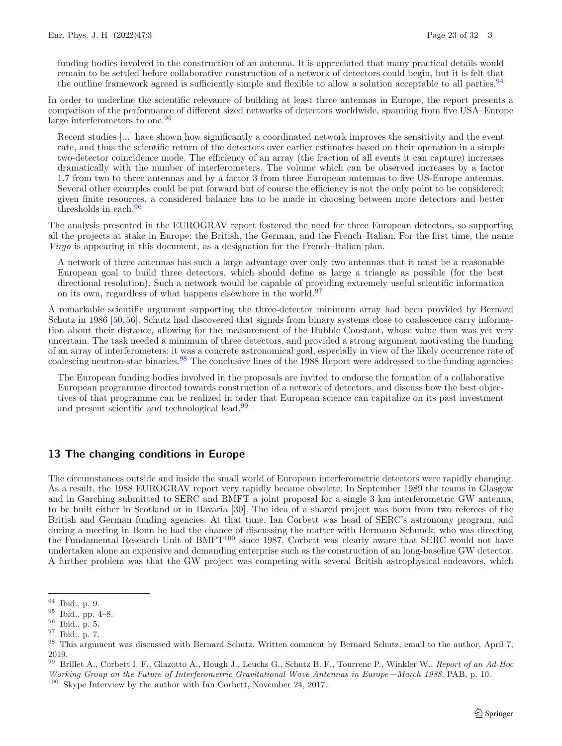funding bodies involved in the construction of an antenna. It is appreciated that many practical details would remain to be settled before collaborative construction of a network of detectors could begin, but it is felt that the outline framework agreed is sufficiently simple and flexible to allow a solution acceptable to all parties.[94]

In order to underline the scientific relevance of building at least three antennas in Europe, the report presents a comparison of the performance of different sized networks of detectors worldwide, spanning from five USA–Europe large interferometers to one.[95]

> Recent studies [...] have shown how significantly a coordinated network improves the sensitivity and the event rate, and thus the scientific return of the detectors over earlier estimates based on their operation in a simple two-detector coincidence mode. The efficiency of an array (the fraction of all events it can capture) increases dramatically with the number of interferometers. The volume which can be observed increases by a factor 1.7 from two to three antennas and by a factor 3 from three European antennas to five US-Europe antennas. Several other examples could be put forward but of course the efficiency is not the only point to be considered; given finite resources, a considered balance has to be made in choosing between more detectors and better thresholds in each.[96]

The analysis presented in the EUROGRAV report fostered the need for three European detectors, so supporting all the projects at stake in Europe: the British, the German, and the French–Italian. For the first time, the name *Virgo* is appearing in this document, as a designation for the French–Italian plan.

> A network of three antennas has such a large advantage over only two antennas that it must be a reasonable European goal to build three detectors, which should define as large a triangle as possible (for the best directional resolution). Such a network would be capable of providing extremely useful scientific information on its own, regardless of what happens elsewhere in the world.[97]

A remarkable scientific argument supporting the three-detector minimum array had been provided by Bernard Schutz in 1986 [50,56]. Schutz had discovered that signals from binary systems close to coalescence carry information about their distance, allowing for the measurement of the Hubble Constant, whose value then was yet very uncertain. The task needed a minimum of three detectors, and provided a strong argument motivating the funding of an array of interferometers: it was a concrete astronomical goal, especially in view of the likely occurrence rate of coalescing neutron-star binaries.[98] The conclusive lines of the 1988 Report were addressed to the funding agencies:

> The European funding bodies involved in the proposals are invited to endorse the formation of a collaborative European programme directed towards construction of a network of detectors, and discuss how the best objectives of that programme can be realized in order that European science can capitalize on its past investment and present scientific and technological lead.[99]

## 13 The changing conditions in Europe

The circumstances outside and inside the small world of European interferometric detectors were rapidly changing. As a result, the 1988 EUROGRAV report very rapidly became obsolete. In September 1989 the teams in Glasgow and in Garching submitted to SERC and BMFT a joint proposal for a single 3 km interferometric GW antenna, to be built either in Scotland or in Bavaria [30]. The idea of a shared project was born from two referees of the British and German funding agencies. At that time, Ian Corbett was head of SERC's astronomy program, and during a meeting in Bonn he had the chance of discussing the matter with Hermann Schunck, who was directing the Fundamental Research Unit of BMFT[100] since 1987. Corbett was clearly aware that SERC would not have undertaken alone an expensive and demanding enterprise such as the construction of an long-baseline GW detector. A further problem was that the GW project was competing with several British astrophysical endeavors, which

---

[94] Ibid., p. 9.

[95] Ibid., pp. 4–8.

[96] Ibid., p. 5.

[97] Ibid., p. 7.

[98] This argument was discussed with Bernard Schutz. Written comment by Bernard Schutz, email to the author, April 7, 2019.

[99] Brillet A., Corbett I. F., Giazotto A., Hough J., Leuchs G., Schutz B. F., Tourrenc P., Winkler W., *Report of an Ad-Hoc Working Group on the Future of Interferometric Gravitational Wave Antennas in Europe—March 1988*, PAB, p. 10.

[100] Skype Interview by the author with Ian Corbett, November 24, 2017.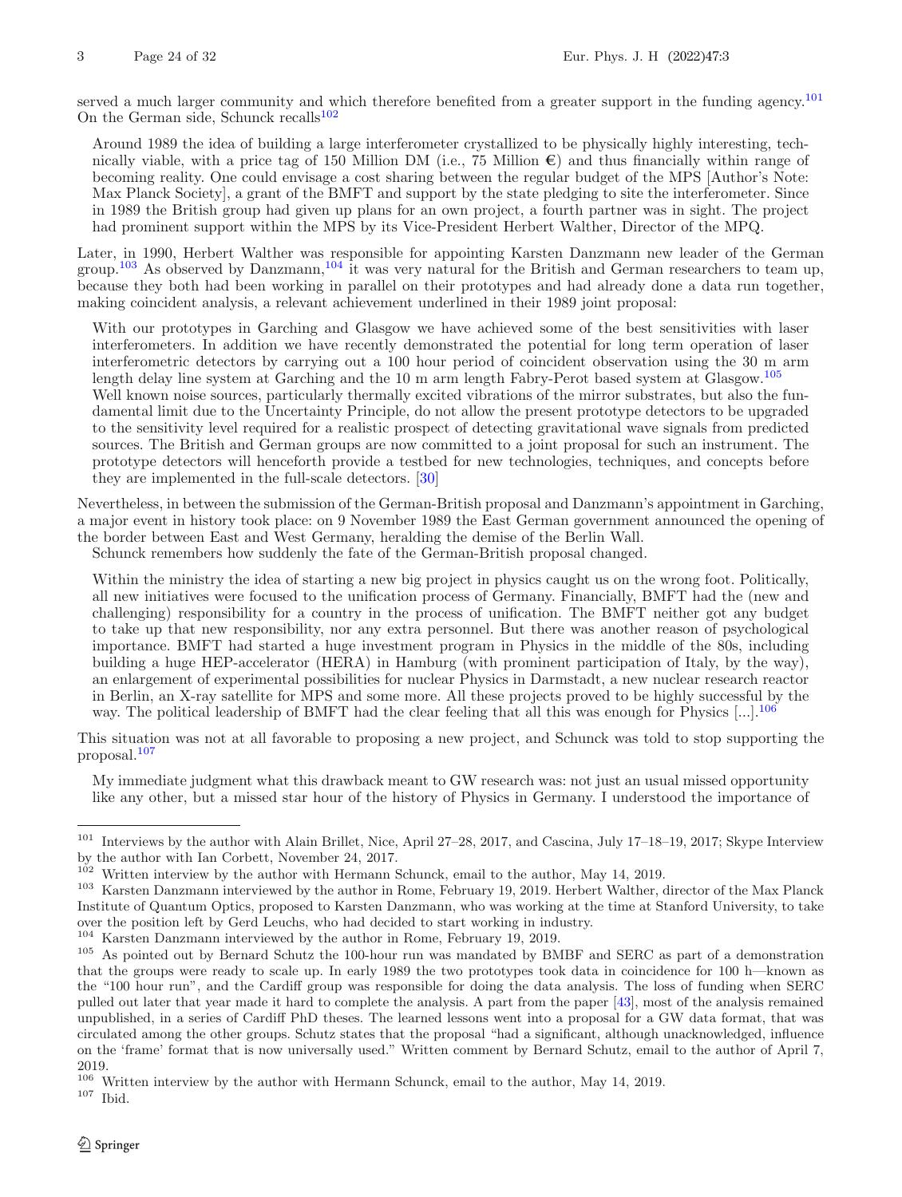served a much larger community and which therefore benefited from a greater support in the funding agency.[101] On the German side, Schunck recalls[102]

> Around 1989 the idea of building a large interferometer crystallized to be physically highly interesting, technically viable, with a price tag of 150 Million DM (i.e., 75 Million €) and thus financially within range of becoming reality. One could envisage a cost sharing between the regular budget of the MPS [Author's Note: Max Planck Society], a grant of the BMFT and support by the state pledging to site the interferometer. Since in 1989 the British group had given up plans for an own project, a fourth partner was in sight. The project had prominent support within the MPS by its Vice-President Herbert Walther, Director of the MPQ.

Later, in 1990, Herbert Walther was responsible for appointing Karsten Danzmann new leader of the German group.[103] As observed by Danzmann,[104] it was very natural for the British and German researchers to team up, because they both had been working in parallel on their prototypes and had already done a data run together, making coincident analysis, a relevant achievement underlined in their 1989 joint proposal:

> With our prototypes in Garching and Glasgow we have achieved some of the best sensitivities with laser interferometers. In addition we have recently demonstrated the potential for long term operation of laser interferometric detectors by carrying out a 100 hour period of coincident observation using the 30 m arm length delay line system at Garching and the 10 m arm length Fabry-Perot based system at Glasgow.[105]
> Well known noise sources, particularly thermally excited vibrations of the mirror substrates, but also the fundamental limit due to the Uncertainty Principle, do not allow the present prototype detectors to be upgraded to the sensitivity level required for a realistic prospect of detecting gravitational wave signals from predicted sources. The British and German groups are now committed to a joint proposal for such an instrument. The prototype detectors will henceforth provide a testbed for new technologies, techniques, and concepts before they are implemented in the full-scale detectors. [30]

Nevertheless, in between the submission of the German-British proposal and Danzmann's appointment in Garching, a major event in history took place: on 9 November 1989 the East German government announced the opening of the border between East and West Germany, heralding the demise of the Berlin Wall.
Schunck remembers how suddenly the fate of the German-British proposal changed.

> Within the ministry the idea of starting a new big project in physics caught us on the wrong foot. Politically, all new initiatives were focused to the unification process of Germany. Financially, BMFT had the (new and challenging) responsibility for a country in the process of unification. The BMFT neither got any budget to take up that new responsibility, nor any extra personnel. But there was another reason of psychological importance. BMFT had started a huge investment program in Physics in the middle of the 80s, including building a huge HEP-accelerator (HERA) in Hamburg (with prominent participation of Italy, by the way), an enlargement of experimental possibilities for nuclear Physics in Darmstadt, a new nuclear research reactor in Berlin, an X-ray satellite for MPS and some more. All these projects proved to be highly successful by the way. The political leadership of BMFT had the clear feeling that all this was enough for Physics [...].[106]

This situation was not at all favorable to proposing a new project, and Schunck was told to stop supporting the proposal.[107]

> My immediate judgment what this drawback meant to GW research was: not just an usual missed opportunity like any other, but a missed star hour of the history of Physics in Germany. I understood the importance of

---

[101] Interviews by the author with Alain Brillet, Nice, April 27–28, 2017, and Cascina, July 17–18–19, 2017; Skype Interview by the author with Ian Corbett, November 24, 2017.

[102] Written interview by the author with Hermann Schunck, email to the author, May 14, 2019.

[103] Karsten Danzmann interviewed by the author in Rome, February 19, 2019. Herbert Walther, director of the Max Planck Institute of Quantum Optics, proposed to Karsten Danzmann, who was working at the time at Stanford University, to take over the position left by Gerd Leuchs, who had decided to start working in industry.

[104] Karsten Danzmann interviewed by the author in Rome, February 19, 2019.

[105] As pointed out by Bernard Schutz the 100-hour run was mandated by BMBF and SERC as part of a demonstration that the groups were ready to scale up. In early 1989 the two prototypes took data in coincidence for 100 h—known as the "100 hour run", and the Cardiff group was responsible for doing the data analysis. The loss of funding when SERC pulled out later that year made it hard to complete the analysis. A part from the paper [43], most of the analysis remained unpublished, in a series of Cardiff PhD theses. The learned lessons went into a proposal for a GW data format, that was circulated among the other groups. Schutz states that the proposal "had a significant, although unacknowledged, influence on the 'frame' format that is now universally used." Written comment by Bernard Schutz, email to the author of April 7, 2019.

[106] Written interview by the author with Hermann Schunck, email to the author, May 14, 2019.

[107] Ibid.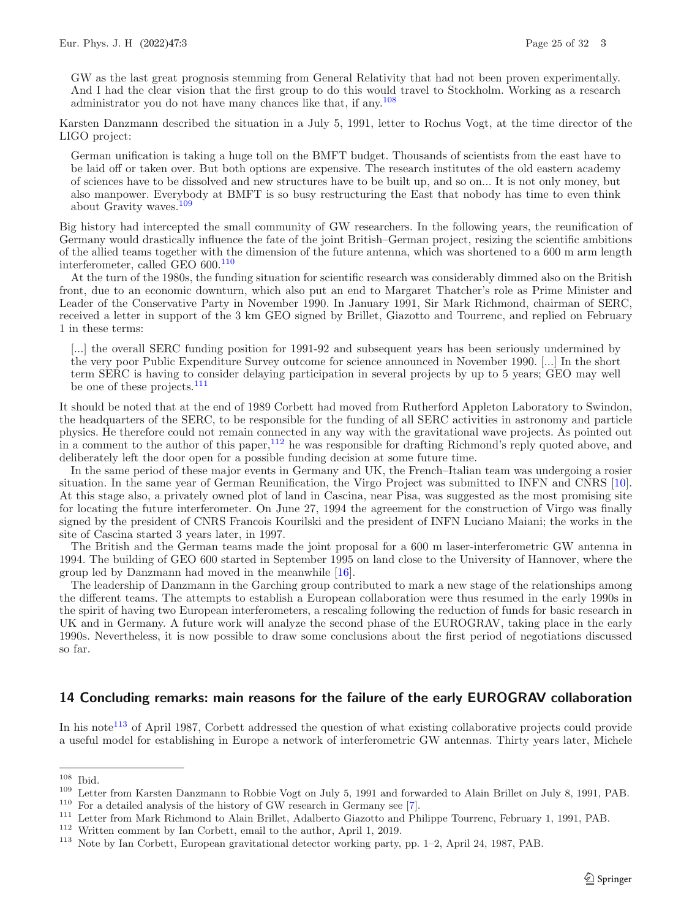GW as the last great prognosis stemming from General Relativity that had not been proven experimentally. And I had the clear vision that the first group to do this would travel to Stockholm. Working as a research administrator you do not have many chances like that, if any.[108]

Karsten Danzmann described the situation in a July 5, 1991, letter to Rochus Vogt, at the time director of the LIGO project:

> German unification is taking a huge toll on the BMFT budget. Thousands of scientists from the east have to be laid off or taken over. But both options are expensive. The research institutes of the old eastern academy of sciences have to be dissolved and new structures have to be built up, and so on... It is not only money, but also manpower. Everybody at BMFT is so busy restructuring the East that nobody has time to even think about Gravity waves.[109]

Big history had intercepted the small community of GW researchers. In the following years, the reunification of Germany would drastically influence the fate of the joint British–German project, resizing the scientific ambitions of the allied teams together with the dimension of the future antenna, which was shortened to a 600 m arm length interferometer, called GEO 600.[110]

At the turn of the 1980s, the funding situation for scientific research was considerably dimmed also on the British front, due to an economic downturn, which also put an end to Margaret Thatcher's role as Prime Minister and Leader of the Conservative Party in November 1990. In January 1991, Sir Mark Richmond, chairman of SERC, received a letter in support of the 3 km GEO signed by Brillet, Giazotto and Tourrenc, and replied on February 1 in these terms:

> [...] the overall SERC funding position for 1991-92 and subsequent years has been seriously undermined by the very poor Public Expenditure Survey outcome for science announced in November 1990. [...] In the short term SERC is having to consider delaying participation in several projects by up to 5 years; GEO may well be one of these projects.[111]

It should be noted that at the end of 1989 Corbett had moved from Rutherford Appleton Laboratory to Swindon, the headquarters of the SERC, to be responsible for the funding of all SERC activities in astronomy and particle physics. He therefore could not remain connected in any way with the gravitational wave projects. As pointed out in a comment to the author of this paper,[112] he was responsible for drafting Richmond's reply quoted above, and deliberately left the door open for a possible funding decision at some future time.

In the same period of these major events in Germany and UK, the French–Italian team was undergoing a rosier situation. In the same year of German Reunification, the Virgo Project was submitted to INFN and CNRS [10]. At this stage also, a privately owned plot of land in Cascina, near Pisa, was suggested as the most promising site for locating the future interferometer. On June 27, 1994 the agreement for the construction of Virgo was finally signed by the president of CNRS Francois Kourilski and the president of INFN Luciano Maiani; the works in the site of Cascina started 3 years later, in 1997.

The British and the German teams made the joint proposal for a 600 m laser-interferometric GW antenna in 1994. The building of GEO 600 started in September 1995 on land close to the University of Hannover, where the group led by Danzmann had moved in the meanwhile [16].

The leadership of Danzmann in the Garching group contributed to mark a new stage of the relationships among the different teams. The attempts to establish a European collaboration were thus resumed in the early 1990s in the spirit of having two European interferometers, a rescaling following the reduction of funds for basic research in UK and in Germany. A future work will analyze the second phase of the EUROGRAV, taking place in the early 1990s. Nevertheless, it is now possible to draw some conclusions about the first period of negotiations discussed so far.

## 14 Concluding remarks: main reasons for the failure of the early EUROGRAV collaboration

In his note[113] of April 1987, Corbett addressed the question of what existing collaborative projects could provide a useful model for establishing in Europe a network of interferometric GW antennas. Thirty years later, Michele

---

[108] Ibid.

[109] Letter from Karsten Danzmann to Robbie Vogt on July 5, 1991 and forwarded to Alain Brillet on July 8, 1991, PAB.

[110] For a detailed analysis of the history of GW research in Germany see [7].

[111] Letter from Mark Richmond to Alain Brillet, Adalberto Giazotto and Philippe Tourrenc, February 1, 1991, PAB.

[112] Written comment by Ian Corbett, email to the author, April 1, 2019.

[113] Note by Ian Corbett, European gravitational detector working party, pp. 1–2, April 24, 1987, PAB.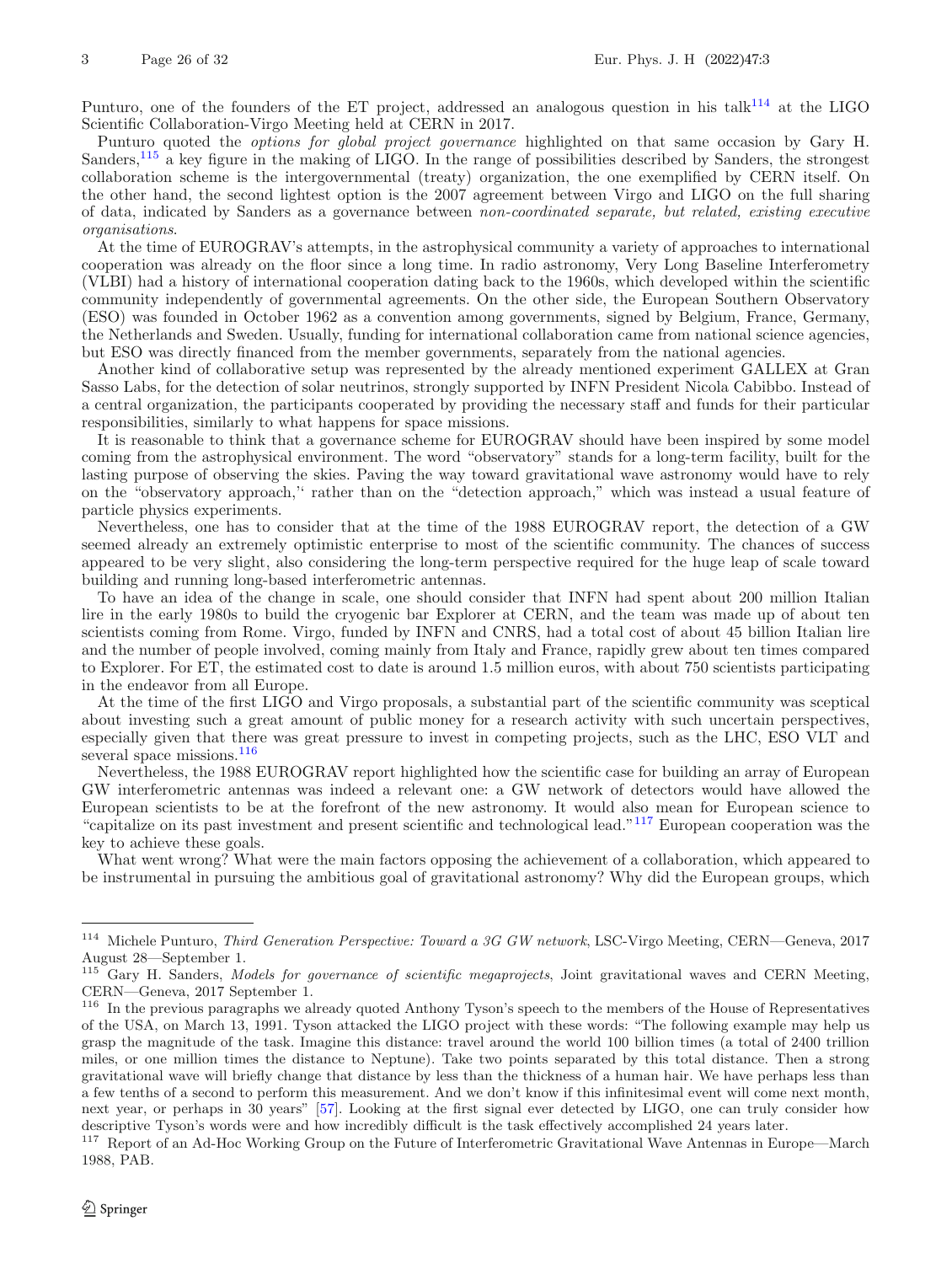Punturo, one of the founders of the ET project, addressed an analogous question in his talk[114] at the LIGO Scientific Collaboration-Virgo Meeting held at CERN in 2017.

Punturo quoted the *options for global project governance* highlighted on that same occasion by Gary H. Sanders,[115] a key figure in the making of LIGO. In the range of possibilities described by Sanders, the strongest collaboration scheme is the intergovernmental (treaty) organization, the one exemplified by CERN itself. On the other hand, the second lightest option is the 2007 agreement between Virgo and LIGO on the full sharing of data, indicated by Sanders as a governance between *non-coordinated separate, but related, existing executive organisations*.

At the time of EUROGRAV's attempts, in the astrophysical community a variety of approaches to international cooperation was already on the floor since a long time. In radio astronomy, Very Long Baseline Interferometry (VLBI) had a history of international cooperation dating back to the 1960s, which developed within the scientific community independently of governmental agreements. On the other side, the European Southern Observatory (ESO) was founded in October 1962 as a convention among governments, signed by Belgium, France, Germany, the Netherlands and Sweden. Usually, funding for international collaboration came from national science agencies, but ESO was directly financed from the member governments, separately from the national agencies.

Another kind of collaborative setup was represented by the already mentioned experiment GALLEX at Gran Sasso Labs, for the detection of solar neutrinos, strongly supported by INFN President Nicola Cabibbo. Instead of a central organization, the participants cooperated by providing the necessary staff and funds for their particular responsibilities, similarly to what happens for space missions.

It is reasonable to think that a governance scheme for EUROGRAV should have been inspired by some model coming from the astrophysical environment. The word "observatory" stands for a long-term facility, built for the lasting purpose of observing the skies. Paving the way toward gravitational wave astronomy would have to rely on the "observatory approach,'' rather than on the "detection approach," which was instead a usual feature of particle physics experiments.

Nevertheless, one has to consider that at the time of the 1988 EUROGRAV report, the detection of a GW seemed already an extremely optimistic enterprise to most of the scientific community. The chances of success appeared to be very slight, also considering the long-term perspective required for the huge leap of scale toward building and running long-based interferometric antennas.

To have an idea of the change in scale, one should consider that INFN had spent about 200 million Italian lire in the early 1980s to build the cryogenic bar Explorer at CERN, and the team was made up of about ten scientists coming from Rome. Virgo, funded by INFN and CNRS, had a total cost of about 45 billion Italian lire and the number of people involved, coming mainly from Italy and France, rapidly grew about ten times compared to Explorer. For ET, the estimated cost to date is around 1.5 million euros, with about 750 scientists participating in the endeavor from all Europe.

At the time of the first LIGO and Virgo proposals, a substantial part of the scientific community was sceptical about investing such a great amount of public money for a research activity with such uncertain perspectives, especially given that there was great pressure to invest in competing projects, such as the LHC, ESO VLT and several space missions.[116]

Nevertheless, the 1988 EUROGRAV report highlighted how the scientific case for building an array of European GW interferometric antennas was indeed a relevant one: a GW network of detectors would have allowed the European scientists to be at the forefront of the new astronomy. It would also mean for European science to "capitalize on its past investment and present scientific and technological lead."[117] European cooperation was the key to achieve these goals.

What went wrong? What were the main factors opposing the achievement of a collaboration, which appeared to be instrumental in pursuing the ambitious goal of gravitational astronomy? Why did the European groups, which

---

[114] Michele Punturo, *Third Generation Perspective: Toward a 3G GW network*, LSC-Virgo Meeting, CERN—Geneva, 2017 August 28—September 1.

[115] Gary H. Sanders, *Models for governance of scientific megaprojects*, Joint gravitational waves and CERN Meeting, CERN—Geneva, 2017 September 1.

[116] In the previous paragraphs we already quoted Anthony Tyson's speech to the members of the House of Representatives of the USA, on March 13, 1991. Tyson attacked the LIGO project with these words: "The following example may help us grasp the magnitude of the task. Imagine this distance: travel around the world 100 billion times (a total of 2400 trillion miles, or one million times the distance to Neptune). Take two points separated by this total distance. Then a strong gravitational wave will briefly change that distance by less than the thickness of a human hair. We have perhaps less than a few tenths of a second to perform this measurement. And we don't know if this infinitesimal event will come next month, next year, or perhaps in 30 years" [57]. Looking at the first signal ever detected by LIGO, one can truly consider how descriptive Tyson's words were and how incredibly difficult is the task effectively accomplished 24 years later.

[117] Report of an Ad-Hoc Working Group on the Future of Interferometric Gravitational Wave Antennas in Europe—March 1988, PAB.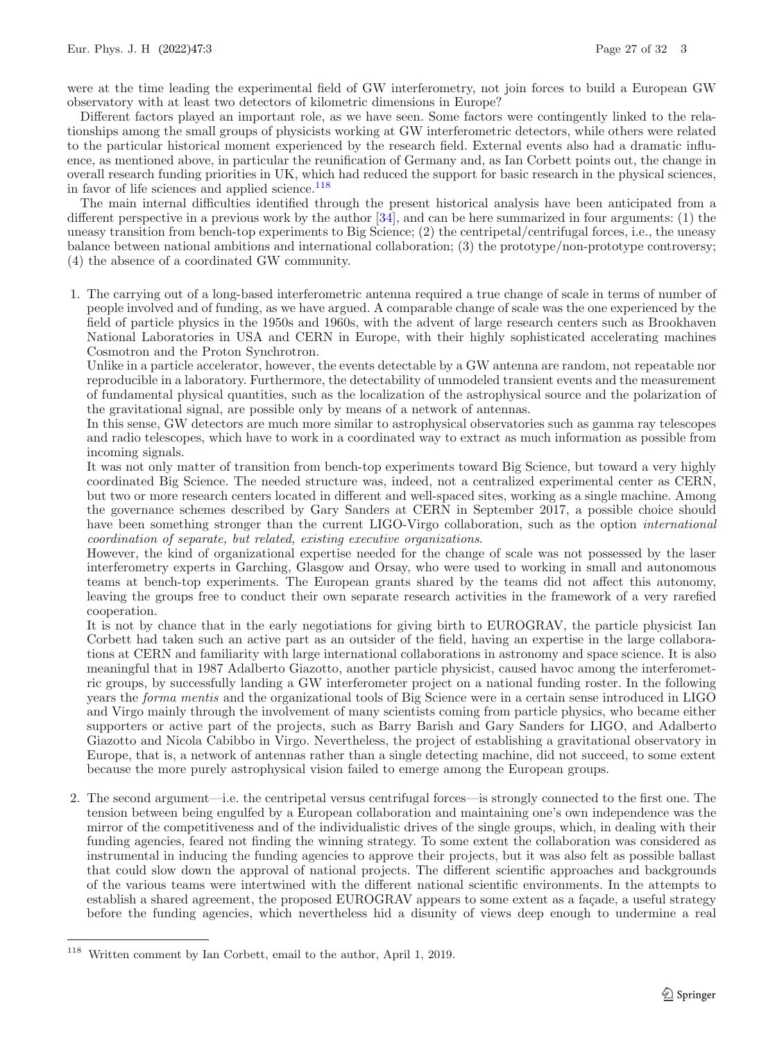were at the time leading the experimental field of GW interferometry, not join forces to build a European GW observatory with at least two detectors of kilometric dimensions in Europe?

Different factors played an important role, as we have seen. Some factors were contingently linked to the relationships among the small groups of physicists working at GW interferometric detectors, while others were related to the particular historical moment experienced by the research field. External events also had a dramatic influence, as mentioned above, in particular the reunification of Germany and, as Ian Corbett points out, the change in overall research funding priorities in UK, which had reduced the support for basic research in the physical sciences, in favor of life sciences and applied science.[118]

The main internal difficulties identified through the present historical analysis have been anticipated from a different perspective in a previous work by the author [34], and can be here summarized in four arguments: (1) the uneasy transition from bench-top experiments to Big Science; (2) the centripetal/centrifugal forces, i.e., the uneasy balance between national ambitions and international collaboration; (3) the prototype/non-prototype controversy; (4) the absence of a coordinated GW community.

1. The carrying out of a long-based interferometric antenna required a true change of scale in terms of number of people involved and of funding, as we have argued. A comparable change of scale was the one experienced by the field of particle physics in the 1950s and 1960s, with the advent of large research centers such as Brookhaven National Laboratories in USA and CERN in Europe, with their highly sophisticated accelerating machines Cosmotron and the Proton Synchrotron.
   Unlike in a particle accelerator, however, the events detectable by a GW antenna are random, not repeatable nor reproducible in a laboratory. Furthermore, the detectability of unmodeled transient events and the measurement of fundamental physical quantities, such as the localization of the astrophysical source and the polarization of the gravitational signal, are possible only by means of a network of antennas.
   In this sense, GW detectors are much more similar to astrophysical observatories such as gamma ray telescopes and radio telescopes, which have to work in a coordinated way to extract as much information as possible from incoming signals.
   It was not only matter of transition from bench-top experiments toward Big Science, but toward a very highly coordinated Big Science. The needed structure was, indeed, not a centralized experimental center as CERN, but two or more research centers located in different and well-spaced sites, working as a single machine. Among the governance schemes described by Gary Sanders at CERN in September 2017, a possible choice should have been something stronger than the current LIGO-Virgo collaboration, such as the option *international coordination of separate, but related, existing executive organizations*.
   However, the kind of organizational expertise needed for the change of scale was not possessed by the laser interferometry experts in Garching, Glasgow and Orsay, who were used to working in small and autonomous teams at bench-top experiments. The European grants shared by the teams did not affect this autonomy, leaving the groups free to conduct their own separate research activities in the framework of a very rarefied cooperation.
   It is not by chance that in the early negotiations for giving birth to EUROGRAV, the particle physicist Ian Corbett had taken such an active part as an outsider of the field, having an expertise in the large collaborations at CERN and familiarity with large international collaborations in astronomy and space science. It is also meaningful that in 1987 Adalberto Giazotto, another particle physicist, caused havoc among the interferometric groups, by successfully landing a GW interferometer project on a national funding roster. In the following years the *forma mentis* and the organizational tools of Big Science were in a certain sense introduced in LIGO and Virgo mainly through the involvement of many scientists coming from particle physics, who became either supporters or active part of the projects, such as Barry Barish and Gary Sanders for LIGO, and Adalberto Giazotto and Nicola Cabibbo in Virgo. Nevertheless, the project of establishing a gravitational observatory in Europe, that is, a network of antennas rather than a single detecting machine, did not succeed, to some extent because the more purely astrophysical vision failed to emerge among the European groups.

2. The second argument—i.e. the centripetal versus centrifugal forces—is strongly connected to the first one. The tension between being engulfed by a European collaboration and maintaining one's own independence was the mirror of the competitiveness and of the individualistic drives of the single groups, which, in dealing with their funding agencies, feared not finding the winning strategy. To some extent the collaboration was considered as instrumental in inducing the funding agencies to approve their projects, but it was also felt as possible ballast that could slow down the approval of national projects. The different scientific approaches and backgrounds of the various teams were intertwined with the different national scientific environments. In the attempts to establish a shared agreement, the proposed EUROGRAV appears to some extent as a façade, a useful strategy before the funding agencies, which nevertheless hid a disunity of views deep enough to undermine a real

[118] Written comment by Ian Corbett, email to the author, April 1, 2019.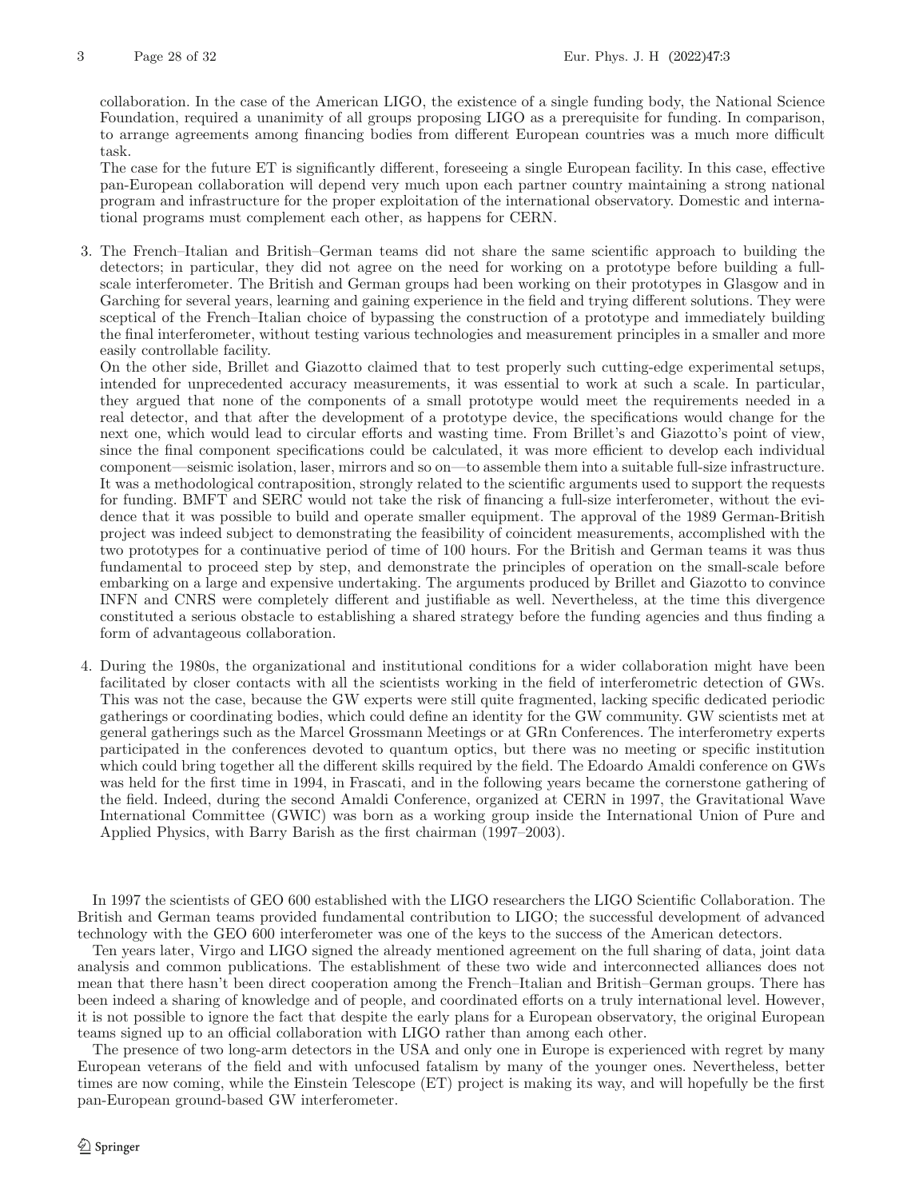collaboration. In the case of the American LIGO, the existence of a single funding body, the National Science Foundation, required a unanimity of all groups proposing LIGO as a prerequisite for funding. In comparison, to arrange agreements among financing bodies from different European countries was a much more difficult task.

The case for the future ET is significantly different, foreseeing a single European facility. In this case, effective pan-European collaboration will depend very much upon each partner country maintaining a strong national program and infrastructure for the proper exploitation of the international observatory. Domestic and international programs must complement each other, as happens for CERN.

3. The French–Italian and British–German teams did not share the same scientific approach to building the detectors; in particular, they did not agree on the need for working on a prototype before building a full-scale interferometer. The British and German groups had been working on their prototypes in Glasgow and in Garching for several years, learning and gaining experience in the field and trying different solutions. They were sceptical of the French–Italian choice of bypassing the construction of a prototype and immediately building the final interferometer, without testing various technologies and measurement principles in a smaller and more easily controllable facility.

   On the other side, Brillet and Giazotto claimed that to test properly such cutting-edge experimental setups, intended for unprecedented accuracy measurements, it was essential to work at such a scale. In particular, they argued that none of the components of a small prototype would meet the requirements needed in a real detector, and that after the development of a prototype device, the specifications would change for the next one, which would lead to circular efforts and wasting time. From Brillet's and Giazotto's point of view, since the final component specifications could be calculated, it was more efficient to develop each individual component—seismic isolation, laser, mirrors and so on—to assemble them into a suitable full-size infrastructure. It was a methodological contraposition, strongly related to the scientific arguments used to support the requests for funding. BMFT and SERC would not take the risk of financing a full-size interferometer, without the evidence that it was possible to build and operate smaller equipment. The approval of the 1989 German-British project was indeed subject to demonstrating the feasibility of coincident measurements, accomplished with the two prototypes for a continuative period of time of 100 hours. For the British and German teams it was thus fundamental to proceed step by step, and demonstrate the principles of operation on the small-scale before embarking on a large and expensive undertaking. The arguments produced by Brillet and Giazotto to convince INFN and CNRS were completely different and justifiable as well. Nevertheless, at the time this divergence constituted a serious obstacle to establishing a shared strategy before the funding agencies and thus finding a form of advantageous collaboration.

4. During the 1980s, the organizational and institutional conditions for a wider collaboration might have been facilitated by closer contacts with all the scientists working in the field of interferometric detection of GWs. This was not the case, because the GW experts were still quite fragmented, lacking specific dedicated periodic gatherings or coordinating bodies, which could define an identity for the GW community. GW scientists met at general gatherings such as the Marcel Grossmann Meetings or at GRn Conferences. The interferometry experts participated in the conferences devoted to quantum optics, but there was no meeting or specific institution which could bring together all the different skills required by the field. The Edoardo Amaldi conference on GWs was held for the first time in 1994, in Frascati, and in the following years became the cornerstone gathering of the field. Indeed, during the second Amaldi Conference, organized at CERN in 1997, the Gravitational Wave International Committee (GWIC) was born as a working group inside the International Union of Pure and Applied Physics, with Barry Barish as the first chairman (1997–2003).

In 1997 the scientists of GEO 600 established with the LIGO researchers the LIGO Scientific Collaboration. The British and German teams provided fundamental contribution to LIGO; the successful development of advanced technology with the GEO 600 interferometer was one of the keys to the success of the American detectors.

Ten years later, Virgo and LIGO signed the already mentioned agreement on the full sharing of data, joint data analysis and common publications. The establishment of these two wide and interconnected alliances does not mean that there hasn't been direct cooperation among the French–Italian and British–German groups. There has been indeed a sharing of knowledge and of people, and coordinated efforts on a truly international level. However, it is not possible to ignore the fact that despite the early plans for a European observatory, the original European teams signed up to an official collaboration with LIGO rather than among each other.

The presence of two long-arm detectors in the USA and only one in Europe is experienced with regret by many European veterans of the field and with unfocused fatalism by many of the younger ones. Nevertheless, better times are now coming, while the Einstein Telescope (ET) project is making its way, and will hopefully be the first pan-European ground-based GW interferometer.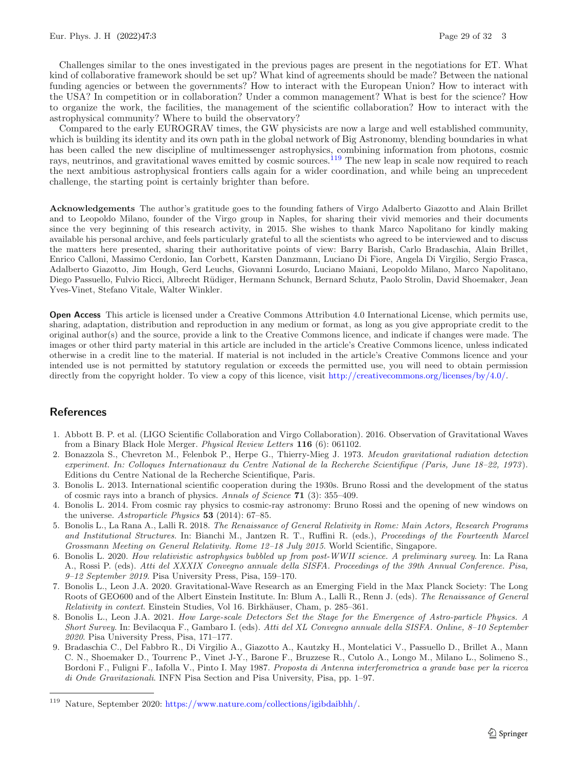Challenges similar to the ones investigated in the previous pages are present in the negotiations for ET. What kind of collaborative framework should be set up? What kind of agreements should be made? Between the national funding agencies or between the governments? How to interact with the European Union? How to interact with the USA? In competition or in collaboration? Under a common management? What is best for the science? How to organize the work, the facilities, the management of the scientific collaboration? How to interact with the astrophysical community? Where to build the observatory?

Compared to the early EUROGRAV times, the GW physicists are now a large and well established community, which is building its identity and its own path in the global network of Big Astronomy, blending boundaries in what has been called the new discipline of multimessenger astrophysics, combining information from photons, cosmic rays, neutrinos, and gravitational waves emitted by cosmic sources.[119] The new leap in scale now required to reach the next ambitious astrophysical frontiers calls again for a wider coordination, and while being an unprecedent challenge, the starting point is certainly brighter than before.

**Acknowledgements** The author's gratitude goes to the founding fathers of Virgo Adalberto Giazotto and Alain Brillet and to Leopoldo Milano, founder of the Virgo group in Naples, for sharing their vivid memories and their documents since the very beginning of this research activity, in 2015. She wishes to thank Marco Napolitano for kindly making available his personal archive, and feels particularly grateful to all the scientists who agreed to be interviewed and to discuss the matters here presented, sharing their authoritative points of view: Barry Barish, Carlo Bradaschia, Alain Brillet, Enrico Calloni, Massimo Cerdonio, Ian Corbett, Karsten Danzmann, Luciano Di Fiore, Angela Di Virgilio, Sergio Frasca, Adalberto Giazotto, Jim Hough, Gerd Leuchs, Giovanni Losurdo, Luciano Maiani, Leopoldo Milano, Marco Napolitano, Diego Passuello, Fulvio Ricci, Albrecht Rüdiger, Hermann Schunck, Bernard Schutz, Paolo Strolin, David Shoemaker, Jean Yves-Vinet, Stefano Vitale, Walter Winkler.

**Open Access** This article is licensed under a Creative Commons Attribution 4.0 International License, which permits use, sharing, adaptation, distribution and reproduction in any medium or format, as long as you give appropriate credit to the original author(s) and the source, provide a link to the Creative Commons licence, and indicate if changes were made. The images or other third party material in this article are included in the article's Creative Commons licence, unless indicated otherwise in a credit line to the material. If material is not included in the article's Creative Commons licence and your intended use is not permitted by statutory regulation or exceeds the permitted use, you will need to obtain permission directly from the copyright holder. To view a copy of this licence, visit http://creativecommons.org/licenses/by/4.0/.

## References

1. Abbott B. P. et al. (LIGO Scientific Collaboration and Virgo Collaboration). 2016. Observation of Gravitational Waves from a Binary Black Hole Merger. *Physical Review Letters* **116** (6): 061102.
2. Bonazzola S., Chevreton M., Felenbok P., Herpe G., Thierry-Mieg J. 1973. *Meudon gravitational radiation detection experiment. In: Colloques Internationaux du Centre National de la Recherche Scientifique (Paris, June 18–22, 1973)*. Editions du Centre National de la Recherche Scientifique, Paris.
3. Bonolis L. 2013. International scientific cooperation during the 1930s. Bruno Rossi and the development of the status of cosmic rays into a branch of physics. *Annals of Science* **71** (3): 355–409.
4. Bonolis L. 2014. From cosmic ray physics to cosmic-ray astronomy: Bruno Rossi and the opening of new windows on the universe. *Astroparticle Physics* **53** (2014): 67–85.
5. Bonolis L., La Rana A., Lalli R. 2018. *The Renaissance of General Relativity in Rome: Main Actors, Research Programs and Institutional Structures*. In: Bianchi M., Jantzen R. T., Ruffini R. (eds.), *Proceedings of the Fourteenth Marcel Grossmann Meeting on General Relativity. Rome 12–18 July 2015*. World Scientific, Singapore.
6. Bonolis L. 2020. *How relativistic astrophysics bubbled up from post-WWII science. A preliminary survey*. In: La Rana A., Rossi P. (eds). *Atti del XXXIX Convegno annuale della SISFA. Proceedings of the 39th Annual Conference. Pisa, 9–12 September 2019*. Pisa University Press, Pisa, 159–170.
7. Bonolis L., Leon J.A. 2020. Gravitational-Wave Research as an Emerging Field in the Max Planck Society: The Long Roots of GEO600 and of the Albert Einstein Institute. In: Blum A., Lalli R., Renn J. (eds). *The Renaissance of General Relativity in context*. Einstein Studies, Vol 16. Birkhäuser, Cham, p. 285–361.
8. Bonolis L., Leon J.A. 2021. *How Large-scale Detectors Set the Stage for the Emergence of Astro-particle Physics. A Short Survey*. In: Bevilacqua F., Gambaro I. (eds). *Atti del XL Convegno annuale della SISFA. Online, 8–10 September 2020*. Pisa University Press, Pisa, 171–177.
9. Bradaschia C., Del Fabbro R., Di Virgilio A., Giazotto A., Kautzky H., Montelatici V., Passuello D., Brillet A., Mann C. N., Shoemaker D., Tourrenc P., Vinet J-Y., Barone F., Bruzzese R., Cutolo A., Longo M., Milano L., Solimeno S., Bordoni F., Fuligni F., Iafolla V., Pinto I. May 1987. *Proposta di Antenna interferometrica a grande base per la ricerca di Onde Gravitazionali*. INFN Pisa Section and Pisa University, Pisa, pp. 1–97.

---

[119] Nature, September 2020: https://www.nature.com/collections/igibdaibhh/.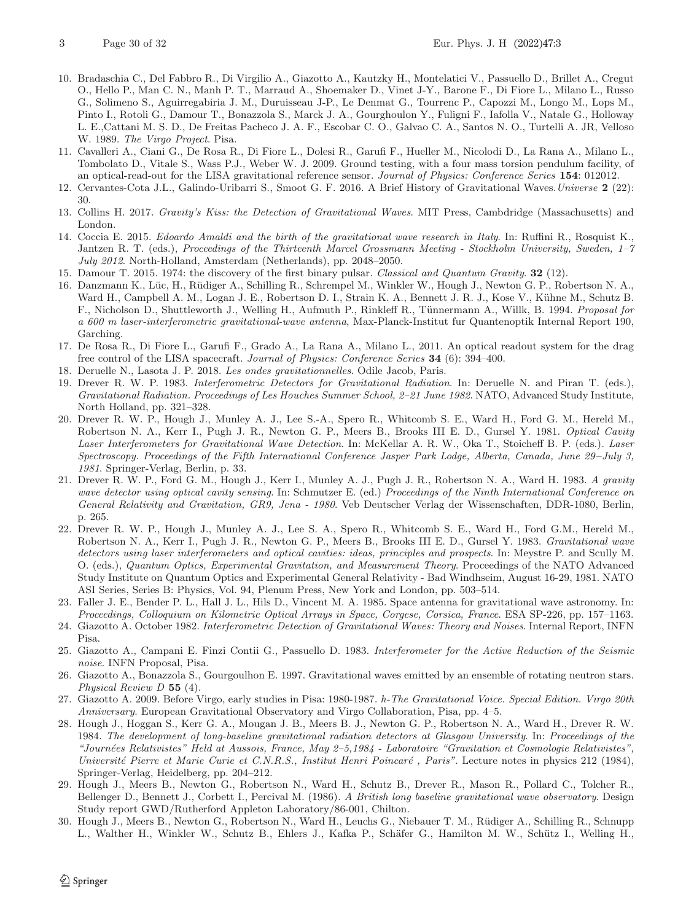10. Bradaschia C., Del Fabbro R., Di Virgilio A., Giazotto A., Kautzky H., Montelatici V., Passuello D., Brillet A., Cregut O., Hello P., Man C. N., Manh P. T., Marraud A., Shoemaker D., Vinet J-Y., Barone F., Di Fiore L., Milano L., Russo G., Solimeno S., Aguirregabiria J. M., Duruisseau J-P., Le Denmat G., Tourrenc P., Capozzi M., Longo M., Lops M., Pinto I., Rotoli G., Damour T., Bonazzola S., Marck J. A., Gourghoulon Y., Fuligni F., Iafolla V., Natale G., Holloway L. E.,Cattani M. S. D., De Freitas Pacheco J. A. F., Escobar C. O., Galvao C. A., Santos N. O., Turtelli A. JR, Velloso W. 1989. *The Virgo Project*. Pisa.
11. Cavalleri A., Ciani G., De Rosa R., Di Fiore L., Dolesi R., Garufi F., Hueller M., Nicolodi D., La Rana A., Milano L., Tombolato D., Vitale S., Wass P.J., Weber W. J. 2009. Ground testing, with a four mass torsion pendulum facility, of an optical-read-out for the LISA gravitational reference sensor. *Journal of Physics: Conference Series* **154**: 012012.
12. Cervantes-Cota J.L., Galindo-Uribarri S., Smoot G. F. 2016. A Brief History of Gravitational Waves. *Universe* **2** (22): 30.
13. Collins H. 2017. *Gravity's Kiss: the Detection of Gravitational Waves*. MIT Press, Cambdridge (Massachusetts) and London.
14. Coccia E. 2015. *Edoardo Amaldi and the birth of the gravitational wave research in Italy*. In: Ruffini R., Rosquist K., Jantzen R. T. (eds.), *Proceedings of the Thirteenth Marcel Grossmann Meeting - Stockholm University, Sweden, 1–7 July 2012*. North-Holland, Amsterdam (Netherlands), pp. 2048–2050.
15. Damour T. 2015. 1974: the discovery of the first binary pulsar. *Classical and Quantum Gravity*. **32** (12).
16. Danzmann K., Lüc, H., Rüdiger A., Schilling R., Schrempel M., Winkler W., Hough J., Newton G. P., Robertson N. A., Ward H., Campbell A. M., Logan J. E., Robertson D. I., Strain K. A., Bennett J. R. J., Kose V., Kühne M., Schutz B. F., Nicholson D., Shuttleworth J., Welling H., Aufmuth P., Rinkleff R., Tünnermann A., Willk, B. 1994. *Proposal for a 600 m laser-interferometric gravitational-wave antenna*, Max-Planck-Institut fur Quantenoptik Internal Report 190, Garching.
17. De Rosa R., Di Fiore L., Garufi F., Grado A., La Rana A., Milano L., 2011. An optical readout system for the drag free control of the LISA spacecraft. *Journal of Physics: Conference Series* **34** (6): 394–400.
18. Deruelle N., Lasota J. P. 2018. *Les ondes gravitationnelles*. Odile Jacob, Paris.
19. Drever R. W. P. 1983. *Interferometric Detectors for Gravitational Radiation*. In: Deruelle N. and Piran T. (eds.), *Gravitational Radiation. Proceedings of Les Houches Summer School, 2–21 June 1982*. NATO, Advanced Study Institute, North Holland, pp. 321–328.
20. Drever R. W. P., Hough J., Munley A. J., Lee S.-A., Spero R., Whitcomb S. E., Ward H., Ford G. M., Hereld M., Robertson N. A., Kerr I., Pugh J. R., Newton G. P., Meers B., Brooks III E. D., Gursel Y. 1981. *Optical Cavity Laser Interferometers for Gravitational Wave Detection*. In: McKellar A. R. W., Oka T., Stoicheff B. P. (eds.). *Laser Spectroscopy. Proceedings of the Fifth International Conference Jasper Park Lodge, Alberta, Canada, June 29–July 3, 1981*. Springer-Verlag, Berlin, p. 33.
21. Drever R. W. P., Ford G. M., Hough J., Kerr I., Munley A. J., Pugh J. R., Robertson N. A., Ward H. 1983. *A gravity wave detector using optical cavity sensing*. In: Schmutzer E. (ed.) *Proceedings of the Ninth International Conference on General Relativity and Gravitation, GR9, Jena - 1980*. Veb Deutscher Verlag der Wissenschaften, DDR-1080, Berlin, p. 265.
22. Drever R. W. P., Hough J., Munley A. J., Lee S. A., Spero R., Whitcomb S. E., Ward H., Ford G.M., Hereld M., Robertson N. A., Kerr I., Pugh J. R., Newton G. P., Meers B., Brooks III E. D., Gursel Y. 1983. *Gravitational wave detectors using laser interferometers and optical cavities: ideas, principles and prospects*. In: Meystre P. and Scully M. O. (eds.), *Quantum Optics, Experimental Gravitation, and Measurement Theory*. Proceedings of the NATO Advanced Study Institute on Quantum Optics and Experimental General Relativity - Bad Windhseim, August 16-29, 1981. NATO ASI Series, Series B: Physics, Vol. 94, Plenum Press, New York and London, pp. 503–514.
23. Faller J. E., Bender P. L., Hall J. L., Hils D., Vincent M. A. 1985. Space antenna for gravitational wave astronomy. In: *Proceedings, Colloquium on Kilometric Optical Arrays in Space, Corgese, Corsica, France*. ESA SP-226, pp. 157–1163.
24. Giazotto A. October 1982. *Interferometric Detection of Gravitational Waves: Theory and Noises*. Internal Report, INFN Pisa.
25. Giazotto A., Campani E. Finzi Contii G., Passuello D. 1983. *Interferometer for the Active Reduction of the Seismic noise*. INFN Proposal, Pisa.
26. Giazotto A., Bonazzola S., Gourgoulhon E. 1997. Gravitational waves emitted by an ensemble of rotating neutron stars. *Physical Review D* **55** (4).
27. Giazotto A. 2009. Before Virgo, early studies in Pisa: 1980-1987. *h-The Gravitational Voice. Special Edition. Virgo 20th Anniversary*. European Gravitational Observatory and Virgo Collaboration, Pisa, pp. 4–5.
28. Hough J., Hoggan S., Kerr G. A., Mougan J. B., Meers B. J., Newton G. P., Robertson N. A., Ward H., Drever R. W. 1984. *The development of long-baseline gravitational radiation detectors at Glasgow University*. In: *Proceedings of the "Journées Relativistes" Held at Aussois, France, May 2–5,1984 - Laboratoire "Gravitation et Cosmologie Relativistes", Université Pierre et Marie Curie et C.N.R.S., Institut Henri Poincaré , Paris"*. Lecture notes in physics 212 (1984), Springer-Verlag, Heidelberg, pp. 204–212.
29. Hough J., Meers B., Newton G., Robertson N., Ward H., Schutz B., Drever R., Mason R., Pollard C., Tolcher R., Bellenger D., Bennett J., Corbett I., Percival M. (1986). *A British long baseline gravitational wave observatory*. Design Study report GWD/Rutherford Appleton Laboratory/86-001, Chilton.
30. Hough J., Meers B., Newton G., Robertson N., Ward H., Leuchs G., Niebauer T. M., Rüdiger A., Schilling R., Schnupp L., Walther H., Winkler W., Schutz B., Ehlers J., Kafka P., Schäfer G., Hamilton M. W., Schütz I., Welling H.,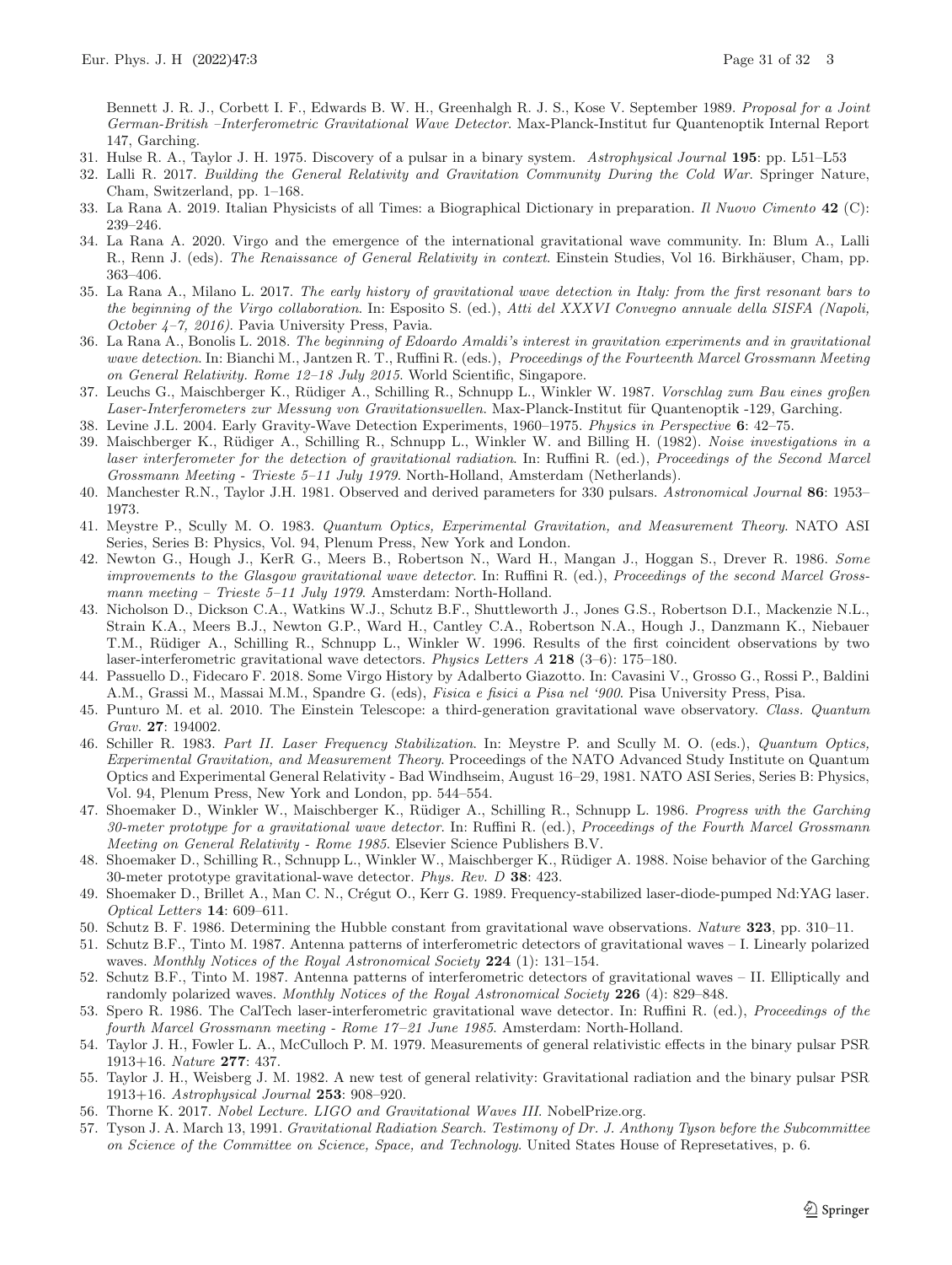Bennett J. R. J., Corbett I. F., Edwards B. W. H., Greenhalgh R. J. S., Kose V. September 1989. *Proposal for a Joint German-British –Interferometric Gravitational Wave Detector*. Max-Planck-Institut fur Quantenoptik Internal Report 147, Garching.

31. Hulse R. A., Taylor J. H. 1975. Discovery of a pulsar in a binary system. *Astrophysical Journal* **195**: pp. L51–L53
32. Lalli R. 2017. *Building the General Relativity and Gravitation Community During the Cold War*. Springer Nature, Cham, Switzerland, pp. 1–168.
33. La Rana A. 2019. Italian Physicists of all Times: a Biographical Dictionary in preparation. *Il Nuovo Cimento* **42** (C): 239–246.
34. La Rana A. 2020. Virgo and the emergence of the international gravitational wave community. In: Blum A., Lalli R., Renn J. (eds). *The Renaissance of General Relativity in context*. Einstein Studies, Vol 16. Birkhäuser, Cham, pp. 363–406.
35. La Rana A., Milano L. 2017. *The early history of gravitational wave detection in Italy: from the first resonant bars to the beginning of the Virgo collaboration*. In: Esposito S. (ed.), *Atti del XXXVI Convegno annuale della SISFA (Napoli, October 4–7, 2016)*. Pavia University Press, Pavia.
36. La Rana A., Bonolis L. 2018. *The beginning of Edoardo Amaldi's interest in gravitation experiments and in gravitational wave detection*. In: Bianchi M., Jantzen R. T., Ruffini R. (eds.), *Proceedings of the Fourteenth Marcel Grossmann Meeting on General Relativity. Rome 12–18 July 2015*. World Scientific, Singapore.
37. Leuchs G., Maischberger K., Rüdiger A., Schilling R., Schnupp L., Winkler W. 1987. *Vorschlag zum Bau eines großen Laser-Interferometers zur Messung von Gravitationswellen*. Max-Planck-Institut für Quantenoptik -129, Garching.
38. Levine J.L. 2004. Early Gravity-Wave Detection Experiments, 1960–1975. *Physics in Perspective* **6**: 42–75.
39. Maischberger K., Rüdiger A., Schilling R., Schnupp L., Winkler W. and Billing H. (1982). *Noise investigations in a laser interferometer for the detection of gravitational radiation*. In: Ruffini R. (ed.), *Proceedings of the Second Marcel Grossmann Meeting - Trieste 5–11 July 1979*. North-Holland, Amsterdam (Netherlands).
40. Manchester R.N., Taylor J.H. 1981. Observed and derived parameters for 330 pulsars. *Astronomical Journal* **86**: 1953–1973.
41. Meystre P., Scully M. O. 1983. *Quantum Optics, Experimental Gravitation, and Measurement Theory*. NATO ASI Series, Series B: Physics, Vol. 94, Plenum Press, New York and London.
42. Newton G., Hough J., KerR G., Meers B., Robertson N., Ward H., Mangan J., Hoggan S., Drever R. 1986. *Some improvements to the Glasgow gravitational wave detector*. In: Ruffini R. (ed.), *Proceedings of the second Marcel Grossmann meeting – Trieste 5–11 July 1979*. Amsterdam: North-Holland.
43. Nicholson D., Dickson C.A., Watkins W.J., Schutz B.F., Shuttleworth J., Jones G.S., Robertson D.I., Mackenzie N.L., Strain K.A., Meers B.J., Newton G.P., Ward H., Cantley C.A., Robertson N.A., Hough J., Danzmann K., Niebauer T.M., Rüdiger A., Schilling R., Schnupp L., Winkler W. 1996. Results of the first coincident observations by two laser-interferometric gravitational wave detectors. *Physics Letters A* **218** (3–6): 175–180.
44. Passuello D., Fidecaro F. 2018. Some Virgo History by Adalberto Giazotto. In: Cavasini V., Grosso G., Rossi P., Baldini A.M., Grassi M., Massai M.M., Spandre G. (eds), *Fisica e fisici a Pisa nel '900*. Pisa University Press, Pisa.
45. Punturo M. et al. 2010. The Einstein Telescope: a third-generation gravitational wave observatory. *Class. Quantum Grav.* **27**: 194002.
46. Schiller R. 1983. *Part II. Laser Frequency Stabilization*. In: Meystre P. and Scully M. O. (eds.), *Quantum Optics, Experimental Gravitation, and Measurement Theory*. Proceedings of the NATO Advanced Study Institute on Quantum Optics and Experimental General Relativity - Bad Windhseim, August 16–29, 1981. NATO ASI Series, Series B: Physics, Vol. 94, Plenum Press, New York and London, pp. 544–554.
47. Shoemaker D., Winkler W., Maischberger K., Rüdiger A., Schilling R., Schnupp L. 1986. *Progress with the Garching 30-meter prototype for a gravitational wave detector*. In: Ruffini R. (ed.), *Proceedings of the Fourth Marcel Grossmann Meeting on General Relativity - Rome 1985*. Elsevier Science Publishers B.V.
48. Shoemaker D., Schilling R., Schnupp L., Winkler W., Maischberger K., Rüdiger A. 1988. Noise behavior of the Garching 30-meter prototype gravitational-wave detector. *Phys. Rev. D* **38**: 423.
49. Shoemaker D., Brillet A., Man C. N., Crégut O., Kerr G. 1989. Frequency-stabilized laser-diode-pumped Nd:YAG laser. *Optical Letters* **14**: 609–611.
50. Schutz B. F. 1986. Determining the Hubble constant from gravitational wave observations. *Nature* **323**, pp. 310–11.
51. Schutz B.F., Tinto M. 1987. Antenna patterns of interferometric detectors of gravitational waves – I. Linearly polarized waves. *Monthly Notices of the Royal Astronomical Society* **224** (1): 131–154.
52. Schutz B.F., Tinto M. 1987. Antenna patterns of interferometric detectors of gravitational waves – II. Elliptically and randomly polarized waves. *Monthly Notices of the Royal Astronomical Society* **226** (4): 829–848.
53. Spero R. 1986. The CalTech laser-interferometric gravitational wave detector. In: Ruffini R. (ed.), *Proceedings of the fourth Marcel Grossmann meeting - Rome 17–21 June 1985*. Amsterdam: North-Holland.
54. Taylor J. H., Fowler L. A., McCulloch P. M. 1979. Measurements of general relativistic effects in the binary pulsar PSR 1913+16. *Nature* **277**: 437.
55. Taylor J. H., Weisberg J. M. 1982. A new test of general relativity: Gravitational radiation and the binary pulsar PSR 1913+16. *Astrophysical Journal* **253**: 908–920.
56. Thorne K. 2017. *Nobel Lecture. LIGO and Gravitational Waves III*. NobelPrize.org.
57. Tyson J. A. March 13, 1991. *Gravitational Radiation Search. Testimony of Dr. J. Anthony Tyson before the Subcommittee on Science of the Committee on Science, Space, and Technology*. United States House of Represetatives, p. 6.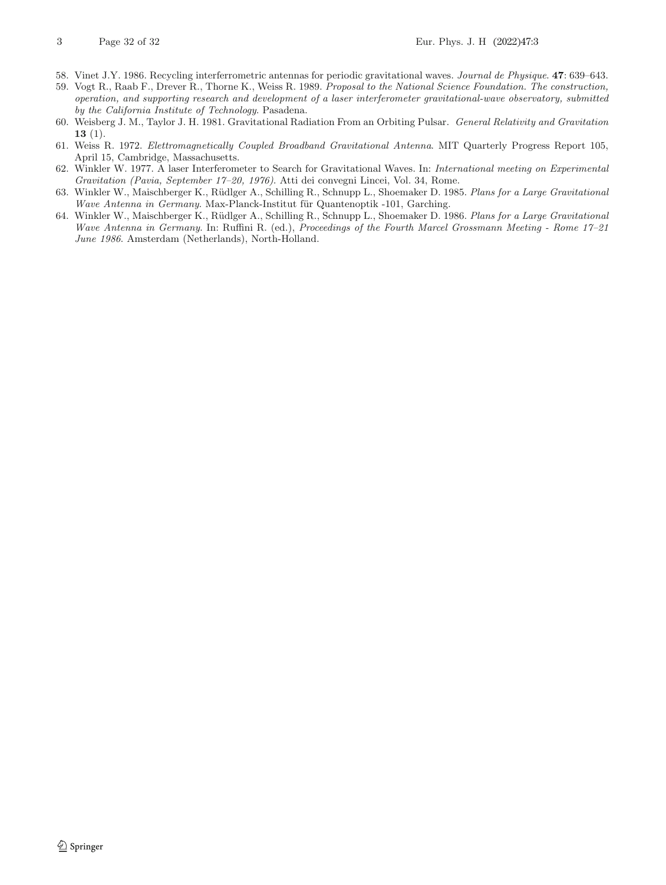58. Vinet J.Y. 1986. Recycling interferrometric antennas for periodic gravitational waves. *Journal de Physique*. **47**: 639–643.
59. Vogt R., Raab F., Drever R., Thorne K., Weiss R. 1989. *Proposal to the National Science Foundation. The construction, operation, and supporting research and development of a laser interferometer gravitational-wave observatory, submitted by the California Institute of Technology*. Pasadena.
60. Weisberg J. M., Taylor J. H. 1981. Gravitational Radiation From an Orbiting Pulsar. *General Relativity and Gravitation* **13** (1).
61. Weiss R. 1972. *Elettromagnetically Coupled Broadband Gravitational Antenna*. MIT Quarterly Progress Report 105, April 15, Cambridge, Massachusetts.
62. Winkler W. 1977. A laser Interferometer to Search for Gravitational Waves. In: *International meeting on Experimental Gravitation (Pavia, September 17–20, 1976)*. Atti dei convegni Lincei, Vol. 34, Rome.
63. Winkler W., Maischberger K., Rüdlger A., Schilling R., Schnupp L., Shoemaker D. 1985. *Plans for a Large Gravitational Wave Antenna in Germany*. Max-Planck-Institut für Quantenoptik -101, Garching.
64. Winkler W., Maischberger K., Rüdlger A., Schilling R., Schnupp L., Shoemaker D. 1986. *Plans for a Large Gravitational Wave Antenna in Germany*. In: Ruffini R. (ed.), *Proceedings of the Fourth Marcel Grossmann Meeting - Rome 17–21 June 1986*. Amsterdam (Netherlands), North-Holland.